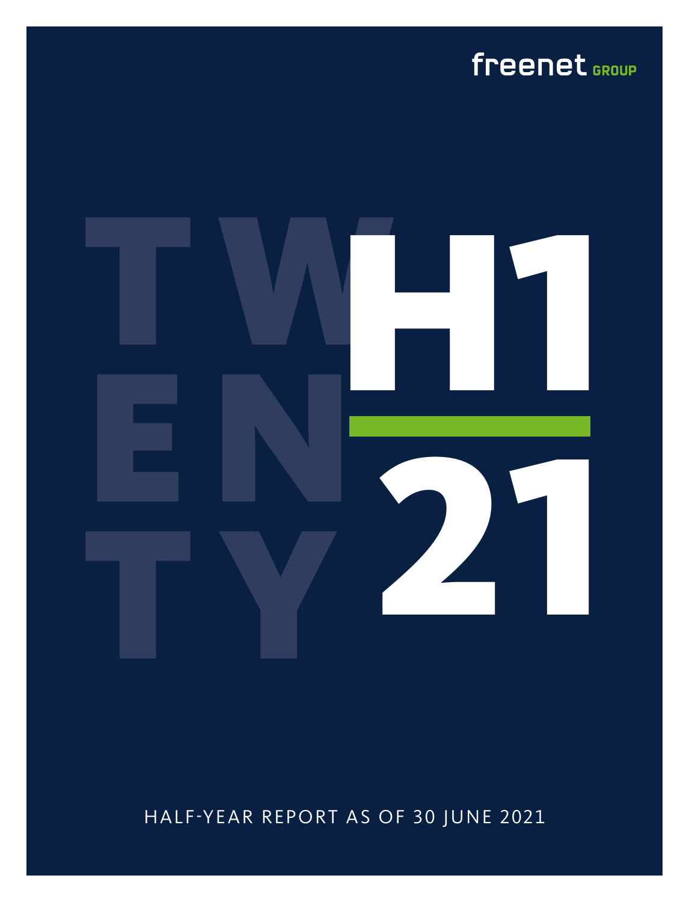freenet GROUP

# H1 21

TWENTY

HALF-YEAR REPORT AS OF 30 JUNE 2021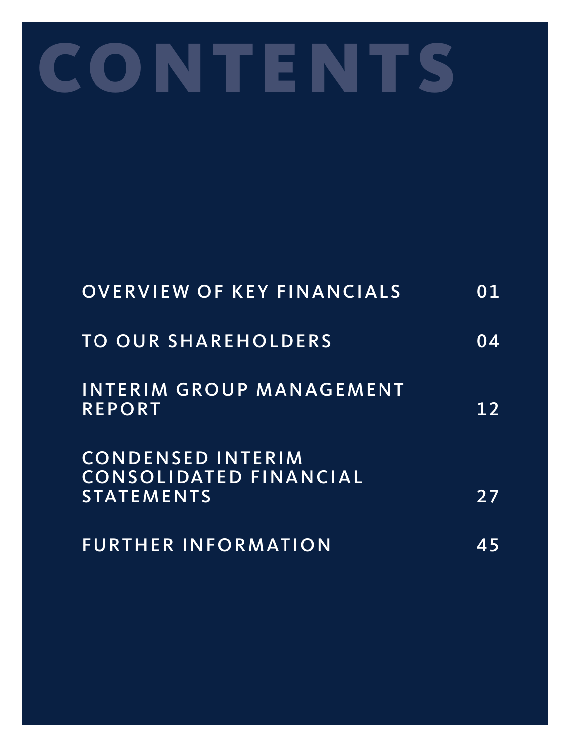# CONTENTS

| | |
|---|---|
| OVERVIEW OF KEY FINANCIALS | 01 |
| TO OUR SHAREHOLDERS | 04 |
| INTERIM GROUP MANAGEMENT REPORT | 12 |
| CONDENSED INTERIM CONSOLIDATED FINANCIAL STATEMENTS | 27 |
| FURTHER INFORMATION | 45 |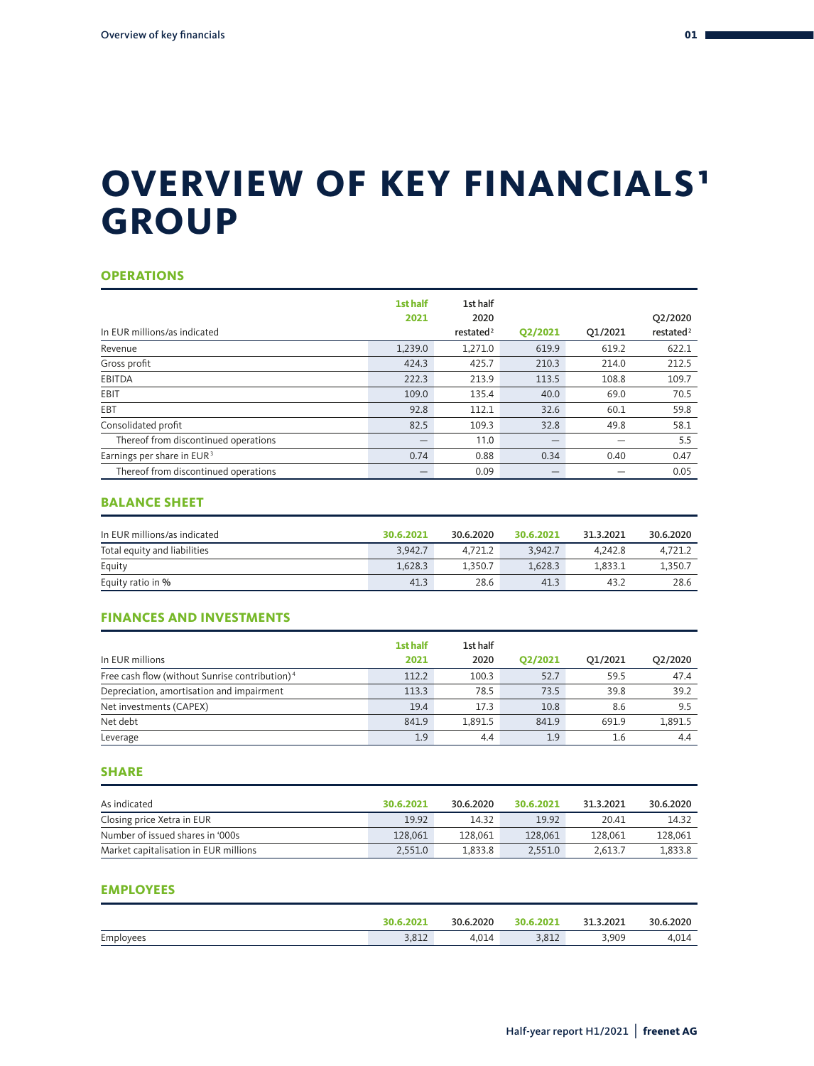# OVERVIEW OF KEY FINANCIALS[1] GROUP

## OPERATIONS

| In EUR millions/as indicated | 1st half 2021 | 1st half 2020 restated[2] | Q2/2021 | Q1/2021 | Q2/2020 restated[2] |
|---|---|---|---|---|---|
| Revenue | 1,239.0 | 1,271.0 | 619.9 | 619.2 | 622.1 |
| Gross profit | 424.3 | 425.7 | 210.3 | 214.0 | 212.5 |
| EBITDA | 222.3 | 213.9 | 113.5 | 108.8 | 109.7 |
| EBIT | 109.0 | 135.4 | 40.0 | 69.0 | 70.5 |
| EBT | 92.8 | 112.1 | 32.6 | 60.1 | 59.8 |
| Consolidated profit | 82.5 | 109.3 | 32.8 | 49.8 | 58.1 |
| Thereof from discontinued operations | — | 11.0 | — | — | 5.5 |
| Earnings per share in EUR[3] | 0.74 | 0.88 | 0.34 | 0.40 | 0.47 |
| Thereof from discontinued operations | — | 0.09 | — | — | 0.05 |

## BALANCE SHEET

| In EUR millions/as indicated | 30.6.2021 | 30.6.2020 | 30.6.2021 | 31.3.2021 | 30.6.2020 |
|---|---|---|---|---|---|
| Total equity and liabilities | 3,942.7 | 4,721.2 | 3,942.7 | 4,242.8 | 4,721.2 |
| Equity | 1,628.3 | 1,350.7 | 1,628.3 | 1,833.1 | 1,350.7 |
| Equity ratio in % | 41.3 | 28.6 | 41.3 | 43.2 | 28.6 |

## FINANCES AND INVESTMENTS

| In EUR millions | 1st half 2021 | 1st half 2020 | Q2/2021 | Q1/2021 | Q2/2020 |
|---|---|---|---|---|---|
| Free cash flow (without Sunrise contribution)[4] | 112.2 | 100.3 | 52.7 | 59.5 | 47.4 |
| Depreciation, amortisation and impairment | 113.3 | 78.5 | 73.5 | 39.8 | 39.2 |
| Net investments (CAPEX) | 19.4 | 17.3 | 10.8 | 8.6 | 9.5 |
| Net debt | 841.9 | 1,891.5 | 841.9 | 691.9 | 1,891.5 |
| Leverage | 1.9 | 4.4 | 1.9 | 1.6 | 4.4 |

## SHARE

| As indicated | 30.6.2021 | 30.6.2020 | 30.6.2021 | 31.3.2021 | 30.6.2020 |
|---|---|---|---|---|---|
| Closing price Xetra in EUR | 19.92 | 14.32 | 19.92 | 20.41 | 14.32 |
| Number of issued shares in '000s | 128,061 | 128,061 | 128,061 | 128,061 | 128,061 |
| Market capitalisation in EUR millions | 2,551.0 | 1,833.8 | 2,551.0 | 2,613.7 | 1,833.8 |

## EMPLOYEES

| | 30.6.2021 | 30.6.2020 | 30.6.2021 | 31.3.2021 | 30.6.2020 |
|---|---|---|---|---|---|
| Employees | 3,812 | 4,014 | 3,812 | 3,909 | 4,014 |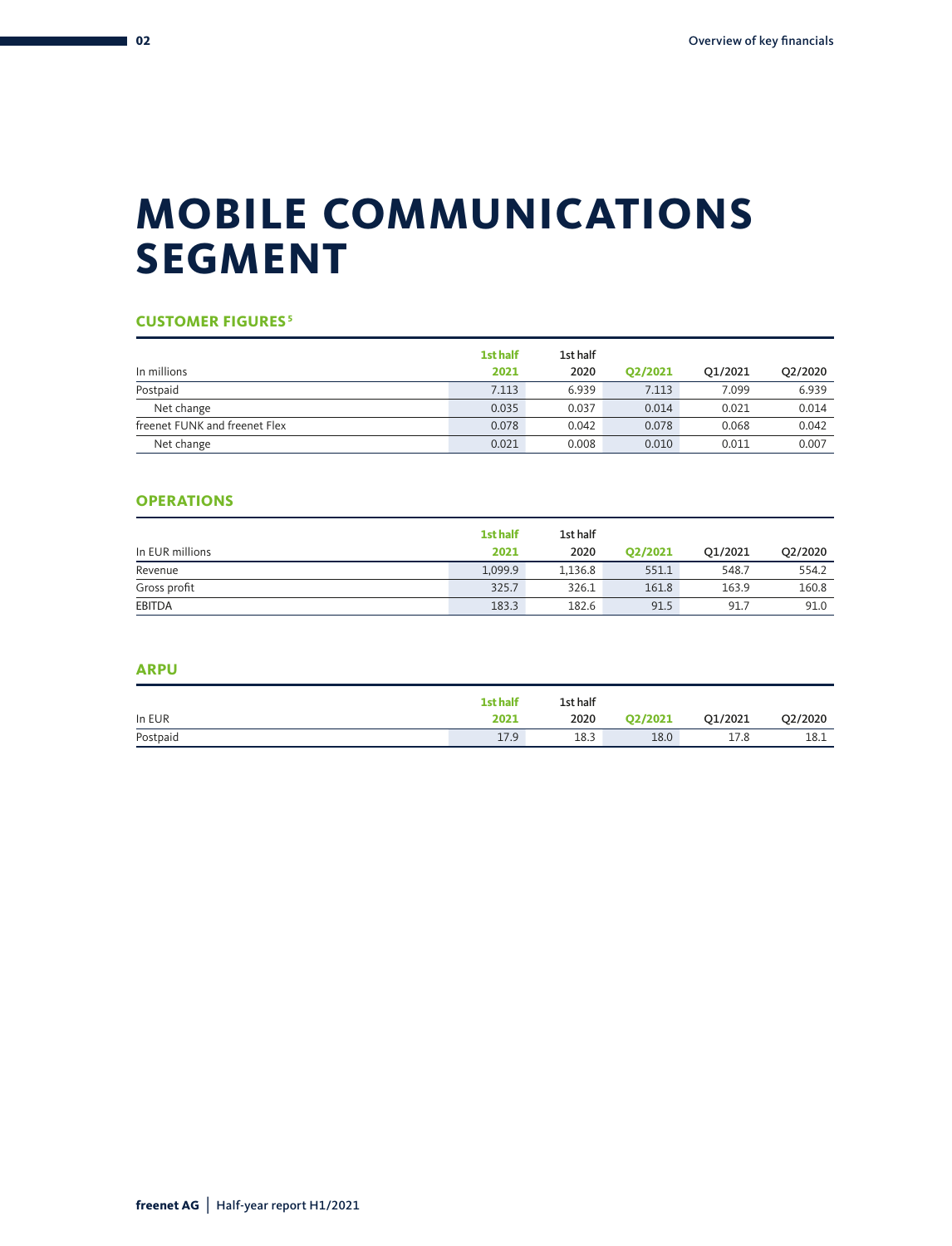# MOBILE COMMUNICATIONS SEGMENT

### CUSTOMER FIGURES [5]

| In millions | 1st half 2021 | 1st half 2020 | Q2/2021 | Q1/2021 | Q2/2020 |
|---|---|---|---|---|---|
| Postpaid | 7.113 | 6.939 | 7.113 | 7.099 | 6.939 |
| Net change | 0.035 | 0.037 | 0.014 | 0.021 | 0.014 |
| freenet FUNK and freenet Flex | 0.078 | 0.042 | 0.078 | 0.068 | 0.042 |
| Net change | 0.021 | 0.008 | 0.010 | 0.011 | 0.007 |

### OPERATIONS

| In EUR millions | 1st half 2021 | 1st half 2020 | Q2/2021 | Q1/2021 | Q2/2020 |
|---|---|---|---|---|---|
| Revenue | 1,099.9 | 1,136.8 | 551.1 | 548.7 | 554.2 |
| Gross profit | 325.7 | 326.1 | 161.8 | 163.9 | 160.8 |
| EBITDA | 183.3 | 182.6 | 91.5 | 91.7 | 91.0 |

### ARPU

| In EUR | 1st half 2021 | 1st half 2020 | Q2/2021 | Q1/2021 | Q2/2020 |
|---|---|---|---|---|---|
| Postpaid | 17.9 | 18.3 | 18.0 | 17.8 | 18.1 |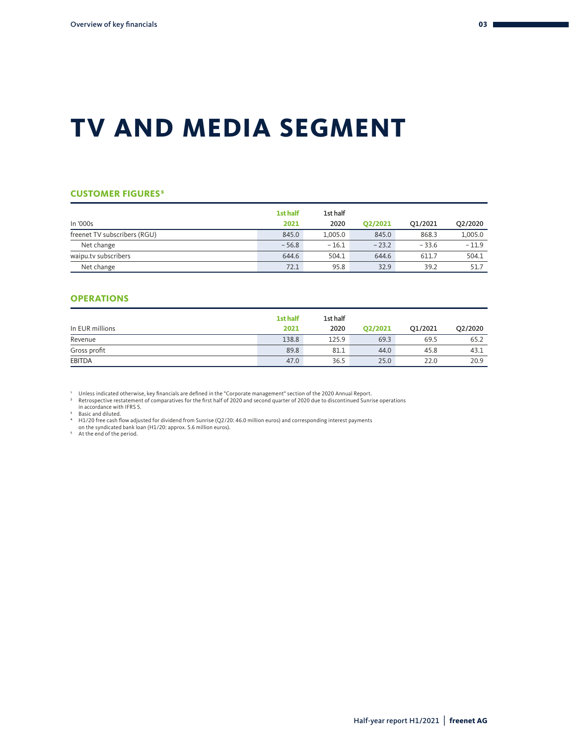# TV AND MEDIA SEGMENT

## CUSTOMER FIGURES[5]

| In '000s | 1st half 2021 | 1st half 2020 | Q2/2021 | Q1/2021 | Q2/2020 |
|---|---|---|---|---|---|
| freenet TV subscribers (RGU) | 845.0 | 1,005.0 | 845.0 | 868.3 | 1,005.0 |
| Net change | – 56.8 | – 16.1 | – 23.2 | – 33.6 | – 11.9 |
| waipu.tv subscribers | 644.6 | 504.1 | 644.6 | 611.7 | 504.1 |
| Net change | 72.1 | 95.8 | 32.9 | 39.2 | 51.7 |

## OPERATIONS

| In EUR millions | 1st half 2021 | 1st half 2020 | Q2/2021 | Q1/2021 | Q2/2020 |
|---|---|---|---|---|---|
| Revenue | 138.8 | 125.9 | 69.3 | 69.5 | 65.2 |
| Gross profit | 89.8 | 81.1 | 44.0 | 45.8 | 43.1 |
| EBITDA | 47.0 | 36.5 | 25.0 | 22.0 | 20.9 |

[1] Unless indicated otherwise, key financials are defined in the "Corporate management" section of the 2020 Annual Report.
[2] Retrospective restatement of comparatives for the first half of 2020 and second quarter of 2020 due to discontinued Sunrise operations in accordance with IFRS 5.
[3] Basic and diluted.
[4] H1/20 free cash flow adjusted for dividend from Sunrise (Q2/20: 46.0 million euros) and corresponding interest payments on the syndicated bank loan (H1/20: approx. 5.6 million euros).
[5] At the end of the period.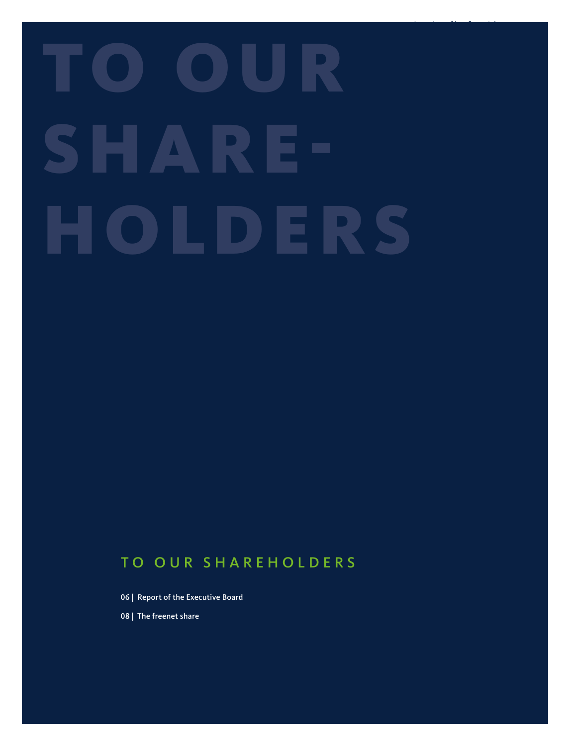# TO OUR SHARE-HOLDERS

## TO OUR SHAREHOLDERS

06 | Report of the Executive Board

08 | The freenet share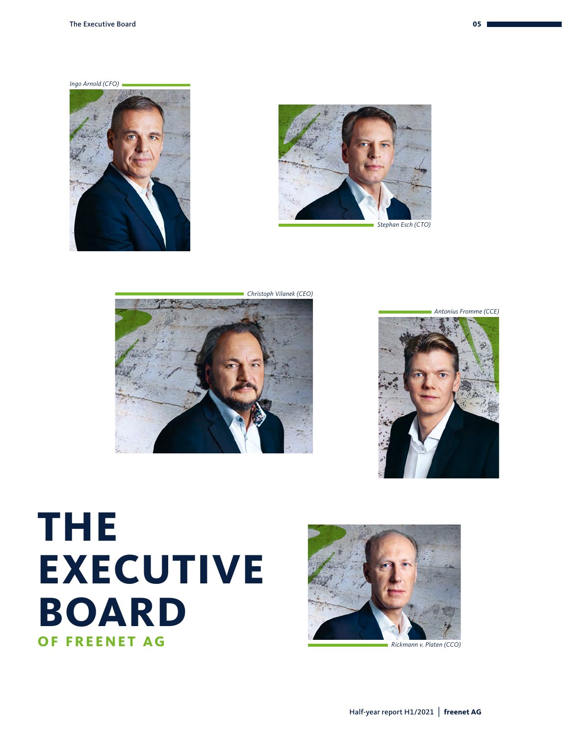*Ingo Arnold (CFO)*

*Stephan Esch (CTO)*

*Christoph Vilanek (CEO)*

*Antonius Fromme (CCE)*

# THE EXECUTIVE BOARD

## OF FREENET AG

*Rickmann v. Platen (CCO)*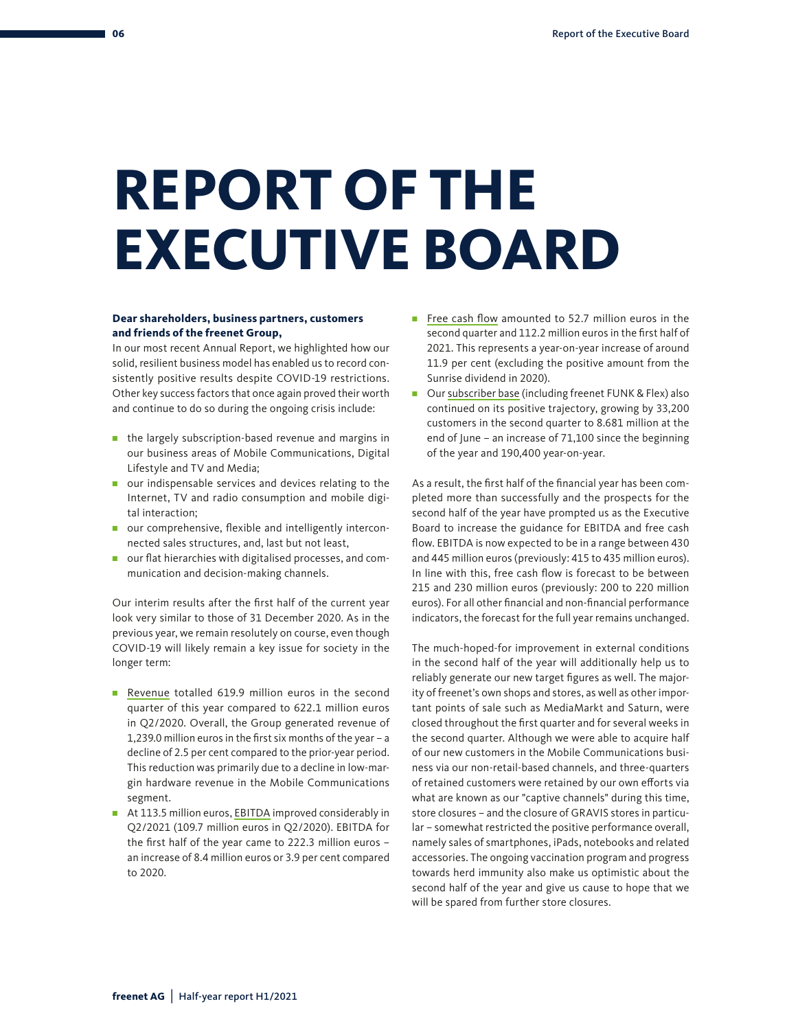# REPORT OF THE EXECUTIVE BOARD

**Dear shareholders, business partners, customers and friends of the freenet Group,**

In our most recent Annual Report, we highlighted how our solid, resilient business model has enabled us to record consistently positive results despite COVID-19 restrictions. Other key success factors that once again proved their worth and continue to do so during the ongoing crisis include:

- the largely subscription-based revenue and margins in our business areas of Mobile Communications, Digital Lifestyle and TV and Media;
- our indispensable services and devices relating to the Internet, TV and radio consumption and mobile digital interaction;
- our comprehensive, flexible and intelligently interconnected sales structures, and, last but not least,
- our flat hierarchies with digitalised processes, and communication and decision-making channels.

Our interim results after the first half of the current year look very similar to those of 31 December 2020. As in the previous year, we remain resolutely on course, even though COVID-19 will likely remain a key issue for society in the longer term:

- Revenue totalled 619.9 million euros in the second quarter of this year compared to 622.1 million euros in Q2/2020. Overall, the Group generated revenue of 1,239.0 million euros in the first six months of the year – a decline of 2.5 per cent compared to the prior-year period. This reduction was primarily due to a decline in low-margin hardware revenue in the Mobile Communications segment.
- At 113.5 million euros, EBITDA improved considerably in Q2/2021 (109.7 million euros in Q2/2020). EBITDA for the first half of the year came to 222.3 million euros – an increase of 8.4 million euros or 3.9 per cent compared to 2020.
- Free cash flow amounted to 52.7 million euros in the second quarter and 112.2 million euros in the first half of 2021. This represents a year-on-year increase of around 11.9 per cent (excluding the positive amount from the Sunrise dividend in 2020).
- Our subscriber base (including freenet FUNK & Flex) also continued on its positive trajectory, growing by 33,200 customers in the second quarter to 8.681 million at the end of June – an increase of 71,100 since the beginning of the year and 190,400 year-on-year.

As a result, the first half of the financial year has been completed more than successfully and the prospects for the second half of the year have prompted us as the Executive Board to increase the guidance for EBITDA and free cash flow. EBITDA is now expected to be in a range between 430 and 445 million euros (previously: 415 to 435 million euros). In line with this, free cash flow is forecast to be between 215 and 230 million euros (previously: 200 to 220 million euros). For all other financial and non-financial performance indicators, the forecast for the full year remains unchanged.

The much-hoped-for improvement in external conditions in the second half of the year will additionally help us to reliably generate our new target figures as well. The majority of freenet's own shops and stores, as well as other important points of sale such as MediaMarkt and Saturn, were closed throughout the first quarter and for several weeks in the second quarter. Although we were able to acquire half of our new customers in the Mobile Communications business via our non-retail-based channels, and three-quarters of retained customers were retained by our own efforts via what are known as our "captive channels" during this time, store closures – and the closure of GRAVIS stores in particular – somewhat restricted the positive performance overall, namely sales of smartphones, iPads, notebooks and related accessories. The ongoing vaccination program and progress towards herd immunity also make us optimistic about the second half of the year and give us cause to hope that we will be spared from further store closures.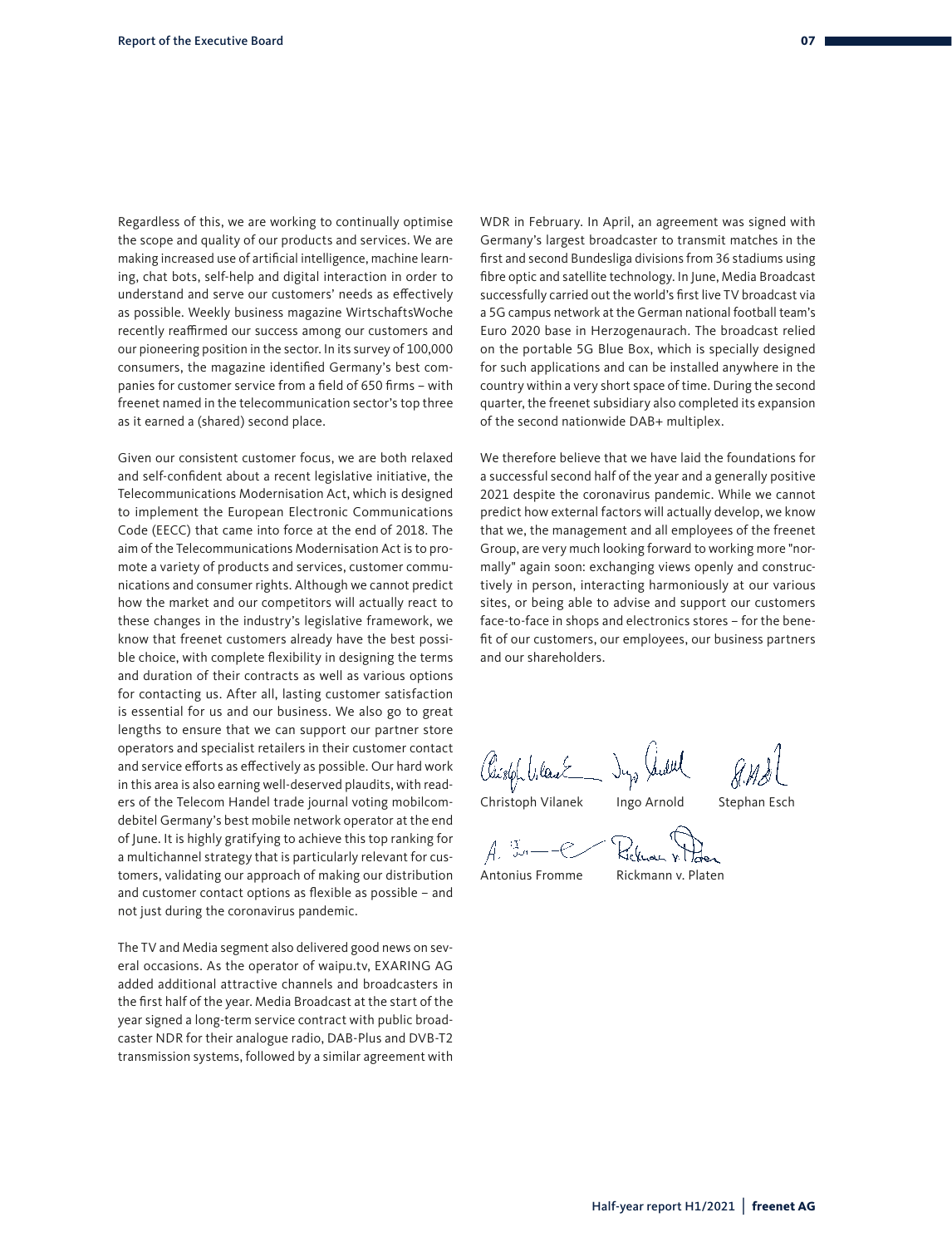Regardless of this, we are working to continually optimise the scope and quality of our products and services. We are making increased use of artificial intelligence, machine learning, chat bots, self-help and digital interaction in order to understand and serve our customers' needs as effectively as possible. Weekly business magazine WirtschaftsWoche recently reaffirmed our success among our customers and our pioneering position in the sector. In its survey of 100,000 consumers, the magazine identified Germany's best companies for customer service from a field of 650 firms – with freenet named in the telecommunication sector's top three as it earned a (shared) second place.

Given our consistent customer focus, we are both relaxed and self-confident about a recent legislative initiative, the Telecommunications Modernisation Act, which is designed to implement the European Electronic Communications Code (EECC) that came into force at the end of 2018. The aim of the Telecommunications Modernisation Act is to promote a variety of products and services, customer communications and consumer rights. Although we cannot predict how the market and our competitors will actually react to these changes in the industry's legislative framework, we know that freenet customers already have the best possible choice, with complete flexibility in designing the terms and duration of their contracts as well as various options for contacting us. After all, lasting customer satisfaction is essential for us and our business. We also go to great lengths to ensure that we can support our partner store operators and specialist retailers in their customer contact and service efforts as effectively as possible. Our hard work in this area is also earning well-deserved plaudits, with readers of the Telecom Handel trade journal voting mobilcom-debitel Germany's best mobile network operator at the end of June. It is highly gratifying to achieve this top ranking for a multichannel strategy that is particularly relevant for customers, validating our approach of making our distribution and customer contact options as flexible as possible – and not just during the coronavirus pandemic.

The TV and Media segment also delivered good news on several occasions. As the operator of waipu.tv, EXARING AG added additional attractive channels and broadcasters in the first half of the year. Media Broadcast at the start of the year signed a long-term service contract with public broadcaster NDR for their analogue radio, DAB-Plus and DVB-T2 transmission systems, followed by a similar agreement with WDR in February. In April, an agreement was signed with Germany's largest broadcaster to transmit matches in the first and second Bundesliga divisions from 36 stadiums using fibre optic and satellite technology. In June, Media Broadcast successfully carried out the world's first live TV broadcast via a 5G campus network at the German national football team's Euro 2020 base in Herzogenaurach. The broadcast relied on the portable 5G Blue Box, which is specially designed for such applications and can be installed anywhere in the country within a very short space of time. During the second quarter, the freenet subsidiary also completed its expansion of the second nationwide DAB+ multiplex.

We therefore believe that we have laid the foundations for a successful second half of the year and a generally positive 2021 despite the coronavirus pandemic. While we cannot predict how external factors will actually develop, we know that we, the management and all employees of the freenet Group, are very much looking forward to working more "normally" again soon: exchanging views openly and constructively in person, interacting harmoniously at our various sites, or being able to advise and support our customers face-to-face in shops and electronics stores – for the benefit of our customers, our employees, our business partners and our shareholders.

Christoph Vilanek    Ingo Arnold    Stephan Esch

Antonius Fromme    Rickmann v. Platen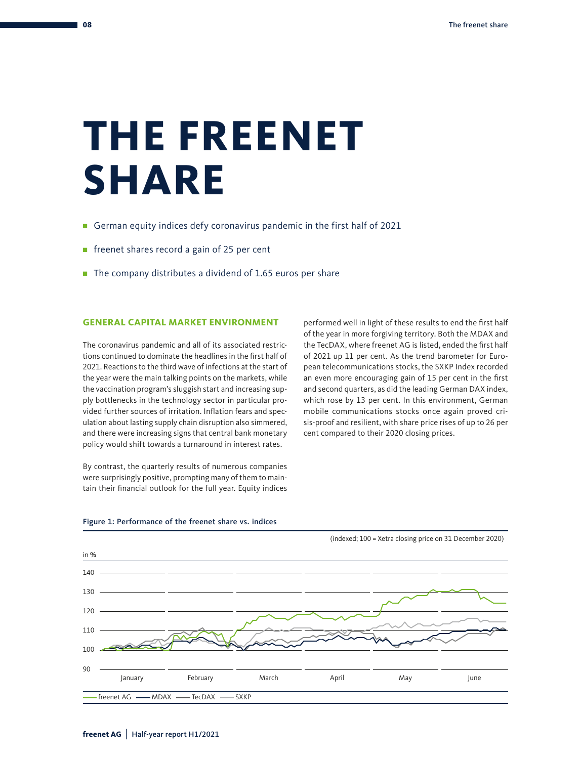# THE FREENET SHARE

- German equity indices defy coronavirus pandemic in the first half of 2021
- freenet shares record a gain of 25 per cent
- The company distributes a dividend of 1.65 euros per share

## GENERAL CAPITAL MARKET ENVIRONMENT

The coronavirus pandemic and all of its associated restrictions continued to dominate the headlines in the first half of 2021. Reactions to the third wave of infections at the start of the year were the main talking points on the markets, while the vaccination program's sluggish start and increasing supply bottlenecks in the technology sector in particular provided further sources of irritation. Inflation fears and speculation about lasting supply chain disruption also simmered, and there were increasing signs that central bank monetary policy would shift towards a turnaround in interest rates.

By contrast, the quarterly results of numerous companies were surprisingly positive, prompting many of them to maintain their financial outlook for the full year. Equity indices performed well in light of these results to end the first half of the year in more forgiving territory. Both the MDAX and the TecDAX, where freenet AG is listed, ended the first half of 2021 up 11 per cent. As the trend barometer for European telecommunications stocks, the SXKP Index recorded an even more encouraging gain of 15 per cent in the first and second quarters, as did the leading German DAX index, which rose by 13 per cent. In this environment, German mobile communications stocks once again proved crisis-proof and resilient, with share price rises of up to 26 per cent compared to their 2020 closing prices.

**Figure 1: Performance of the freenet share vs. indices**

(indexed; 100 = Xetra closing price on 31 December 2020)

in %

Legend: freenet AG, MDAX, TecDAX, SXKP

Months: January, February, March, April, May, June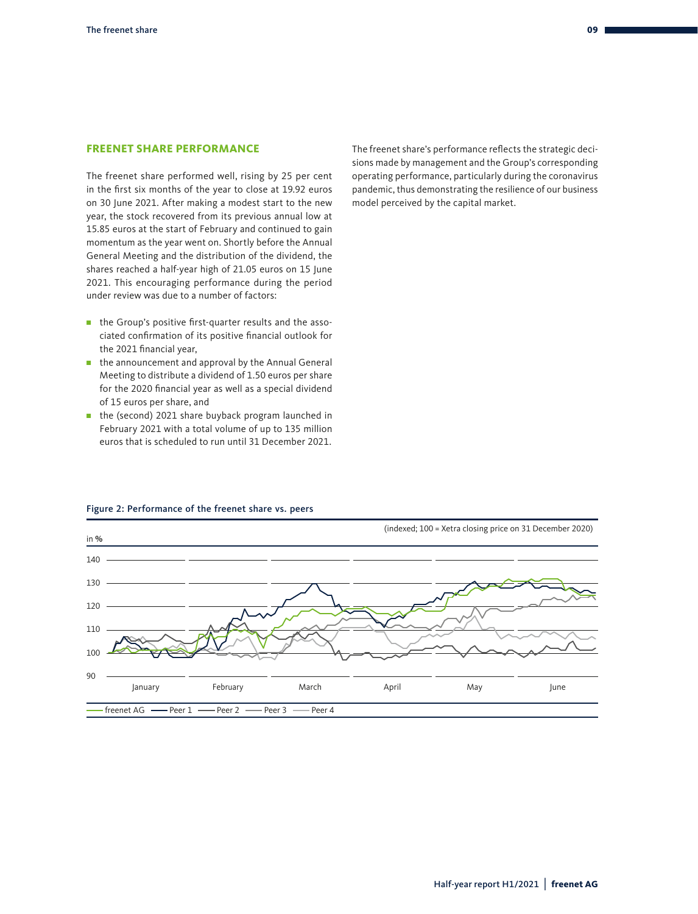## FREENET SHARE PERFORMANCE

The freenet share performed well, rising by 25 per cent in the first six months of the year to close at 19.92 euros on 30 June 2021. After making a modest start to the new year, the stock recovered from its previous annual low at 15.85 euros at the start of February and continued to gain momentum as the year went on. Shortly before the Annual General Meeting and the distribution of the dividend, the shares reached a half-year high of 21.05 euros on 15 June 2021. This encouraging performance during the period under review was due to a number of factors:

- the Group's positive first-quarter results and the associated confirmation of its positive financial outlook for the 2021 financial year,
- the announcement and approval by the Annual General Meeting to distribute a dividend of 1.50 euros per share for the 2020 financial year as well as a special dividend of 15 euros per share, and
- the (second) 2021 share buyback program launched in February 2021 with a total volume of up to 135 million euros that is scheduled to run until 31 December 2021.

The freenet share's performance reflects the strategic decisions made by management and the Group's corresponding operating performance, particularly during the coronavirus pandemic, thus demonstrating the resilience of our business model perceived by the capital market.

**Figure 2: Performance of the freenet share vs. peers**

(indexed; 100 = Xetra closing price on 31 December 2020)

in %

140
130
120
110
100
90

January February March April May June

freenet AG — Peer 1 — Peer 2 — Peer 3 — Peer 4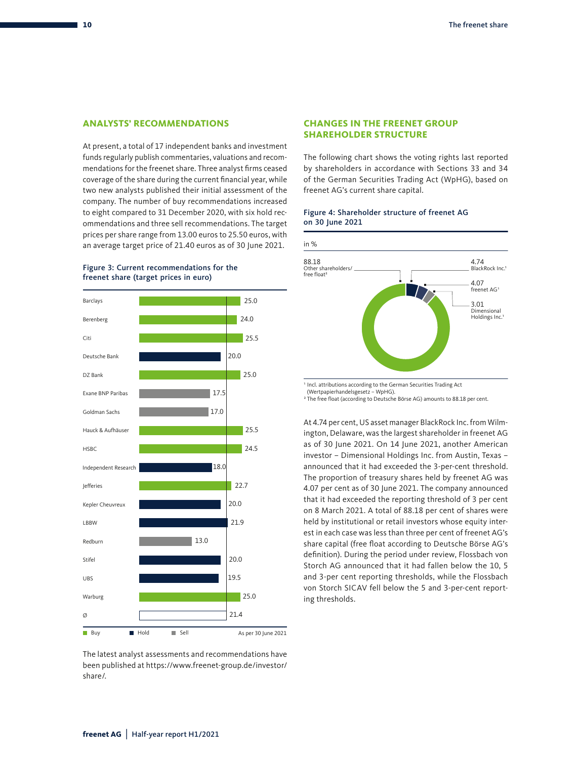## ANALYSTS' RECOMMENDATIONS

At present, a total of 17 independent banks and investment funds regularly publish commentaries, valuations and recommendations for the freenet share. Three analyst firms ceased coverage of the share during the current financial year, while two new analysts published their initial assessment of the company. The number of buy recommendations increased to eight compared to 31 December 2020, with six hold recommendations and three sell recommendations. The target prices per share range from 13.00 euros to 25.50 euros, with an average target price of 21.40 euros as of 30 June 2021.

**Figure 3: Current recommendations for the freenet share (target prices in euro)**

| Analyst | Recommendation | Target price |
|---|---|---|
| Barclays | Buy | 25.0 |
| Berenberg | Buy | 24.0 |
| Citi | Buy | 25.5 |
| Deutsche Bank | Hold | 20.0 |
| DZ Bank | Buy | 25.0 |
| Exane BNP Paribas | Sell | 17.5 |
| Goldman Sachs | Sell | 17.0 |
| Hauck & Aufhäuser | Buy | 25.5 |
| HSBC | Buy | 24.5 |
| Independent Research | Hold | 18.0 |
| Jefferies | Buy | 22.7 |
| Kepler Cheuvreux | Hold | 20.0 |
| LBBW | Hold | 21.9 |
| Redburn | Sell | 13.0 |
| Stifel | Hold | 20.0 |
| UBS | Hold | 19.5 |
| Warburg | Buy | 25.0 |
| Ø | | 21.4 |

As per 30 June 2021

The latest analyst assessments and recommendations have been published at https://www.freenet-group.de/investor/share/.

## CHANGES IN THE FREENET GROUP SHAREHOLDER STRUCTURE

The following chart shows the voting rights last reported by shareholders in accordance with Sections 33 and 34 of the German Securities Trading Act (WpHG), based on freenet AG's current share capital.

**Figure 4: Shareholder structure of freenet AG on 30 June 2021**

in %

| Shareholder | % |
|---|---|
| Other shareholders/free float[2] | 88.18 |
| BlackRock Inc.[1] | 4.74 |
| freenet AG[1] | 4.07 |
| Dimensional Holdings Inc.[1] | 3.01 |

[1] Incl. attributions according to the German Securities Trading Act (Wertpapierhandelsgesetz – WpHG).
[2] The free float (according to Deutsche Börse AG) amounts to 88.18 per cent.

At 4.74 per cent, US asset manager BlackRock Inc. from Wilmington, Delaware, was the largest shareholder in freenet AG as of 30 June 2021. On 14 June 2021, another American investor – Dimensional Holdings Inc. from Austin, Texas – announced that it had exceeded the 3-per-cent threshold. The proportion of treasury shares held by freenet AG was 4.07 per cent as of 30 June 2021. The company announced that it had exceeded the reporting threshold of 3 per cent on 8 March 2021. A total of 88.18 per cent of shares were held by institutional or retail investors whose equity interest in each case was less than three per cent of freenet AG's share capital (free float according to Deutsche Börse AG's definition). During the period under review, Flossbach von Storch AG announced that it had fallen below the 10, 5 and 3-per cent reporting thresholds, while the Flossbach von Storch SICAV fell below the 5 and 3-per-cent reporting thresholds.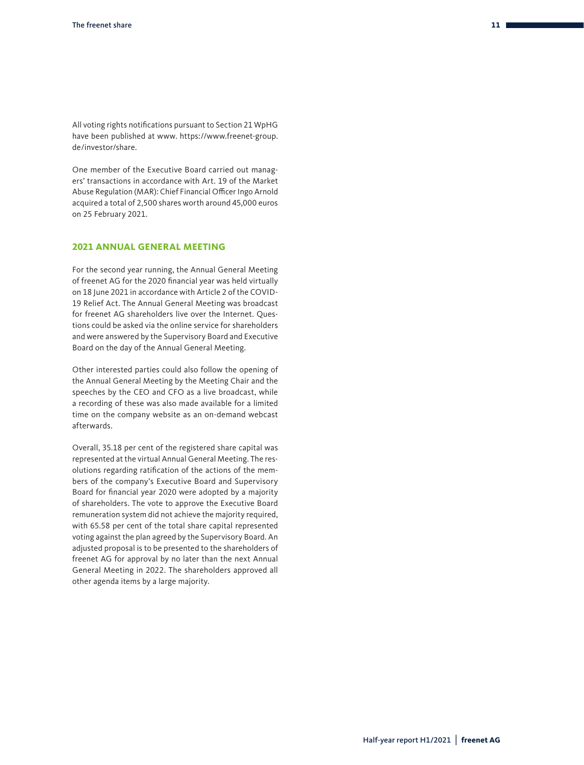All voting rights notifications pursuant to Section 21 WpHG have been published at www. https://www.freenet-group.de/investor/share.

One member of the Executive Board carried out managers' transactions in accordance with Art. 19 of the Market Abuse Regulation (MAR): Chief Financial Officer Ingo Arnold acquired a total of 2,500 shares worth around 45,000 euros on 25 February 2021.

## 2021 ANNUAL GENERAL MEETING

For the second year running, the Annual General Meeting of freenet AG for the 2020 financial year was held virtually on 18 June 2021 in accordance with Article 2 of the COVID-19 Relief Act. The Annual General Meeting was broadcast for freenet AG shareholders live over the Internet. Questions could be asked via the online service for shareholders and were answered by the Supervisory Board and Executive Board on the day of the Annual General Meeting.

Other interested parties could also follow the opening of the Annual General Meeting by the Meeting Chair and the speeches by the CEO and CFO as a live broadcast, while a recording of these was also made available for a limited time on the company website as an on-demand webcast afterwards.

Overall, 35.18 per cent of the registered share capital was represented at the virtual Annual General Meeting. The resolutions regarding ratification of the actions of the members of the company's Executive Board and Supervisory Board for financial year 2020 were adopted by a majority of shareholders. The vote to approve the Executive Board remuneration system did not achieve the majority required, with 65.58 per cent of the total share capital represented voting against the plan agreed by the Supervisory Board. An adjusted proposal is to be presented to the shareholders of freenet AG for approval by no later than the next Annual General Meeting in 2022. The shareholders approved all other agenda items by a large majority.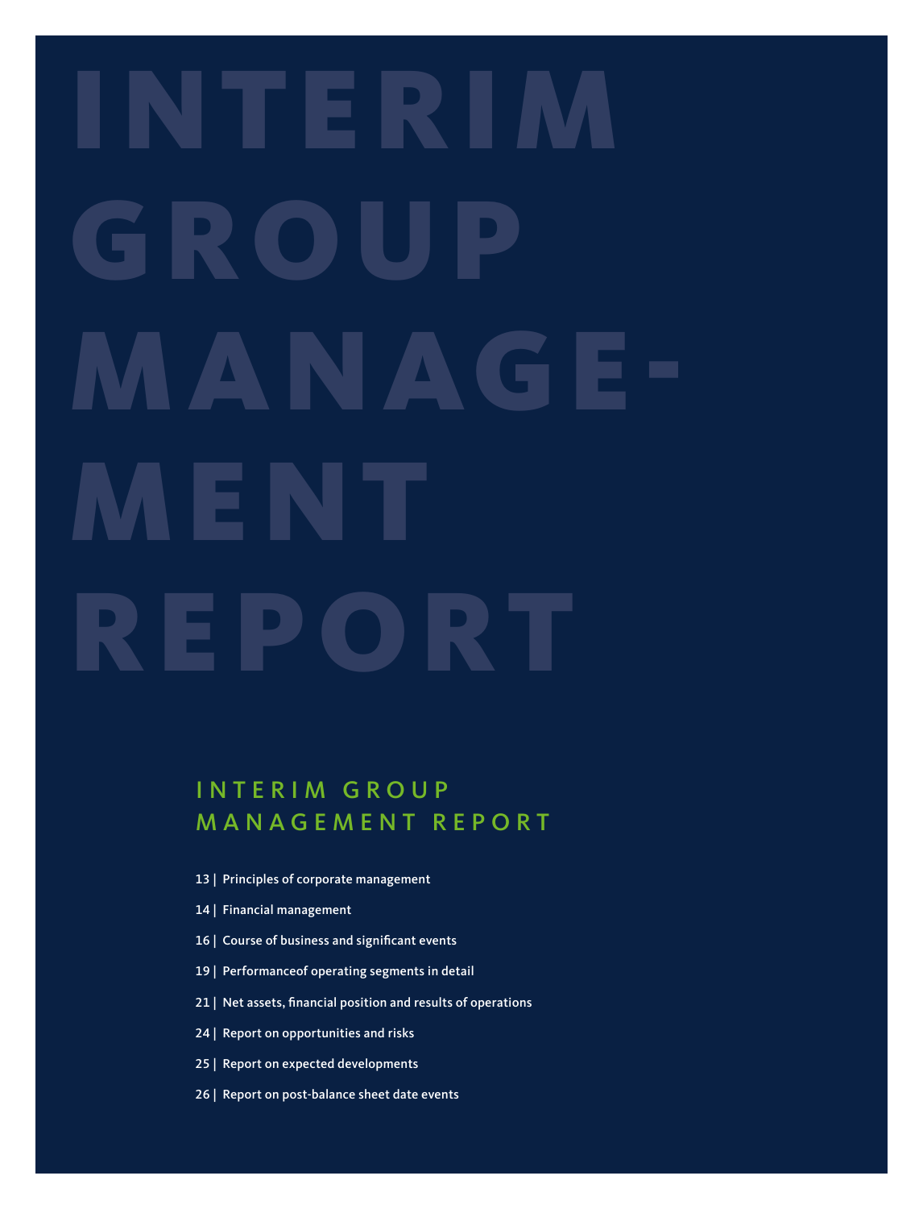# INTERIM GROUP MANAGEMENT REPORT

## INTERIM GROUP MANAGEMENT REPORT

- 13 | Principles of corporate management
- 14 | Financial management
- 16 | Course of business and significant events
- 19 | Performanceof operating segments in detail
- 21 | Net assets, financial position and results of operations
- 24 | Report on opportunities and risks
- 25 | Report on expected developments
- 26 | Report on post-balance sheet date events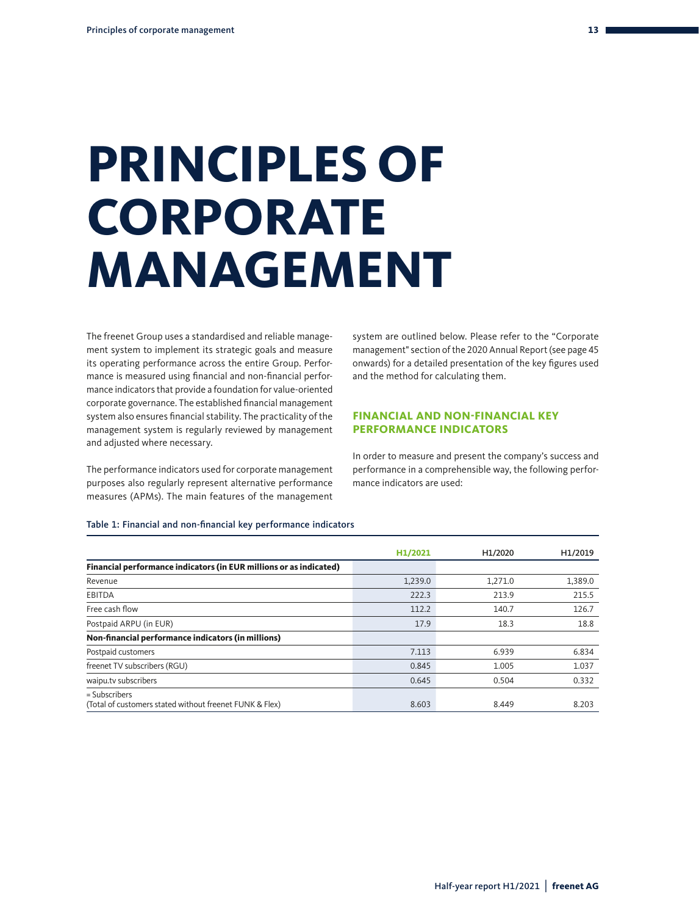# PRINCIPLES OF CORPORATE MANAGEMENT

The freenet Group uses a standardised and reliable management system to implement its strategic goals and measure its operating performance across the entire Group. Performance is measured using financial and non-financial performance indicators that provide a foundation for value-oriented corporate governance. The established financial management system also ensures financial stability. The practicality of the management system is regularly reviewed by management and adjusted where necessary.

The performance indicators used for corporate management purposes also regularly represent alternative performance measures (APMs). The main features of the management system are outlined below. Please refer to the "Corporate management" section of the 2020 Annual Report (see page 45 onwards) for a detailed presentation of the key figures used and the method for calculating them.

## FINANCIAL AND NON-FINANCIAL KEY PERFORMANCE INDICATORS

In order to measure and present the company's success and performance in a comprehensible way, the following performance indicators are used:

Table 1: Financial and non-financial key performance indicators

| | H1/2021 | H1/2020 | H1/2019 |
|---|---|---|---|
| **Financial performance indicators (in EUR millions or as indicated)** | | | |
| Revenue | 1,239.0 | 1,271.0 | 1,389.0 |
| EBITDA | 222.3 | 213.9 | 215.5 |
| Free cash flow | 112.2 | 140.7 | 126.7 |
| Postpaid ARPU (in EUR) | 17.9 | 18.3 | 18.8 |
| **Non-financial performance indicators (in millions)** | | | |
| Postpaid customers | 7.113 | 6.939 | 6.834 |
| freenet TV subscribers (RGU) | 0.845 | 1.005 | 1.037 |
| waipu.tv subscribers | 0.645 | 0.504 | 0.332 |
| = Subscribers (Total of customers stated without freenet FUNK & Flex) | 8.603 | 8.449 | 8.203 |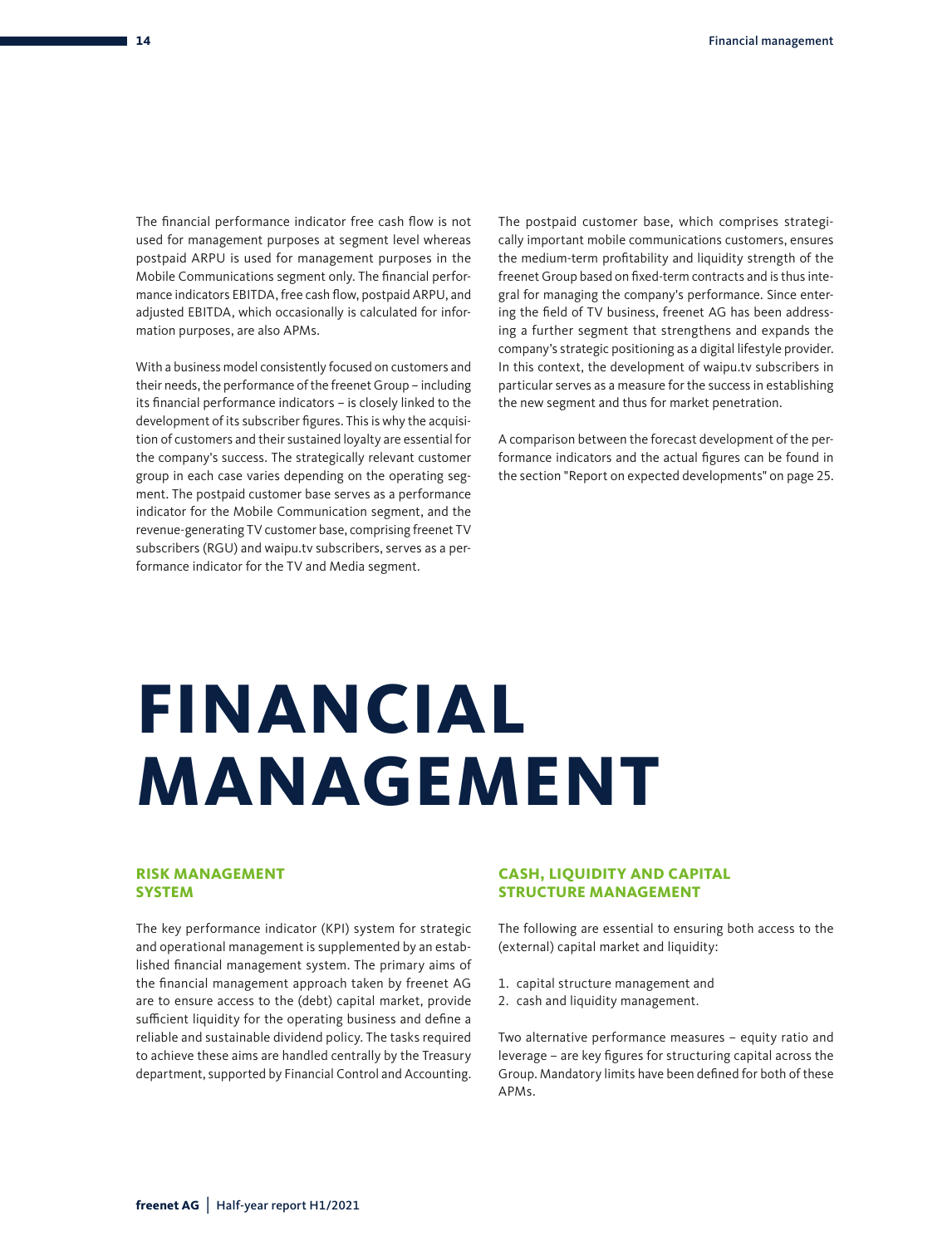The financial performance indicator free cash flow is not used for management purposes at segment level whereas postpaid ARPU is used for management purposes in the Mobile Communications segment only. The financial performance indicators EBITDA, free cash flow, postpaid ARPU, and adjusted EBITDA, which occasionally is calculated for information purposes, are also APMs.

With a business model consistently focused on customers and their needs, the performance of the freenet Group – including its financial performance indicators – is closely linked to the development of its subscriber figures. This is why the acquisition of customers and their sustained loyalty are essential for the company's success. The strategically relevant customer group in each case varies depending on the operating segment. The postpaid customer base serves as a performance indicator for the Mobile Communication segment, and the revenue-generating TV customer base, comprising freenet TV subscribers (RGU) and waipu.tv subscribers, serves as a performance indicator for the TV and Media segment.

The postpaid customer base, which comprises strategically important mobile communications customers, ensures the medium-term profitability and liquidity strength of the freenet Group based on fixed-term contracts and is thus integral for managing the company's performance. Since entering the field of TV business, freenet AG has been addressing a further segment that strengthens and expands the company's strategic positioning as a digital lifestyle provider. In this context, the development of waipu.tv subscribers in particular serves as a measure for the success in establishing the new segment and thus for market penetration.

A comparison between the forecast development of the performance indicators and the actual figures can be found in the section "Report on expected developments" on page 25.

# FINANCIAL MANAGEMENT

## RISK MANAGEMENT SYSTEM

The key performance indicator (KPI) system for strategic and operational management is supplemented by an established financial management system. The primary aims of the financial management approach taken by freenet AG are to ensure access to the (debt) capital market, provide sufficient liquidity for the operating business and define a reliable and sustainable dividend policy. The tasks required to achieve these aims are handled centrally by the Treasury department, supported by Financial Control and Accounting.

## CASH, LIQUIDITY AND CAPITAL STRUCTURE MANAGEMENT

The following are essential to ensuring both access to the (external) capital market and liquidity:

1. capital structure management and
2. cash and liquidity management.

Two alternative performance measures – equity ratio and leverage – are key figures for structuring capital across the Group. Mandatory limits have been defined for both of these APMs.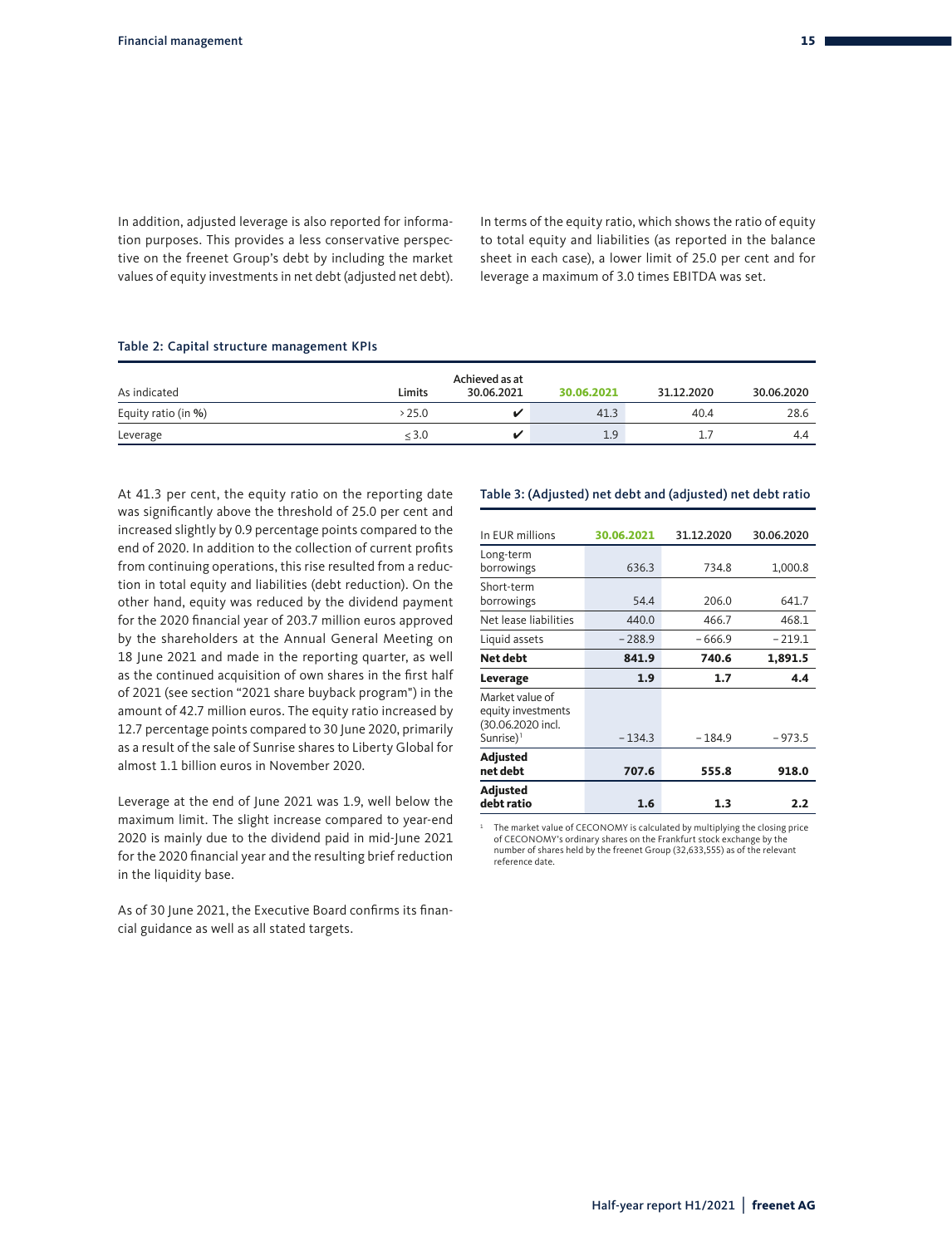In addition, adjusted leverage is also reported for information purposes. This provides a less conservative perspective on the freenet Group's debt by including the market values of equity investments in net debt (adjusted net debt).

In terms of the equity ratio, which shows the ratio of equity to total equity and liabilities (as reported in the balance sheet in each case), a lower limit of 25.0 per cent and for leverage a maximum of 3.0 times EBITDA was set.

**Table 2: Capital structure management KPIs**

| As indicated | Limits | Achieved as at 30.06.2021 | 30.06.2021 | 31.12.2020 | 30.06.2020 |
|---|---|---|---|---|---|
| Equity ratio (in %) | > 25.0 | ✔ | 41.3 | 40.4 | 28.6 |
| Leverage | ≤ 3.0 | ✔ | 1.9 | 1.7 | 4.4 |

At 41.3 per cent, the equity ratio on the reporting date was significantly above the threshold of 25.0 per cent and increased slightly by 0.9 percentage points compared to the end of 2020. In addition to the collection of current profits from continuing operations, this rise resulted from a reduction in total equity and liabilities (debt reduction). On the other hand, equity was reduced by the dividend payment for the 2020 financial year of 203.7 million euros approved by the shareholders at the Annual General Meeting on 18 June 2021 and made in the reporting quarter, as well as the continued acquisition of own shares in the first half of 2021 (see section "2021 share buyback program") in the amount of 42.7 million euros. The equity ratio increased by 12.7 percentage points compared to 30 June 2020, primarily as a result of the sale of Sunrise shares to Liberty Global for almost 1.1 billion euros in November 2020.

Leverage at the end of June 2021 was 1.9, well below the maximum limit. The slight increase compared to year-end 2020 is mainly due to the dividend paid in mid-June 2021 for the 2020 financial year and the resulting brief reduction in the liquidity base.

As of 30 June 2021, the Executive Board confirms its financial guidance as well as all stated targets.

**Table 3: (Adjusted) net debt and (adjusted) net debt ratio**

| In EUR millions | 30.06.2021 | 31.12.2020 | 30.06.2020 |
|---|---|---|---|
| Long-term borrowings | 636.3 | 734.8 | 1,000.8 |
| Short-term borrowings | 54.4 | 206.0 | 641.7 |
| Net lease liabilities | 440.0 | 466.7 | 468.1 |
| Liquid assets | – 288.9 | – 666.9 | – 219.1 |
| **Net debt** | **841.9** | **740.6** | **1,891.5** |
| **Leverage** | **1.9** | **1.7** | **4.4** |
| Market value of equity investments (30.06.2020 incl. Sunrise)[1] | – 134.3 | – 184.9 | – 973.5 |
| **Adjusted net debt** | **707.6** | **555.8** | **918.0** |
| **Adjusted debt ratio** | **1.6** | **1.3** | **2.2** |

[1] The market value of CECONOMY is calculated by multiplying the closing price of CECONOMY's ordinary shares on the Frankfurt stock exchange by the number of shares held by the freenet Group (32,633,555) as of the relevant reference date.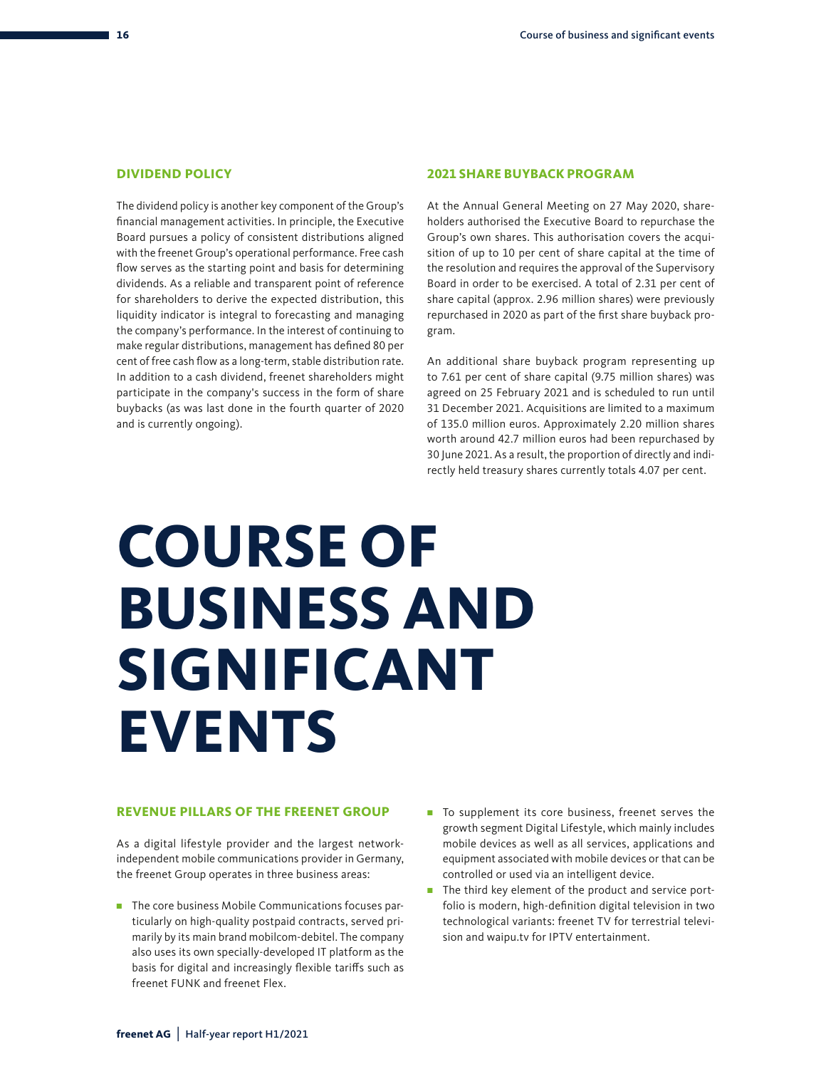### DIVIDEND POLICY

The dividend policy is another key component of the Group's financial management activities. In principle, the Executive Board pursues a policy of consistent distributions aligned with the freenet Group's operational performance. Free cash flow serves as the starting point and basis for determining dividends. As a reliable and transparent point of reference for shareholders to derive the expected distribution, this liquidity indicator is integral to forecasting and managing the company's performance. In the interest of continuing to make regular distributions, management has defined 80 per cent of free cash flow as a long-term, stable distribution rate. In addition to a cash dividend, freenet shareholders might participate in the company's success in the form of share buybacks (as was last done in the fourth quarter of 2020 and is currently ongoing).

### 2021 SHARE BUYBACK PROGRAM

At the Annual General Meeting on 27 May 2020, shareholders authorised the Executive Board to repurchase the Group's own shares. This authorisation covers the acquisition of up to 10 per cent of share capital at the time of the resolution and requires the approval of the Supervisory Board in order to be exercised. A total of 2.31 per cent of share capital (approx. 2.96 million shares) were previously repurchased in 2020 as part of the first share buyback program.

An additional share buyback program representing up to 7.61 per cent of share capital (9.75 million shares) was agreed on 25 February 2021 and is scheduled to run until 31 December 2021. Acquisitions are limited to a maximum of 135.0 million euros. Approximately 2.20 million shares worth around 42.7 million euros had been repurchased by 30 June 2021. As a result, the proportion of directly and indirectly held treasury shares currently totals 4.07 per cent.

# COURSE OF BUSINESS AND SIGNIFICANT EVENTS

### REVENUE PILLARS OF THE FREENET GROUP

As a digital lifestyle provider and the largest network-independent mobile communications provider in Germany, the freenet Group operates in three business areas:

- The core business Mobile Communications focuses particularly on high-quality postpaid contracts, served primarily by its main brand mobilcom-debitel. The company also uses its own specially-developed IT platform as the basis for digital and increasingly flexible tariffs such as freenet FUNK and freenet Flex.
- To supplement its core business, freenet serves the growth segment Digital Lifestyle, which mainly includes mobile devices as well as all services, applications and equipment associated with mobile devices or that can be controlled or used via an intelligent device.
- The third key element of the product and service portfolio is modern, high-definition digital television in two technological variants: freenet TV for terrestrial television and waipu.tv for IPTV entertainment.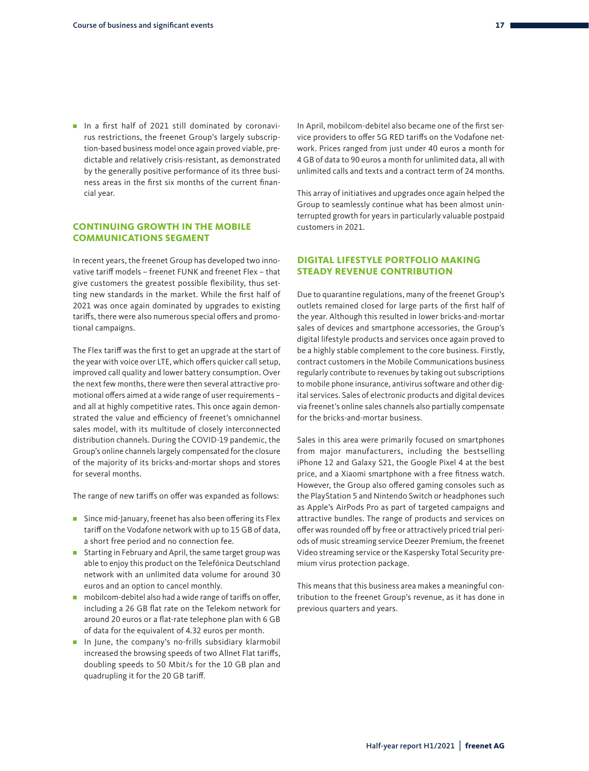- In a first half of 2021 still dominated by coronavirus restrictions, the freenet Group's largely subscription-based business model once again proved viable, predictable and relatively crisis-resistant, as demonstrated by the generally positive performance of its three business areas in the first six months of the current financial year.

## CONTINUING GROWTH IN THE MOBILE COMMUNICATIONS SEGMENT

In recent years, the freenet Group has developed two innovative tariff models – freenet FUNK and freenet Flex – that give customers the greatest possible flexibility, thus setting new standards in the market. While the first half of 2021 was once again dominated by upgrades to existing tariffs, there were also numerous special offers and promotional campaigns.

The Flex tariff was the first to get an upgrade at the start of the year with voice over LTE, which offers quicker call setup, improved call quality and lower battery consumption. Over the next few months, there were then several attractive promotional offers aimed at a wide range of user requirements – and all at highly competitive rates. This once again demonstrated the value and efficiency of freenet's omnichannel sales model, with its multitude of closely interconnected distribution channels. During the COVID-19 pandemic, the Group's online channels largely compensated for the closure of the majority of its bricks-and-mortar shops and stores for several months.

The range of new tariffs on offer was expanded as follows:

- Since mid-January, freenet has also been offering its Flex tariff on the Vodafone network with up to 15 GB of data, a short free period and no connection fee.
- Starting in February and April, the same target group was able to enjoy this product on the Telefónica Deutschland network with an unlimited data volume for around 30 euros and an option to cancel monthly.
- mobilcom-debitel also had a wide range of tariffs on offer, including a 26 GB flat rate on the Telekom network for around 20 euros or a flat-rate telephone plan with 6 GB of data for the equivalent of 4.32 euros per month.
- In June, the company's no-frills subsidiary klarmobil increased the browsing speeds of two Allnet Flat tariffs, doubling speeds to 50 Mbit/s for the 10 GB plan and quadrupling it for the 20 GB tariff.

In April, mobilcom-debitel also became one of the first service providers to offer 5G RED tariffs on the Vodafone network. Prices ranged from just under 40 euros a month for 4 GB of data to 90 euros a month for unlimited data, all with unlimited calls and texts and a contract term of 24 months.

This array of initiatives and upgrades once again helped the Group to seamlessly continue what has been almost uninterrupted growth for years in particularly valuable postpaid customers in 2021.

## DIGITAL LIFESTYLE PORTFOLIO MAKING STEADY REVENUE CONTRIBUTION

Due to quarantine regulations, many of the freenet Group's outlets remained closed for large parts of the first half of the year. Although this resulted in lower bricks-and-mortar sales of devices and smartphone accessories, the Group's digital lifestyle products and services once again proved to be a highly stable complement to the core business. Firstly, contract customers in the Mobile Communications business regularly contribute to revenues by taking out subscriptions to mobile phone insurance, antivirus software and other digital services. Sales of electronic products and digital devices via freenet's online sales channels also partially compensate for the bricks-and-mortar business.

Sales in this area were primarily focused on smartphones from major manufacturers, including the bestselling iPhone 12 and Galaxy S21, the Google Pixel 4 at the best price, and a Xiaomi smartphone with a free fitness watch. However, the Group also offered gaming consoles such as the PlayStation 5 and Nintendo Switch or headphones such as Apple's AirPods Pro as part of targeted campaigns and attractive bundles. The range of products and services on offer was rounded off by free or attractively priced trial periods of music streaming service Deezer Premium, the freenet Video streaming service or the Kaspersky Total Security premium virus protection package.

This means that this business area makes a meaningful contribution to the freenet Group's revenue, as it has done in previous quarters and years.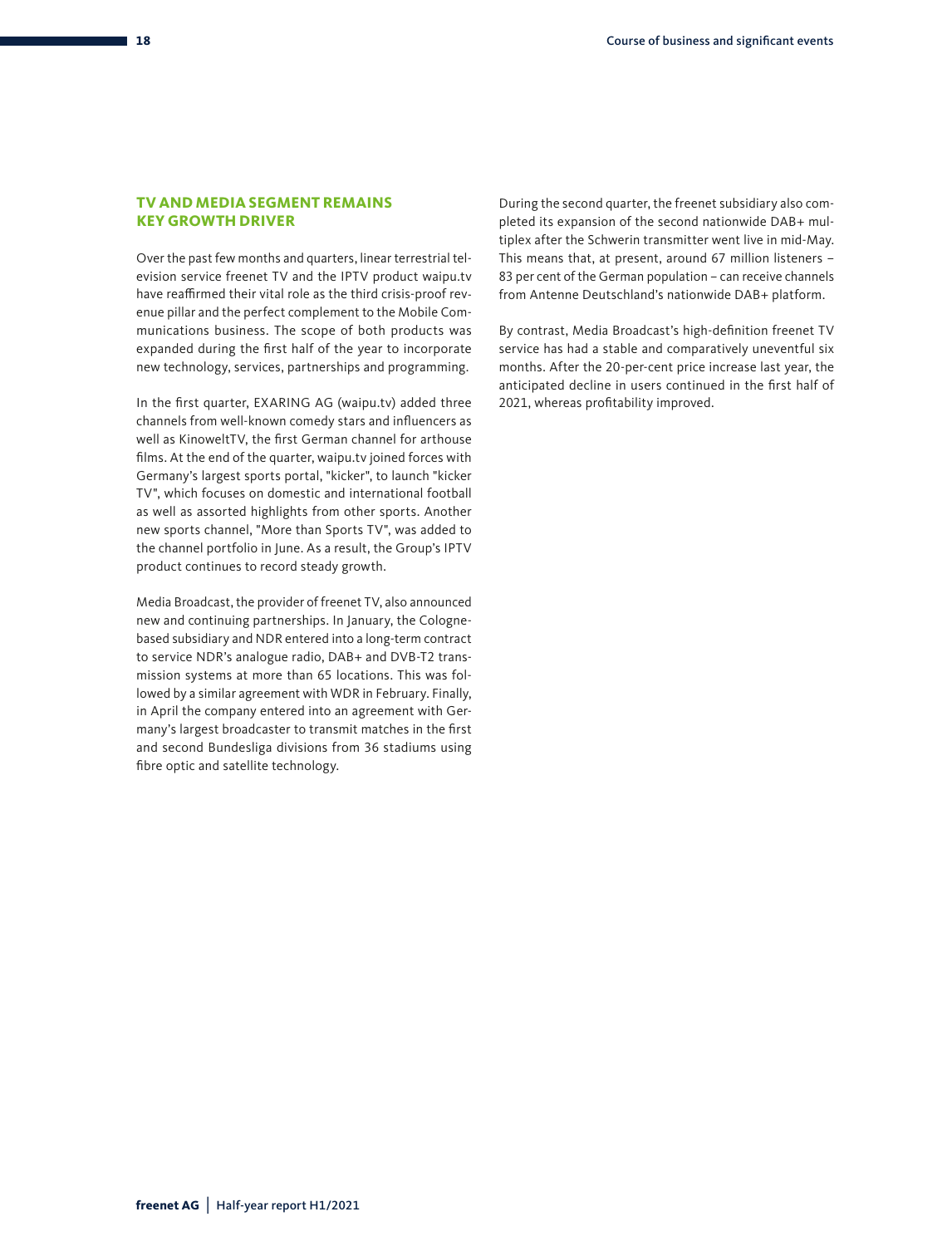## TV AND MEDIA SEGMENT REMAINS KEY GROWTH DRIVER

Over the past few months and quarters, linear terrestrial television service freenet TV and the IPTV product waipu.tv have reaffirmed their vital role as the third crisis-proof revenue pillar and the perfect complement to the Mobile Communications business. The scope of both products was expanded during the first half of the year to incorporate new technology, services, partnerships and programming.

In the first quarter, EXARING AG (waipu.tv) added three channels from well-known comedy stars and influencers as well as KinoweltTV, the first German channel for arthouse films. At the end of the quarter, waipu.tv joined forces with Germany's largest sports portal, "kicker", to launch "kicker TV", which focuses on domestic and international football as well as assorted highlights from other sports. Another new sports channel, "More than Sports TV", was added to the channel portfolio in June. As a result, the Group's IPTV product continues to record steady growth.

Media Broadcast, the provider of freenet TV, also announced new and continuing partnerships. In January, the Cologne-based subsidiary and NDR entered into a long-term contract to service NDR's analogue radio, DAB+ and DVB-T2 transmission systems at more than 65 locations. This was followed by a similar agreement with WDR in February. Finally, in April the company entered into an agreement with Germany's largest broadcaster to transmit matches in the first and second Bundesliga divisions from 36 stadiums using fibre optic and satellite technology.

During the second quarter, the freenet subsidiary also completed its expansion of the second nationwide DAB+ multiplex after the Schwerin transmitter went live in mid-May. This means that, at present, around 67 million listeners – 83 per cent of the German population – can receive channels from Antenne Deutschland's nationwide DAB+ platform.

By contrast, Media Broadcast's high-definition freenet TV service has had a stable and comparatively uneventful six months. After the 20-per-cent price increase last year, the anticipated decline in users continued in the first half of 2021, whereas profitability improved.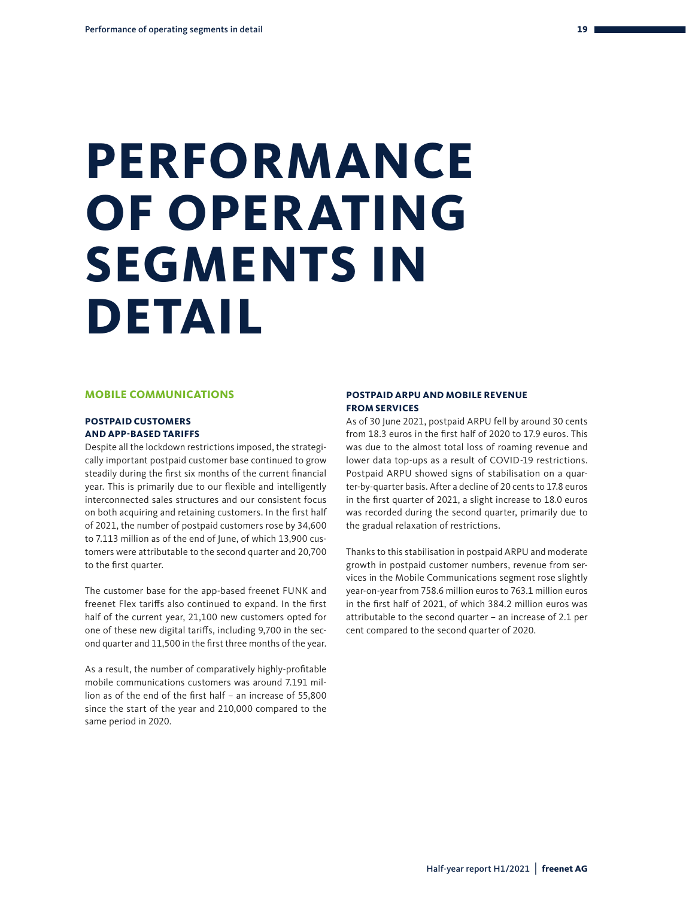// Rule 6: the running header "Performance of operating segments in detail", page number 19 and footer "Half-year report H1/2021 | freenet AG" are omitted.
# PERFORMANCE OF OPERATING SEGMENTS IN DETAIL

## MOBILE COMMUNICATIONS

### POSTPAID CUSTOMERS AND APP-BASED TARIFFS

Despite all the lockdown restrictions imposed, the strategically important postpaid customer base continued to grow steadily during the first six months of the current financial year. This is primarily due to our flexible and intelligently interconnected sales structures and our consistent focus on both acquiring and retaining customers. In the first half of 2021, the number of postpaid customers rose by 34,600 to 7.113 million as of the end of June, of which 13,900 customers were attributable to the second quarter and 20,700 to the first quarter.

The customer base for the app-based freenet FUNK and freenet Flex tariffs also continued to expand. In the first half of the current year, 21,100 new customers opted for one of these new digital tariffs, including 9,700 in the second quarter and 11,500 in the first three months of the year.

As a result, the number of comparatively highly-profitable mobile communications customers was around 7.191 million as of the end of the first half – an increase of 55,800 since the start of the year and 210,000 compared to the same period in 2020.

### POSTPAID ARPU AND MOBILE REVENUE FROM SERVICES

As of 30 June 2021, postpaid ARPU fell by around 30 cents from 18.3 euros in the first half of 2020 to 17.9 euros. This was due to the almost total loss of roaming revenue and lower data top-ups as a result of COVID-19 restrictions. Postpaid ARPU showed signs of stabilisation on a quarter-by-quarter basis. After a decline of 20 cents to 17.8 euros in the first quarter of 2021, a slight increase to 18.0 euros was recorded during the second quarter, primarily due to the gradual relaxation of restrictions.

Thanks to this stabilisation in postpaid ARPU and moderate growth in postpaid customer numbers, revenue from services in the Mobile Communications segment rose slightly year-on-year from 758.6 million euros to 763.1 million euros in the first half of 2021, of which 384.2 million euros was attributable to the second quarter – an increase of 2.1 per cent compared to the second quarter of 2020.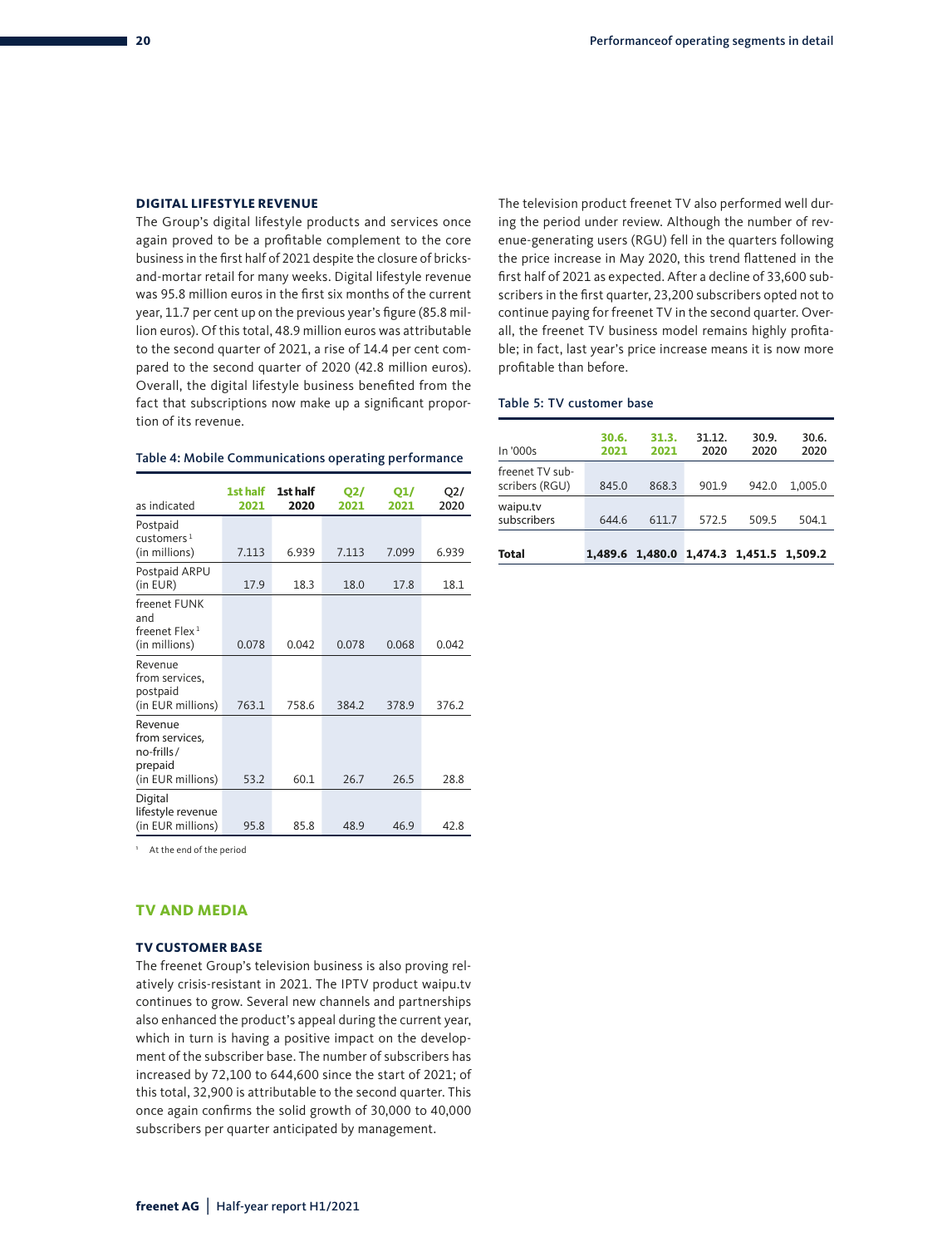### DIGITAL LIFESTYLE REVENUE

The Group's digital lifestyle products and services once again proved to be a profitable complement to the core business in the first half of 2021 despite the closure of bricks-and-mortar retail for many weeks. Digital lifestyle revenue was 95.8 million euros in the first six months of the current year, 11.7 per cent up on the previous year's figure (85.8 million euros). Of this total, 48.9 million euros was attributable to the second quarter of 2021, a rise of 14.4 per cent compared to the second quarter of 2020 (42.8 million euros). Overall, the digital lifestyle business benefited from the fact that subscriptions now make up a significant proportion of its revenue.

**Table 4: Mobile Communications operating performance**

| as indicated | 1st half 2021 | 1st half 2020 | Q2/ 2021 | Q1/ 2021 | Q2/ 2020 |
|---|---|---|---|---|---|
| Postpaid customers[1] (in millions) | 7.113 | 6.939 | 7.113 | 7.099 | 6.939 |
| Postpaid ARPU (in EUR) | 17.9 | 18.3 | 18.0 | 17.8 | 18.1 |
| freenet FUNK and freenet Flex[1] (in millions) | 0.078 | 0.042 | 0.078 | 0.068 | 0.042 |
| Revenue from services, postpaid (in EUR millions) | 763.1 | 758.6 | 384.2 | 378.9 | 376.2 |
| Revenue from services, no-frills / prepaid (in EUR millions) | 53.2 | 60.1 | 26.7 | 26.5 | 28.8 |
| Digital lifestyle revenue (in EUR millions) | 95.8 | 85.8 | 48.9 | 46.9 | 42.8 |

[1] At the end of the period

## TV AND MEDIA

### TV CUSTOMER BASE

The freenet Group's television business is also proving relatively crisis-resistant in 2021. The IPTV product waipu.tv continues to grow. Several new channels and partnerships also enhanced the product's appeal during the current year, which in turn is having a positive impact on the development of the subscriber base. The number of subscribers has increased by 72,100 to 644,600 since the start of 2021; of this total, 32,900 is attributable to the second quarter. This once again confirms the solid growth of 30,000 to 40,000 subscribers per quarter anticipated by management.

The television product freenet TV also performed well during the period under review. Although the number of revenue-generating users (RGU) fell in the quarters following the price increase in May 2020, this trend flattened in the first half of 2021 as expected. After a decline of 33,600 subscribers in the first quarter, 23,200 subscribers opted not to continue paying for freenet TV in the second quarter. Overall, the freenet TV business model remains highly profitable; in fact, last year's price increase means it is now more profitable than before.

**Table 5: TV customer base**

| In '000s | 30.6. 2021 | 31.3. 2021 | 31.12. 2020 | 30.9. 2020 | 30.6. 2020 |
|---|---|---|---|---|---|
| freenet TV subscribers (RGU) | 845.0 | 868.3 | 901.9 | 942.0 | 1,005.0 |
| waipu.tv subscribers | 644.6 | 611.7 | 572.5 | 509.5 | 504.1 |
| **Total** | **1,489.6** | **1,480.0** | **1,474.3** | **1,451.5** | **1,509.2** |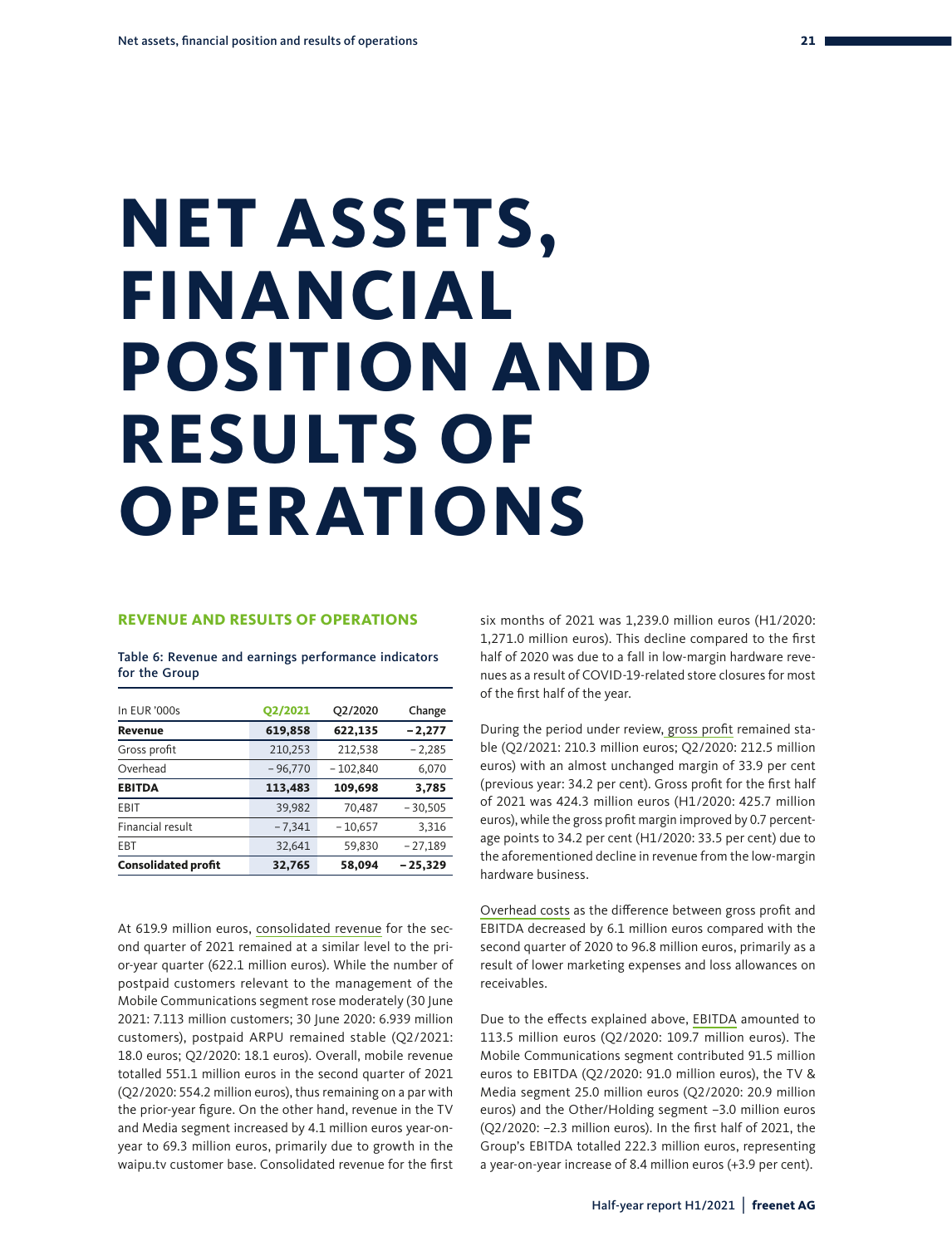# NET ASSETS, FINANCIAL POSITION AND RESULTS OF OPERATIONS

## REVENUE AND RESULTS OF OPERATIONS

Table 6: Revenue and earnings performance indicators for the Group

| In EUR '000s | Q2/2021 | Q2/2020 | Change |
|---|---|---|---|
| **Revenue** | **619,858** | **622,135** | **– 2,277** |
| Gross profit | 210,253 | 212,538 | – 2,285 |
| Overhead | – 96,770 | – 102,840 | 6,070 |
| **EBITDA** | **113,483** | **109,698** | **3,785** |
| EBIT | 39,982 | 70,487 | – 30,505 |
| Financial result | – 7,341 | – 10,657 | 3,316 |
| EBT | 32,641 | 59,830 | – 27,189 |
| **Consolidated profit** | **32,765** | **58,094** | **– 25,329** |

At 619.9 million euros, consolidated revenue for the second quarter of 2021 remained at a similar level to the prior-year quarter (622.1 million euros). While the number of postpaid customers relevant to the management of the Mobile Communications segment rose moderately (30 June 2021: 7.113 million customers; 30 June 2020: 6.939 million customers), postpaid ARPU remained stable (Q2/2021: 18.0 euros; Q2/2020: 18.1 euros). Overall, mobile revenue totalled 551.1 million euros in the second quarter of 2021 (Q2/2020: 554.2 million euros), thus remaining on a par with the prior-year figure. On the other hand, revenue in the TV and Media segment increased by 4.1 million euros year-on-year to 69.3 million euros, primarily due to growth in the waipu.tv customer base. Consolidated revenue for the first six months of 2021 was 1,239.0 million euros (H1/2020: 1,271.0 million euros). This decline compared to the first half of 2020 was due to a fall in low-margin hardware revenues as a result of COVID-19-related store closures for most of the first half of the year.

During the period under review, gross profit remained stable (Q2/2021: 210.3 million euros; Q2/2020: 212.5 million euros) with an almost unchanged margin of 33.9 per cent (previous year: 34.2 per cent). Gross profit for the first half of 2021 was 424.3 million euros (H1/2020: 425.7 million euros), while the gross profit margin improved by 0.7 percentage points to 34.2 per cent (H1/2020: 33.5 per cent) due to the aforementioned decline in revenue from the low-margin hardware business.

Overhead costs as the difference between gross profit and EBITDA decreased by 6.1 million euros compared with the second quarter of 2020 to 96.8 million euros, primarily as a result of lower marketing expenses and loss allowances on receivables.

Due to the effects explained above, EBITDA amounted to 113.5 million euros (Q2/2020: 109.7 million euros). The Mobile Communications segment contributed 91.5 million euros to EBITDA (Q2/2020: 91.0 million euros), the TV & Media segment 25.0 million euros (Q2/2020: 20.9 million euros) and the Other/Holding segment −3.0 million euros (Q2/2020: −2.3 million euros). In the first half of 2021, the Group's EBITDA totalled 222.3 million euros, representing a year-on-year increase of 8.4 million euros (+3.9 per cent).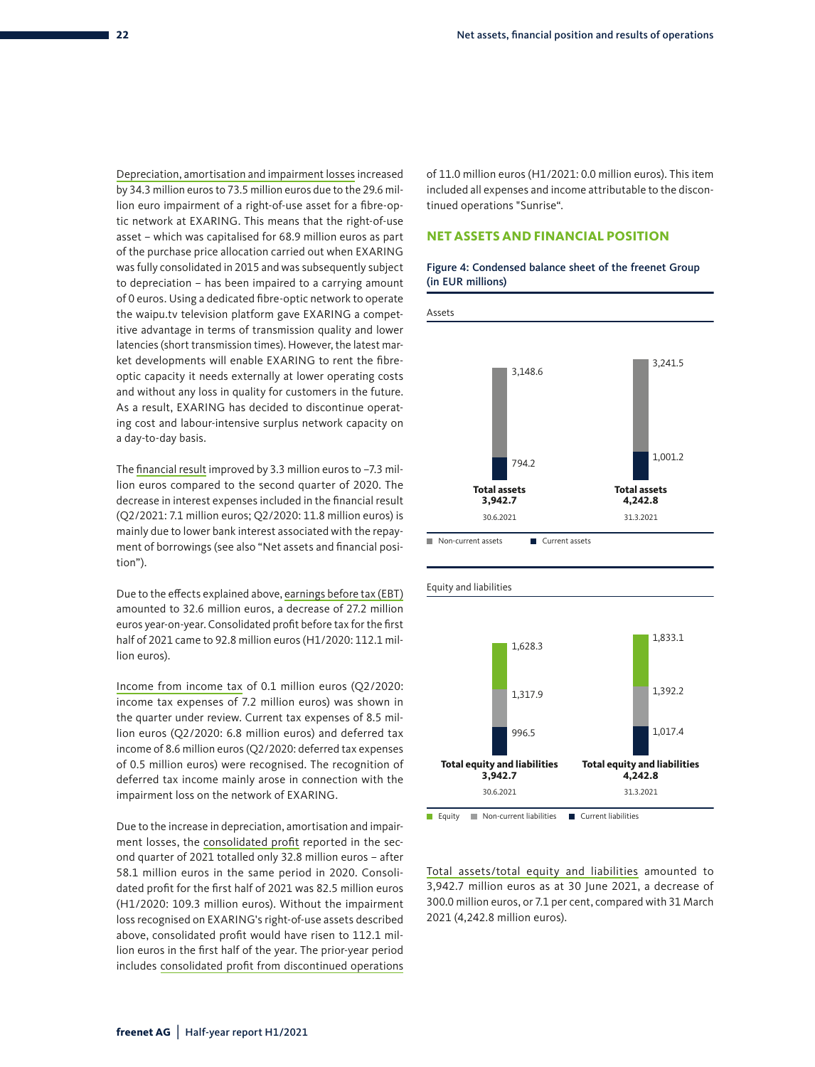Depreciation, amortisation and impairment losses increased by 34.3 million euros to 73.5 million euros due to the 29.6 million euro impairment of a right-of-use asset for a fibre-optic network at EXARING. This means that the right-of-use asset – which was capitalised for 68.9 million euros as part of the purchase price allocation carried out when EXARING was fully consolidated in 2015 and was subsequently subject to depreciation – has been impaired to a carrying amount of 0 euros. Using a dedicated fibre-optic network to operate the waipu.tv television platform gave EXARING a competitive advantage in terms of transmission quality and lower latencies (short transmission times). However, the latest market developments will enable EXARING to rent the fibre-optic capacity it needs externally at lower operating costs and without any loss in quality for customers in the future. As a result, EXARING has decided to discontinue operating cost and labour-intensive surplus network capacity on a day-to-day basis.

The financial result improved by 3.3 million euros to –7.3 million euros compared to the second quarter of 2020. The decrease in interest expenses included in the financial result (Q2/2021: 7.1 million euros; Q2/2020: 11.8 million euros) is mainly due to lower bank interest associated with the repayment of borrowings (see also "Net assets and financial position").

Due to the effects explained above, earnings before tax (EBT) amounted to 32.6 million euros, a decrease of 27.2 million euros year-on-year. Consolidated profit before tax for the first half of 2021 came to 92.8 million euros (H1/2020: 112.1 million euros).

Income from income tax of 0.1 million euros (Q2/2020: income tax expenses of 7.2 million euros) was shown in the quarter under review. Current tax expenses of 8.5 million euros (Q2/2020: 6.8 million euros) and deferred tax income of 8.6 million euros (Q2/2020: deferred tax expenses of 0.5 million euros) were recognised. The recognition of deferred tax income mainly arose in connection with the impairment loss on the network of EXARING.

Due to the increase in depreciation, amortisation and impairment losses, the consolidated profit reported in the second quarter of 2021 totalled only 32.8 million euros – after 58.1 million euros in the same period in 2020. Consolidated profit for the first half of 2021 was 82.5 million euros (H1/2020: 109.3 million euros). Without the impairment loss recognised on EXARING's right-of-use assets described above, consolidated profit would have risen to 112.1 million euros in the first half of the year. The prior-year period includes consolidated profit from discontinued operations of 11.0 million euros (H1/2021: 0.0 million euros). This item included all expenses and income attributable to the discontinued operations "Sunrise".

## NET ASSETS AND FINANCIAL POSITION

**Figure 4: Condensed balance sheet of the freenet Group (in EUR millions)**

Assets

| | 30.6.2021 | 31.3.2021 |
|---|---|---|
| Non-current assets | 3,148.6 | 3,241.5 |
| Current assets | 794.2 | 1,001.2 |
| **Total assets** | **3,942.7** | **4,242.8** |

Equity and liabilities

| | 30.6.2021 | 31.3.2021 |
|---|---|---|
| Equity | 1,628.3 | 1,833.1 |
| Non-current liabilities | 1,317.9 | 1,392.2 |
| Current liabilities | 996.5 | 1,017.4 |
| **Total equity and liabilities** | **3,942.7** | **4,242.8** |

Total assets/total equity and liabilities amounted to 3,942.7 million euros as at 30 June 2021, a decrease of 300.0 million euros, or 7.1 per cent, compared with 31 March 2021 (4,242.8 million euros).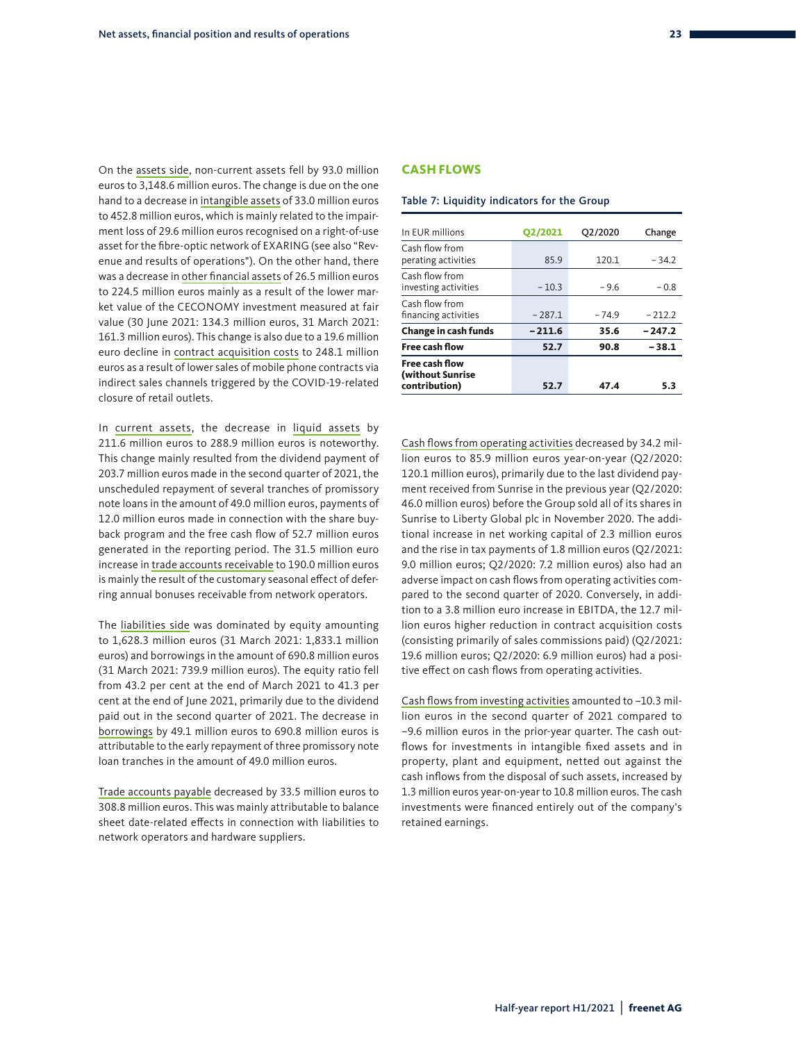On the assets side, non-current assets fell by 93.0 million euros to 3,148.6 million euros. The change is due on the one hand to a decrease in intangible assets of 33.0 million euros to 452.8 million euros, which is mainly related to the impairment loss of 29.6 million euros recognised on a right-of-use asset for the fibre-optic network of EXARING (see also "Revenue and results of operations"). On the other hand, there was a decrease in other financial assets of 26.5 million euros to 224.5 million euros mainly as a result of the lower market value of the CECONOMY investment measured at fair value (30 June 2021: 134.3 million euros, 31 March 2021: 161.3 million euros). This change is also due to a 19.6 million euro decline in contract acquisition costs to 248.1 million euros as a result of lower sales of mobile phone contracts via indirect sales channels triggered by the COVID-19-related closure of retail outlets.

In current assets, the decrease in liquid assets by 211.6 million euros to 288.9 million euros is noteworthy. This change mainly resulted from the dividend payment of 203.7 million euros made in the second quarter of 2021, the unscheduled repayment of several tranches of promissory note loans in the amount of 49.0 million euros, payments of 12.0 million euros made in connection with the share buyback program and the free cash flow of 52.7 million euros generated in the reporting period. The 31.5 million euro increase in trade accounts receivable to 190.0 million euros is mainly the result of the customary seasonal effect of deferring annual bonuses receivable from network operators.

The liabilities side was dominated by equity amounting to 1,628.3 million euros (31 March 2021: 1,833.1 million euros) and borrowings in the amount of 690.8 million euros (31 March 2021: 739.9 million euros). The equity ratio fell from 43.2 per cent at the end of March 2021 to 41.3 per cent at the end of June 2021, primarily due to the dividend paid out in the second quarter of 2021. The decrease in borrowings by 49.1 million euros to 690.8 million euros is attributable to the early repayment of three promissory note loan tranches in the amount of 49.0 million euros.

Trade accounts payable decreased by 33.5 million euros to 308.8 million euros. This was mainly attributable to balance sheet date-related effects in connection with liabilities to network operators and hardware suppliers.

## CASH FLOWS

Table 7: Liquidity indicators for the Group

| In EUR millions | Q2/2021 | Q2/2020 | Change |
|---|---|---|---|
| Cash flow from perating activities | 85.9 | 120.1 | – 34.2 |
| Cash flow from investing activities | – 10.3 | – 9.6 | – 0.8 |
| Cash flow from financing activities | – 287.1 | – 74.9 | – 212.2 |
| **Change in cash funds** | **– 211.6** | **35.6** | **– 247.2** |
| **Free cash flow** | **52.7** | **90.8** | **– 38.1** |
| **Free cash flow (without Sunrise contribution)** | **52.7** | **47.4** | **5.3** |

Cash flows from operating activities decreased by 34.2 million euros to 85.9 million euros year-on-year (Q2/2020: 120.1 million euros), primarily due to the last dividend payment received from Sunrise in the previous year (Q2/2020: 46.0 million euros) before the Group sold all of its shares in Sunrise to Liberty Global plc in November 2020. The additional increase in net working capital of 2.3 million euros and the rise in tax payments of 1.8 million euros (Q2/2021: 9.0 million euros; Q2/2020: 7.2 million euros) also had an adverse impact on cash flows from operating activities compared to the second quarter of 2020. Conversely, in addition to a 3.8 million euro increase in EBITDA, the 12.7 million euros higher reduction in contract acquisition costs (consisting primarily of sales commissions paid) (Q2/2021: 19.6 million euros; Q2/2020: 6.9 million euros) had a positive effect on cash flows from operating activities.

Cash flows from investing activities amounted to –10.3 million euros in the second quarter of 2021 compared to –9.6 million euros in the prior-year quarter. The cash outflows for investments in intangible fixed assets and in property, plant and equipment, netted out against the cash inflows from the disposal of such assets, increased by 1.3 million euros year-on-year to 10.8 million euros. The cash investments were financed entirely out of the company's retained earnings.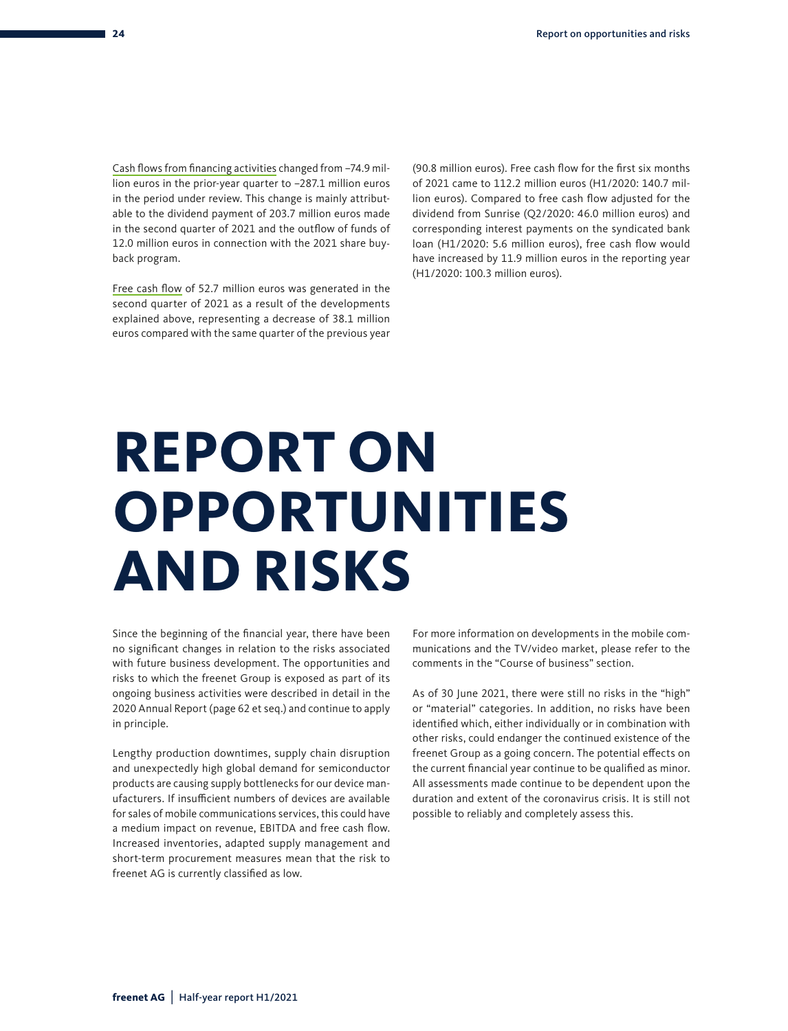Cash flows from financing activities changed from –74.9 million euros in the prior-year quarter to –287.1 million euros in the period under review. This change is mainly attributable to the dividend payment of 203.7 million euros made in the second quarter of 2021 and the outflow of funds of 12.0 million euros in connection with the 2021 share buyback program.

Free cash flow of 52.7 million euros was generated in the second quarter of 2021 as a result of the developments explained above, representing a decrease of 38.1 million euros compared with the same quarter of the previous year (90.8 million euros). Free cash flow for the first six months of 2021 came to 112.2 million euros (H1/2020: 140.7 million euros). Compared to free cash flow adjusted for the dividend from Sunrise (Q2/2020: 46.0 million euros) and corresponding interest payments on the syndicated bank loan (H1/2020: 5.6 million euros), free cash flow would have increased by 11.9 million euros in the reporting year (H1/2020: 100.3 million euros).

# REPORT ON OPPORTUNITIES AND RISKS

Since the beginning of the financial year, there have been no significant changes in relation to the risks associated with future business development. The opportunities and risks to which the freenet Group is exposed as part of its ongoing business activities were described in detail in the 2020 Annual Report (page 62 et seq.) and continue to apply in principle.

Lengthy production downtimes, supply chain disruption and unexpectedly high global demand for semiconductor products are causing supply bottlenecks for our device manufacturers. If insufficient numbers of devices are available for sales of mobile communications services, this could have a medium impact on revenue, EBITDA and free cash flow. Increased inventories, adapted supply management and short-term procurement measures mean that the risk to freenet AG is currently classified as low.

For more information on developments in the mobile communications and the TV/video market, please refer to the comments in the "Course of business" section.

As of 30 June 2021, there were still no risks in the "high" or "material" categories. In addition, no risks have been identified which, either individually or in combination with other risks, could endanger the continued existence of the freenet Group as a going concern. The potential effects on the current financial year continue to be qualified as minor. All assessments made continue to be dependent upon the duration and extent of the coronavirus crisis. It is still not possible to reliably and completely assess this.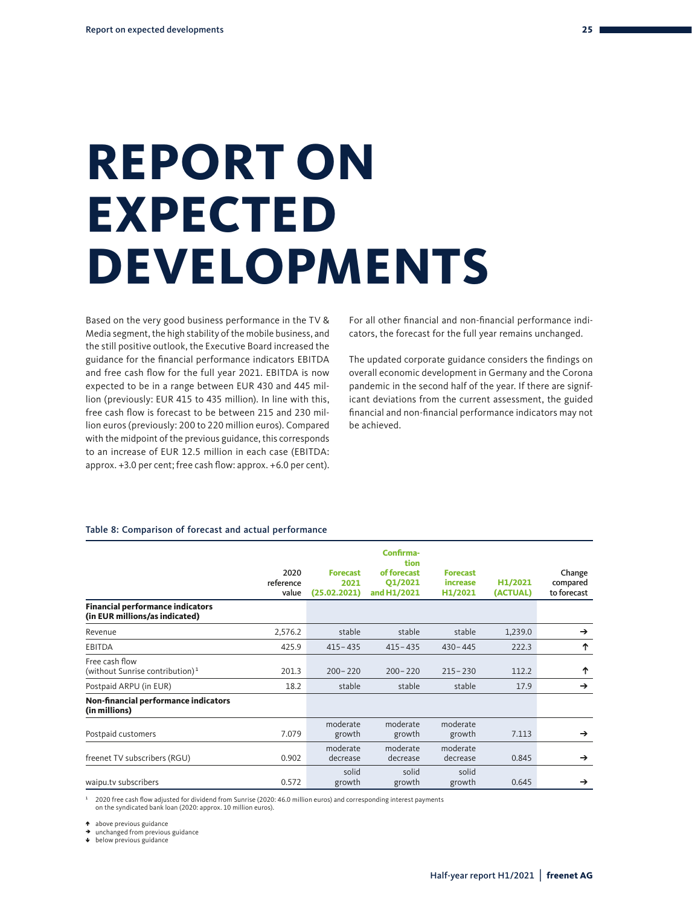# REPORT ON EXPECTED DEVELOPMENTS

Based on the very good business performance in the TV & Media segment, the high stability of the mobile business, and the still positive outlook, the Executive Board increased the guidance for the financial performance indicators EBITDA and free cash flow for the full year 2021. EBITDA is now expected to be in a range between EUR 430 and 445 million (previously: EUR 415 to 435 million). In line with this, free cash flow is forecast to be between 215 and 230 million euros (previously: 200 to 220 million euros). Compared with the midpoint of the previous guidance, this corresponds to an increase of EUR 12.5 million in each case (EBITDA: approx. +3.0 per cent; free cash flow: approx. +6.0 per cent).

For all other financial and non-financial performance indicators, the forecast for the full year remains unchanged.

The updated corporate guidance considers the findings on overall economic development in Germany and the Corona pandemic in the second half of the year. If there are significant deviations from the current assessment, the guided financial and non-financial performance indicators may not be achieved.

Table 8: Comparison of forecast and actual performance

| | 2020 reference value | Forecast 2021 (25.02.2021) | Confirmation of forecast Q1/2021 and H1/2021 | Forecast increase H1/2021 | H1/2021 (ACTUAL) | Change compared to forecast |
|---|---|---|---|---|---|---|
| **Financial performance indicators (in EUR millions/as indicated)** | | | | | | |
| Revenue | 2,576.2 | stable | stable | stable | 1,239.0 | → |
| EBITDA | 425.9 | 415 – 435 | 415 – 435 | 430 – 445 | 222.3 | ↑ |
| Free cash flow (without Sunrise contribution)[1] | 201.3 | 200 – 220 | 200 – 220 | 215 – 230 | 112.2 | ↑ |
| Postpaid ARPU (in EUR) | 18.2 | stable | stable | stable | 17.9 | → |
| **Non-financial performance indicators (in millions)** | | | | | | |
| Postpaid customers | 7.079 | moderate growth | moderate growth | moderate growth | 7.113 | → |
| freenet TV subscribers (RGU) | 0.902 | moderate decrease | moderate decrease | moderate decrease | 0.845 | → |
| waipu.tv subscribers | 0.572 | solid growth | solid growth | solid growth | 0.645 | → |

[1] 2020 free cash flow adjusted for dividend from Sunrise (2020: 46.0 million euros) and corresponding interest payments on the syndicated bank loan (2020: approx. 10 million euros).

↑ above previous guidance
→ unchanged from previous guidance
↓ below previous guidance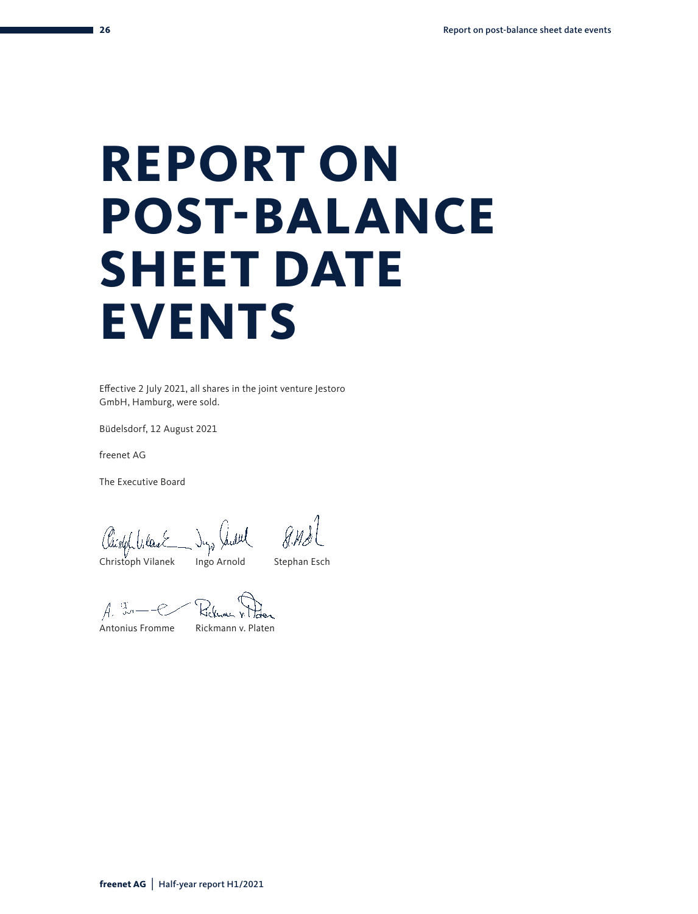# REPORT ON POST-BALANCE SHEET DATE EVENTS

Effective 2 July 2021, all shares in the joint venture Jestoro GmbH, Hamburg, were sold.

Büdelsdorf, 12 August 2021

freenet AG

The Executive Board

Christoph Vilanek    Ingo Arnold    Stephan Esch

Antonius Fromme    Rickmann v. Platen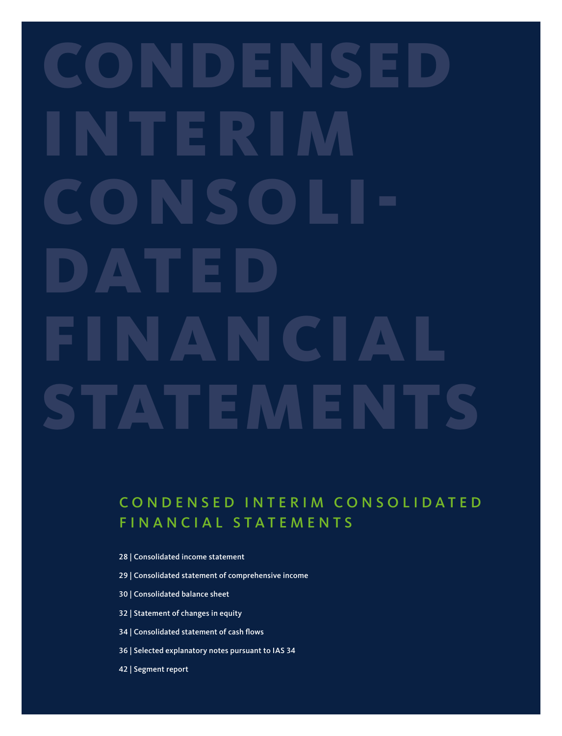# CONDENSED INTERIM CONSOLIDATED FINANCIAL STATEMENTS

## CONDENSED INTERIM CONSOLIDATED FINANCIAL STATEMENTS

**28 | Consolidated income statement**

**29 | Consolidated statement of comprehensive income**

**30 | Consolidated balance sheet**

**32 | Statement of changes in equity**

**34 | Consolidated statement of cash flows**

**36 | Selected explanatory notes pursuant to IAS 34**

**42 | Segment report**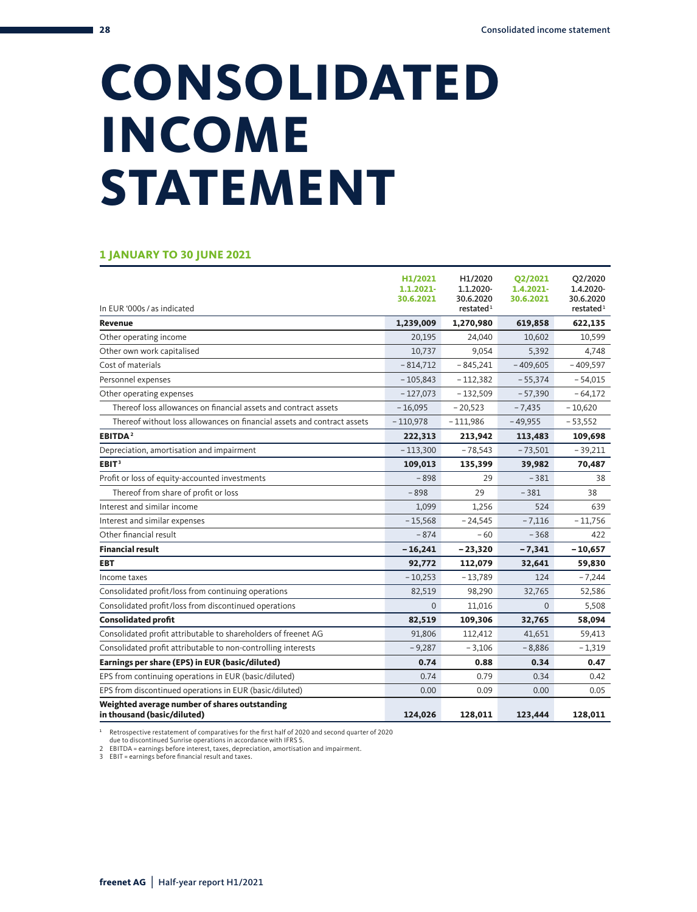# CONSOLIDATED INCOME STATEMENT

### 1 JANUARY TO 30 JUNE 2021

| In EUR '000s / as indicated | H1/2021 1.1.2021-30.6.2021 | H1/2020 1.1.2020-30.6.2020 restated[1] | Q2/2021 1.4.2021-30.6.2021 | Q2/2020 1.4.2020-30.6.2020 restated[1] |
|---|---|---|---|---|
| **Revenue** | **1,239,009** | **1,270,980** | **619,858** | **622,135** |
| Other operating income | 20,195 | 24,040 | 10,602 | 10,599 |
| Other own work capitalised | 10,737 | 9,054 | 5,392 | 4,748 |
| Cost of materials | – 814,712 | – 845,241 | – 409,605 | – 409,597 |
| Personnel expenses | – 105,843 | – 112,382 | – 55,374 | – 54,015 |
| Other operating expenses | – 127,073 | – 132,509 | – 57,390 | – 64,172 |
| Thereof loss allowances on financial assets and contract assets | – 16,095 | – 20,523 | – 7,435 | – 10,620 |
| Thereof without loss allowances on financial assets and contract assets | – 110,978 | – 111,986 | – 49,955 | – 53,552 |
| **EBITDA[2]** | **222,313** | **213,942** | **113,483** | **109,698** |
| Depreciation, amortisation and impairment | – 113,300 | – 78,543 | – 73,501 | – 39,211 |
| **EBIT[3]** | **109,013** | **135,399** | **39,982** | **70,487** |
| Profit or loss of equity-accounted investments | – 898 | 29 | – 381 | 38 |
| Thereof from share of profit or loss | – 898 | 29 | – 381 | 38 |
| Interest and similar income | 1,099 | 1,256 | 524 | 639 |
| Interest and similar expenses | – 15,568 | – 24,545 | – 7,116 | – 11,756 |
| Other financial result | – 874 | – 60 | – 368 | 422 |
| **Financial result** | **– 16,241** | **– 23,320** | **– 7,341** | **– 10,657** |
| **EBT** | **92,772** | **112,079** | **32,641** | **59,830** |
| Income taxes | – 10,253 | – 13,789 | 124 | – 7,244 |
| Consolidated profit/loss from continuing operations | 82,519 | 98,290 | 32,765 | 52,586 |
| Consolidated profit/loss from discontinued operations | 0 | 11,016 | 0 | 5,508 |
| **Consolidated profit** | **82,519** | **109,306** | **32,765** | **58,094** |
| Consolidated profit attributable to shareholders of freenet AG | 91,806 | 112,412 | 41,651 | 59,413 |
| Consolidated profit attributable to non-controlling interests | – 9,287 | – 3,106 | – 8,886 | – 1,319 |
| **Earnings per share (EPS) in EUR (basic/diluted)** | **0.74** | **0.88** | **0.34** | **0.47** |
| EPS from continuing operations in EUR (basic/diluted) | 0.74 | 0.79 | 0.34 | 0.42 |
| EPS from discontinued operations in EUR (basic/diluted) | 0.00 | 0.09 | 0.00 | 0.05 |
| **Weighted average number of shares outstanding in thousand (basic/diluted)** | **124,026** | **128,011** | **123,444** | **128,011** |

1 Retrospective restatement of comparatives for the first half of 2020 and second quarter of 2020 due to discontinued Sunrise operations in accordance with IFRS 5.
2 EBITDA = earnings before interest, taxes, depreciation, amortisation and impairment.
3 EBIT = earnings before financial result and taxes.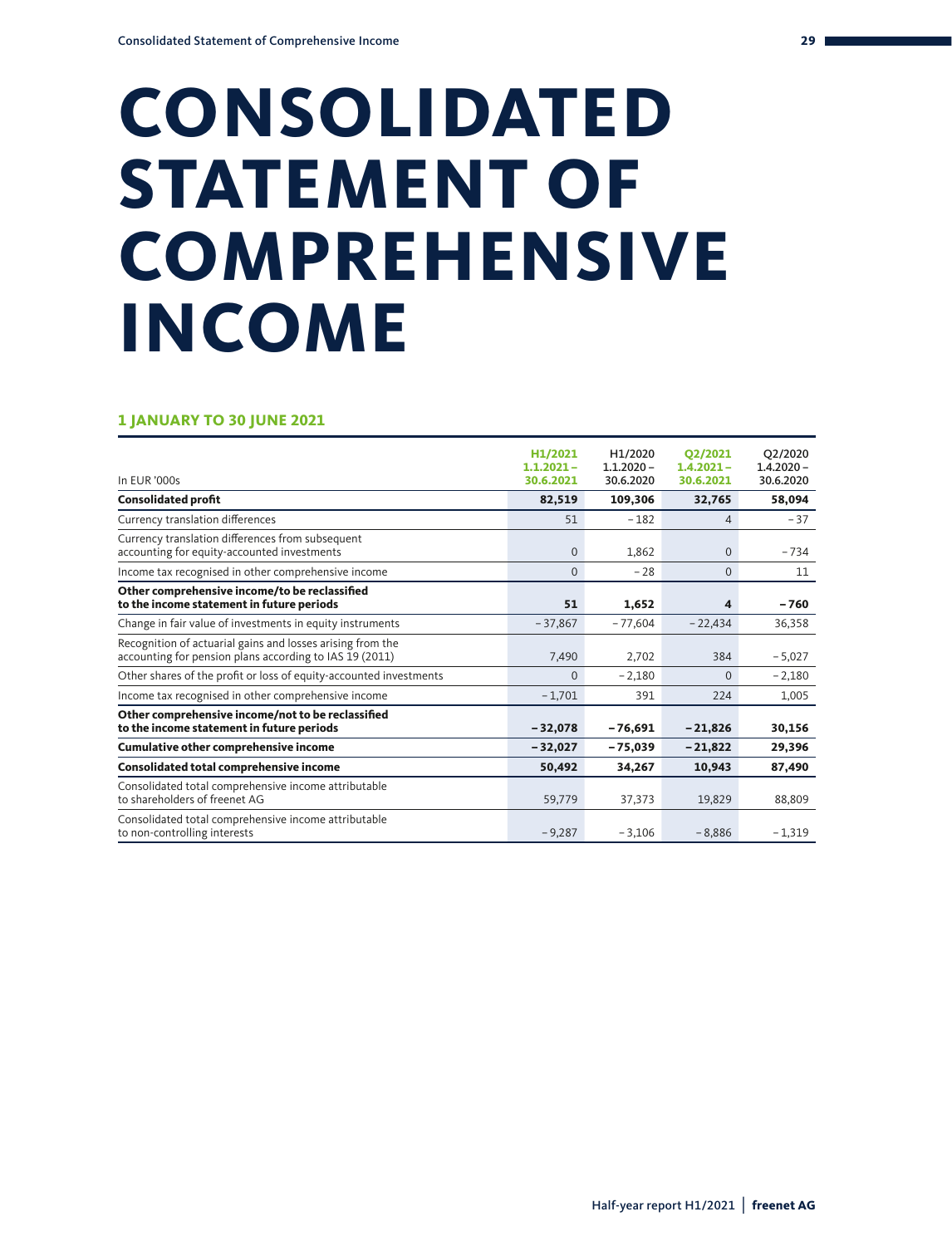# CONSOLIDATED STATEMENT OF COMPREHENSIVE INCOME

## 1 JANUARY TO 30 JUNE 2021

| In EUR '000s | H1/2021 1.1.2021 – 30.6.2021 | H1/2020 1.1.2020 – 30.6.2020 | Q2/2021 1.4.2021 – 30.6.2021 | Q2/2020 1.4.2020 – 30.6.2020 |
|---|---|---|---|---|
| **Consolidated profit** | **82,519** | **109,306** | **32,765** | **58,094** |
| Currency translation differences | 51 | – 182 | 4 | – 37 |
| Currency translation differences from subsequent accounting for equity-accounted investments | 0 | 1,862 | 0 | – 734 |
| Income tax recognised in other comprehensive income | 0 | – 28 | 0 | 11 |
| **Other comprehensive income/to be reclassified to the income statement in future periods** | **51** | **1,652** | **4** | **– 760** |
| Change in fair value of investments in equity instruments | – 37,867 | – 77,604 | – 22,434 | 36,358 |
| Recognition of actuarial gains and losses arising from the accounting for pension plans according to IAS 19 (2011) | 7,490 | 2,702 | 384 | – 5,027 |
| Other shares of the profit or loss of equity-accounted investments | 0 | – 2,180 | 0 | – 2,180 |
| Income tax recognised in other comprehensive income | – 1,701 | 391 | 224 | 1,005 |
| **Other comprehensive income/not to be reclassified to the income statement in future periods** | **– 32,078** | **– 76,691** | **– 21,826** | **30,156** |
| **Cumulative other comprehensive income** | **– 32,027** | **– 75,039** | **– 21,822** | **29,396** |
| **Consolidated total comprehensive income** | **50,492** | **34,267** | **10,943** | **87,490** |
| Consolidated total comprehensive income attributable to shareholders of freenet AG | 59,779 | 37,373 | 19,829 | 88,809 |
| Consolidated total comprehensive income attributable to non-controlling interests | – 9,287 | – 3,106 | – 8,886 | – 1,319 |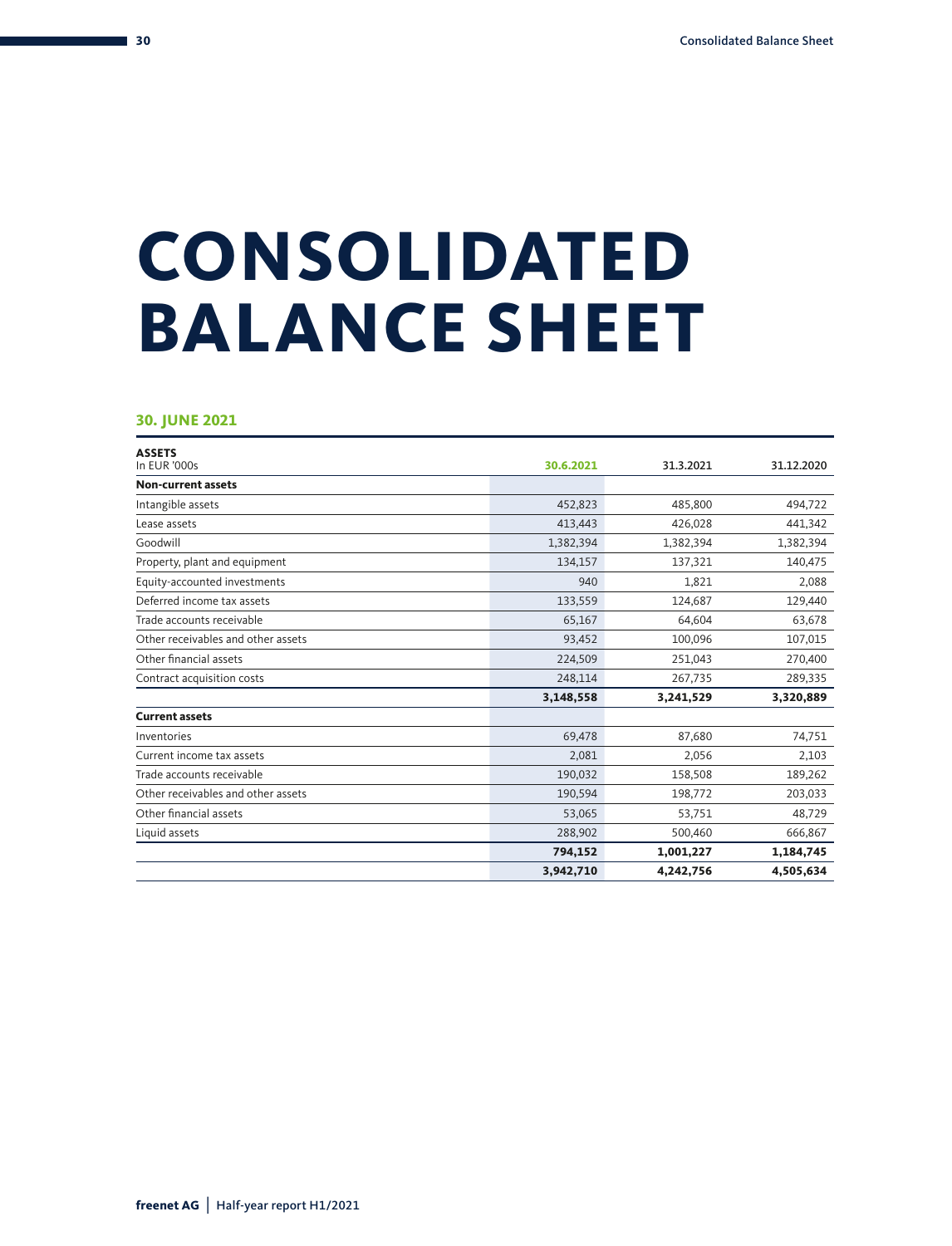# CONSOLIDATED BALANCE SHEET

### 30. JUNE 2021

| ASSETS<br>In EUR '000s | 30.6.2021 | 31.3.2021 | 31.12.2020 |
|---|---|---|---|
| **Non-current assets** | | | |
| Intangible assets | 452,823 | 485,800 | 494,722 |
| Lease assets | 413,443 | 426,028 | 441,342 |
| Goodwill | 1,382,394 | 1,382,394 | 1,382,394 |
| Property, plant and equipment | 134,157 | 137,321 | 140,475 |
| Equity-accounted investments | 940 | 1,821 | 2,088 |
| Deferred income tax assets | 133,559 | 124,687 | 129,440 |
| Trade accounts receivable | 65,167 | 64,604 | 63,678 |
| Other receivables and other assets | 93,452 | 100,096 | 107,015 |
| Other financial assets | 224,509 | 251,043 | 270,400 |
| Contract acquisition costs | 248,114 | 267,735 | 289,335 |
| | **3,148,558** | **3,241,529** | **3,320,889** |
| **Current assets** | | | |
| Inventories | 69,478 | 87,680 | 74,751 |
| Current income tax assets | 2,081 | 2,056 | 2,103 |
| Trade accounts receivable | 190,032 | 158,508 | 189,262 |
| Other receivables and other assets | 190,594 | 198,772 | 203,033 |
| Other financial assets | 53,065 | 53,751 | 48,729 |
| Liquid assets | 288,902 | 500,460 | 666,867 |
| | **794,152** | **1,001,227** | **1,184,745** |
| | **3,942,710** | **4,242,756** | **4,505,634** |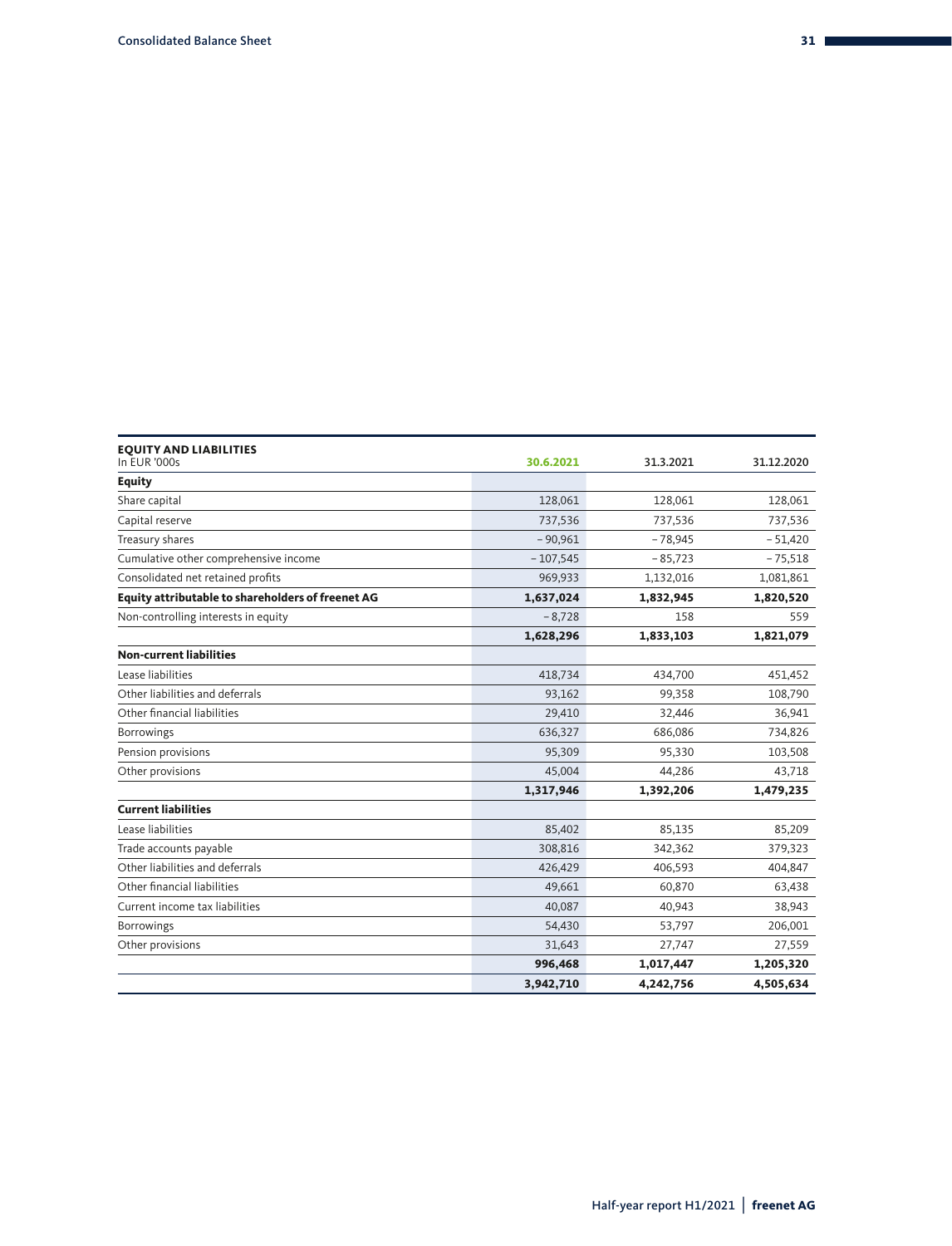| EQUITY AND LIABILITIES<br>In EUR '000s | 30.6.2021 | 31.3.2021 | 31.12.2020 |
|---|---|---|---|
| **Equity** | | | |
| Share capital | 128,061 | 128,061 | 128,061 |
| Capital reserve | 737,536 | 737,536 | 737,536 |
| Treasury shares | – 90,961 | – 78,945 | – 51,420 |
| Cumulative other comprehensive income | – 107,545 | – 85,723 | – 75,518 |
| Consolidated net retained profits | 969,933 | 1,132,016 | 1,081,861 |
| **Equity attributable to shareholders of freenet AG** | **1,637,024** | **1,832,945** | **1,820,520** |
| Non-controlling interests in equity | – 8,728 | 158 | 559 |
| | **1,628,296** | **1,833,103** | **1,821,079** |
| **Non-current liabilities** | | | |
| Lease liabilities | 418,734 | 434,700 | 451,452 |
| Other liabilities and deferrals | 93,162 | 99,358 | 108,790 |
| Other financial liabilities | 29,410 | 32,446 | 36,941 |
| Borrowings | 636,327 | 686,086 | 734,826 |
| Pension provisions | 95,309 | 95,330 | 103,508 |
| Other provisions | 45,004 | 44,286 | 43,718 |
| | **1,317,946** | **1,392,206** | **1,479,235** |
| **Current liabilities** | | | |
| Lease liabilities | 85,402 | 85,135 | 85,209 |
| Trade accounts payable | 308,816 | 342,362 | 379,323 |
| Other liabilities and deferrals | 426,429 | 406,593 | 404,847 |
| Other financial liabilities | 49,661 | 60,870 | 63,438 |
| Current income tax liabilities | 40,087 | 40,943 | 38,943 |
| Borrowings | 54,430 | 53,797 | 206,001 |
| Other provisions | 31,643 | 27,747 | 27,559 |
| | **996,468** | **1,017,447** | **1,205,320** |
| | **3,942,710** | **4,242,756** | **4,505,634** |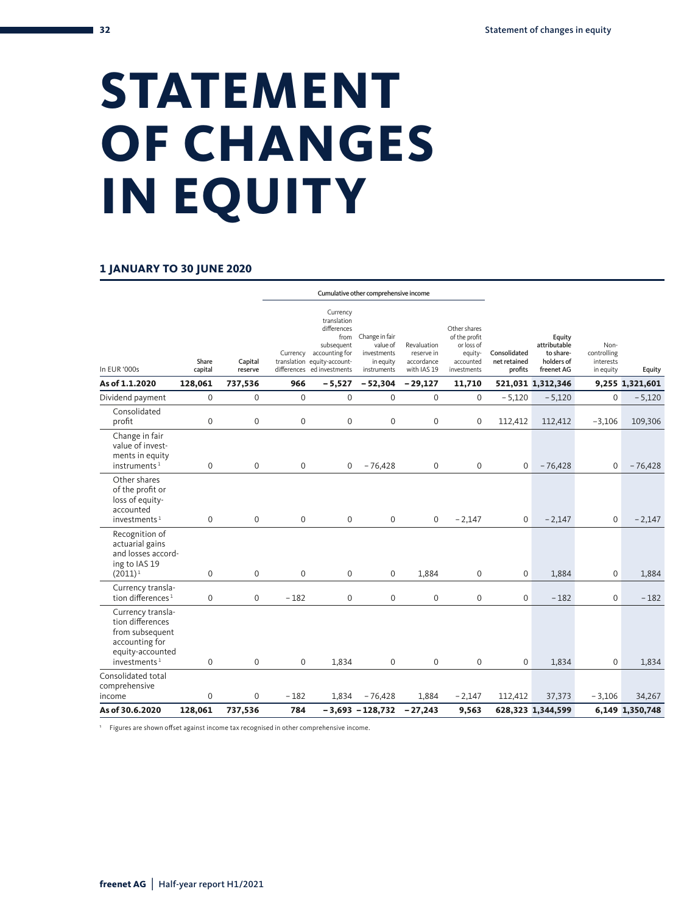# STATEMENT OF CHANGES IN EQUITY

### 1 JANUARY TO 30 JUNE 2020

| In EUR '000s | Share capital | Capital reserve | Cumulative other comprehensive income | | | | | Consolidated net retained profits | Equity attributable to shareholders of freenet AG | Non-controlling interests in equity | Equity |
|---|---|---|---|---|---|---|---|---|---|---|---|
| | | | Currency translation differences | Currency translation differences from subsequent accounting for equity-accounted investments | Change in fair value of investments in equity instruments | Revaluation reserve in accordance with IAS 19 | Other shares of the profit or loss of equity-accounted investments | | | | |
| **As of 1.1.2020** | **128,061** | **737,536** | **966** | **−5,527** | **−52,304** | **−29,127** | **11,710** | **521,031** | **1,312,346** | **9,255** | **1,321,601** |
| Dividend payment | 0 | 0 | 0 | 0 | 0 | 0 | 0 | −5,120 | −5,120 | 0 | −5,120 |
| Consolidated profit | 0 | 0 | 0 | 0 | 0 | 0 | 0 | 112,412 | 112,412 | −3,106 | 109,306 |
| Change in fair value of investments in equity instruments[1] | 0 | 0 | 0 | 0 | −76,428 | 0 | 0 | 0 | −76,428 | 0 | −76,428 |
| Other shares of the profit or loss of equity-accounted investments[1] | 0 | 0 | 0 | 0 | 0 | 0 | −2,147 | 0 | −2,147 | 0 | −2,147 |
| Recognition of actuarial gains and losses according to IAS 19 (2011)[1] | 0 | 0 | 0 | 0 | 0 | 1,884 | 0 | 0 | 1,884 | 0 | 1,884 |
| Currency translation differences[1] | 0 | 0 | −182 | 0 | 0 | 0 | 0 | 0 | −182 | 0 | −182 |
| Currency translation differences from subsequent accounting for equity-accounted investments[1] | 0 | 0 | 0 | 1,834 | 0 | 0 | 0 | 0 | 1,834 | 0 | 1,834 |
| Consolidated total comprehensive income | 0 | 0 | −182 | 1,834 | −76,428 | 1,884 | −2,147 | 112,412 | 37,373 | −3,106 | 34,267 |
| **As of 30.6.2020** | **128,061** | **737,536** | **784** | **−3,693** | **−128,732** | **−27,243** | **9,563** | **628,323** | **1,344,599** | **6,149** | **1,350,748** |

[1] Figures are shown offset against income tax recognised in other comprehensive income.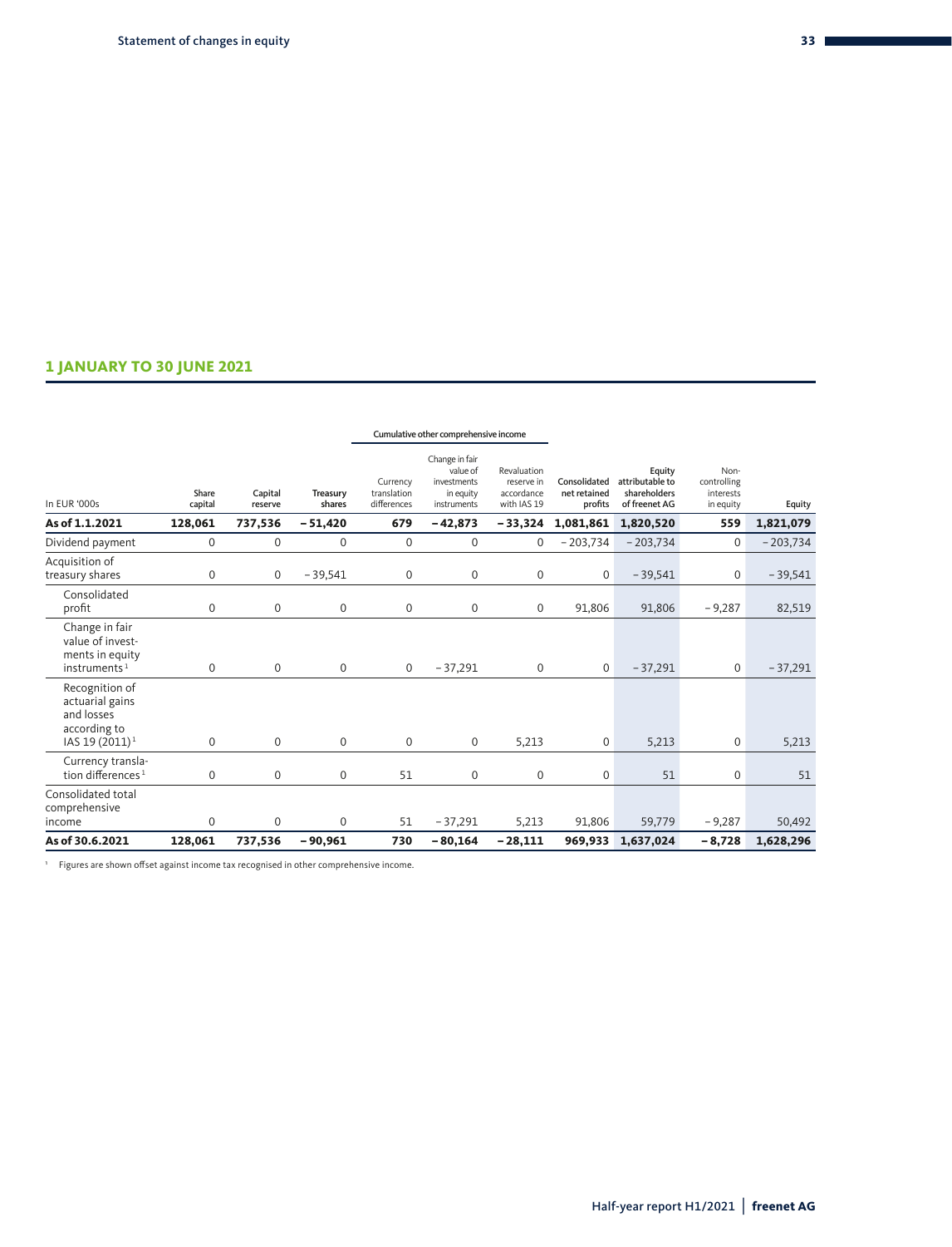## 1 JANUARY TO 30 JUNE 2021

| In EUR '000s | Share capital | Capital reserve | Treasury shares | Cumulative other comprehensive income | | | Consolidated net retained profits | Equity attributable to shareholders of freenet AG | Non-controlling interests in equity | Equity |
|---|---|---|---|---|---|---|---|---|---|---|
| | | | | Currency translation differences | Change in fair value of investments in equity instruments | Revaluation reserve in accordance with IAS 19 | | | | |
| **As of 1.1.2021** | **128,061** | **737,536** | **−51,420** | **679** | **−42,873** | **−33,324** | **1,081,861** | **1,820,520** | **559** | **1,821,079** |
| Dividend payment | 0 | 0 | 0 | 0 | 0 | 0 | −203,734 | −203,734 | 0 | −203,734 |
| Acquisition of treasury shares | 0 | 0 | −39,541 | 0 | 0 | 0 | 0 | −39,541 | 0 | −39,541 |
| Consolidated profit | 0 | 0 | 0 | 0 | 0 | 0 | 91,806 | 91,806 | −9,287 | 82,519 |
| Change in fair value of investments in equity instruments[1] | 0 | 0 | 0 | 0 | −37,291 | 0 | 0 | −37,291 | 0 | −37,291 |
| Recognition of actuarial gains and losses according to IAS 19 (2011)[1] | 0 | 0 | 0 | 0 | 0 | 5,213 | 0 | 5,213 | 0 | 5,213 |
| Currency translation differences[1] | 0 | 0 | 0 | 51 | 0 | 0 | 0 | 51 | 0 | 51 |
| Consolidated total comprehensive income | 0 | 0 | 0 | 51 | −37,291 | 5,213 | 91,806 | 59,779 | −9,287 | 50,492 |
| **As of 30.6.2021** | **128,061** | **737,536** | **−90,961** | **730** | **−80,164** | **−28,111** | **969,933** | **1,637,024** | **−8,728** | **1,628,296** |

[1] Figures are shown offset against income tax recognised in other comprehensive income.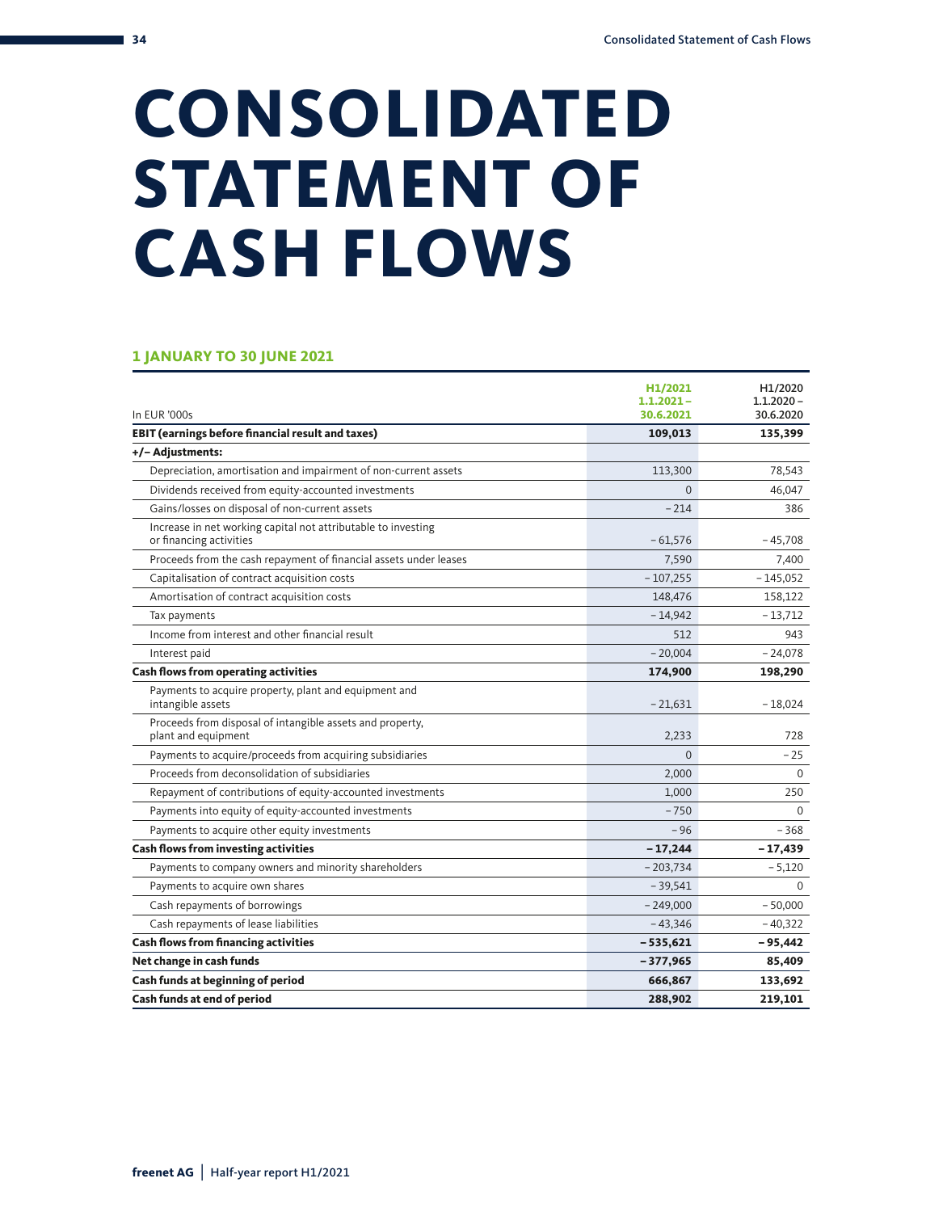# CONSOLIDATED STATEMENT OF CASH FLOWS

### 1 JANUARY TO 30 JUNE 2021

| In EUR '000s | H1/2021 1.1.2021 – 30.6.2021 | H1/2020 1.1.2020 – 30.6.2020 |
|---|---|---|
| **EBIT (earnings before financial result and taxes)** | **109,013** | **135,399** |
| **+/– Adjustments:** | | |
| Depreciation, amortisation and impairment of non-current assets | 113,300 | 78,543 |
| Dividends received from equity-accounted investments | 0 | 46,047 |
| Gains/losses on disposal of non-current assets | – 214 | 386 |
| Increase in net working capital not attributable to investing or financing activities | – 61,576 | – 45,708 |
| Proceeds from the cash repayment of financial assets under leases | 7,590 | 7,400 |
| Capitalisation of contract acquisition costs | – 107,255 | – 145,052 |
| Amortisation of contract acquisition costs | 148,476 | 158,122 |
| Tax payments | – 14,942 | – 13,712 |
| Income from interest and other financial result | 512 | 943 |
| Interest paid | – 20,004 | – 24,078 |
| **Cash flows from operating activities** | **174,900** | **198,290** |
| Payments to acquire property, plant and equipment and intangible assets | – 21,631 | – 18,024 |
| Proceeds from disposal of intangible assets and property, plant and equipment | 2,233 | 728 |
| Payments to acquire/proceeds from acquiring subsidiaries | 0 | – 25 |
| Proceeds from deconsolidation of subsidiaries | 2,000 | 0 |
| Repayment of contributions of equity-accounted investments | 1,000 | 250 |
| Payments into equity of equity-accounted investments | – 750 | 0 |
| Payments to acquire other equity investments | – 96 | – 368 |
| **Cash flows from investing activities** | **– 17,244** | **– 17,439** |
| Payments to company owners and minority shareholders | – 203,734 | – 5,120 |
| Payments to acquire own shares | – 39,541 | 0 |
| Cash repayments of borrowings | – 249,000 | – 50,000 |
| Cash repayments of lease liabilities | – 43,346 | – 40,322 |
| **Cash flows from financing activities** | **– 535,621** | **– 95,442** |
| **Net change in cash funds** | **– 377,965** | **85,409** |
| **Cash funds at beginning of period** | **666,867** | **133,692** |
| **Cash funds at end of period** | **288,902** | **219,101** |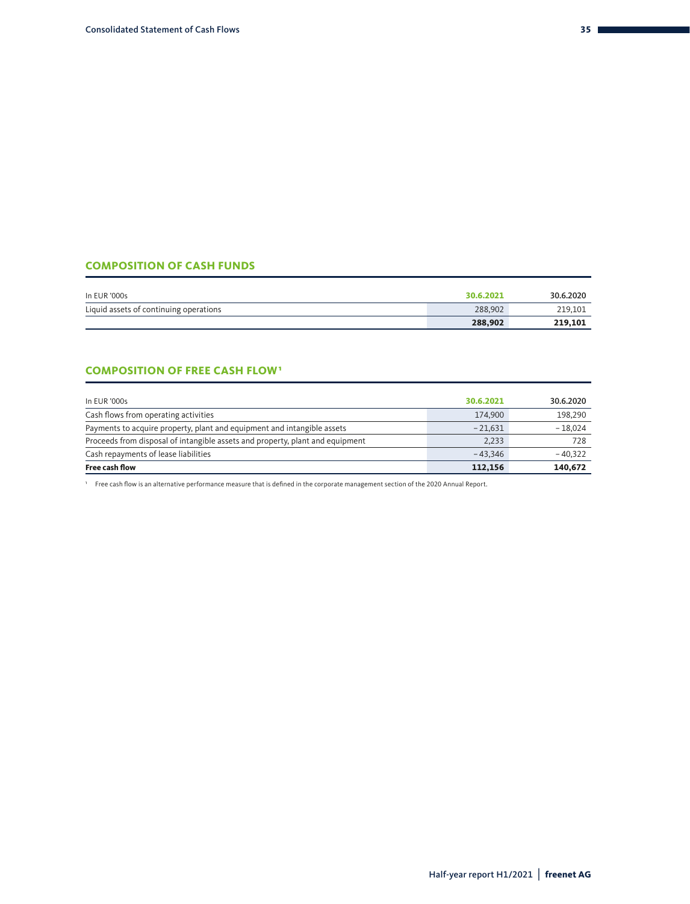## COMPOSITION OF CASH FUNDS

| In EUR '000s | 30.6.2021 | 30.6.2020 |
|---|---|---|
| Liquid assets of continuing operations | 288,902 | 219,101 |
| | **288,902** | **219,101** |

## COMPOSITION OF FREE CASH FLOW[1]

| In EUR '000s | 30.6.2021 | 30.6.2020 |
|---|---|---|
| Cash flows from operating activities | 174,900 | 198,290 |
| Payments to acquire property, plant and equipment and intangible assets | – 21,631 | – 18,024 |
| Proceeds from disposal of intangible assets and property, plant and equipment | 2,233 | 728 |
| Cash repayments of lease liabilities | – 43,346 | – 40,322 |
| **Free cash flow** | **112,156** | **140,672** |

[1] Free cash flow is an alternative performance measure that is defined in the corporate management section of the 2020 Annual Report.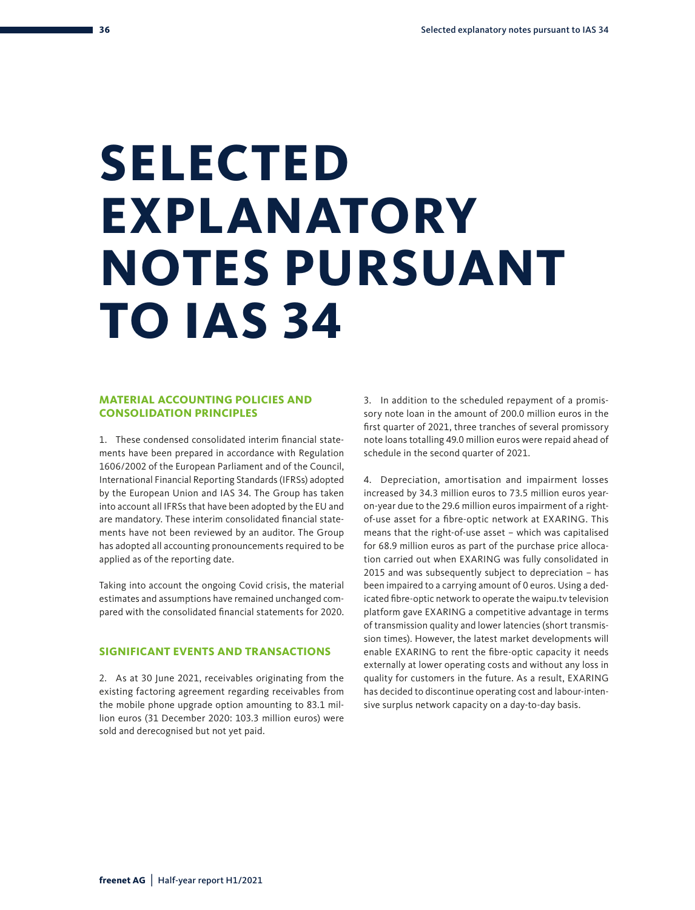# SELECTED EXPLANATORY NOTES PURSUANT TO IAS 34

## MATERIAL ACCOUNTING POLICIES AND CONSOLIDATION PRINCIPLES

1. These condensed consolidated interim financial statements have been prepared in accordance with Regulation 1606/2002 of the European Parliament and of the Council, International Financial Reporting Standards (IFRSs) adopted by the European Union and IAS 34. The Group has taken into account all IFRSs that have been adopted by the EU and are mandatory. These interim consolidated financial statements have not been reviewed by an auditor. The Group has adopted all accounting pronouncements required to be applied as of the reporting date.

Taking into account the ongoing Covid crisis, the material estimates and assumptions have remained unchanged compared with the consolidated financial statements for 2020.

## SIGNIFICANT EVENTS AND TRANSACTIONS

2. As at 30 June 2021, receivables originating from the existing factoring agreement regarding receivables from the mobile phone upgrade option amounting to 83.1 million euros (31 December 2020: 103.3 million euros) were sold and derecognised but not yet paid.

3. In addition to the scheduled repayment of a promissory note loan in the amount of 200.0 million euros in the first quarter of 2021, three tranches of several promissory note loans totalling 49.0 million euros were repaid ahead of schedule in the second quarter of 2021.

4. Depreciation, amortisation and impairment losses increased by 34.3 million euros to 73.5 million euros year-on-year due to the 29.6 million euros impairment of a right-of-use asset for a fibre-optic network at EXARING. This means that the right-of-use asset – which was capitalised for 68.9 million euros as part of the purchase price allocation carried out when EXARING was fully consolidated in 2015 and was subsequently subject to depreciation – has been impaired to a carrying amount of 0 euros. Using a dedicated fibre-optic network to operate the waipu.tv television platform gave EXARING a competitive advantage in terms of transmission quality and lower latencies (short transmission times). However, the latest market developments will enable EXARING to rent the fibre-optic capacity it needs externally at lower operating costs and without any loss in quality for customers in the future. As a result, EXARING has decided to discontinue operating cost and labour-intensive surplus network capacity on a day-to-day basis.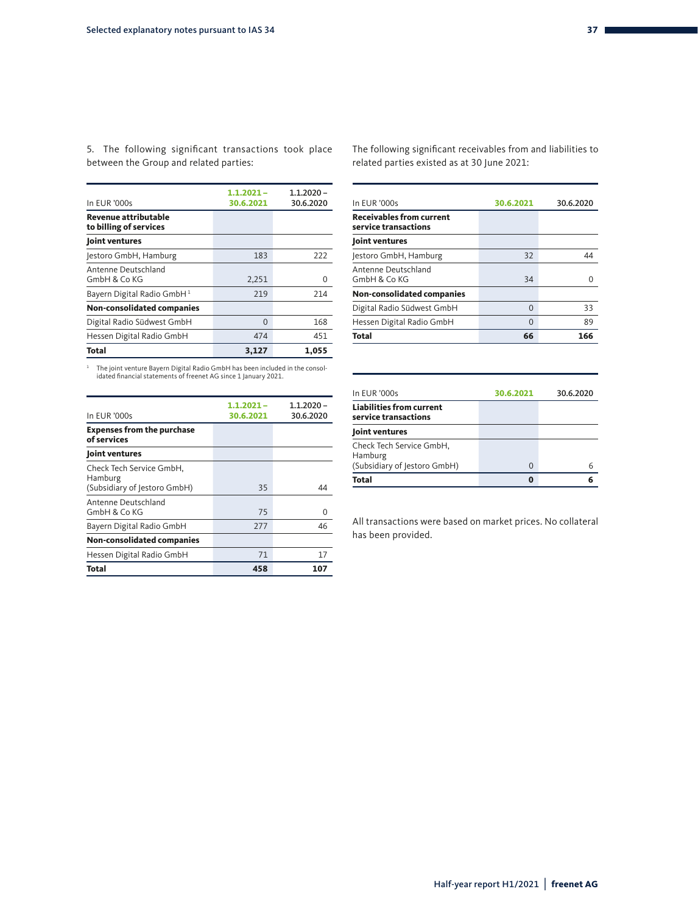5. The following significant transactions took place between the Group and related parties:

| In EUR '000s | 1.1.2021 – 30.6.2021 | 1.1.2020 – 30.6.2020 |
|---|---|---|
| **Revenue attributable to billing of services** | | |
| **Joint ventures** | | |
| Jestoro GmbH, Hamburg | 183 | 222 |
| Antenne Deutschland GmbH & Co KG | 2,251 | 0 |
| Bayern Digital Radio GmbH[1] | 219 | 214 |
| **Non-consolidated companies** | | |
| Digital Radio Südwest GmbH | 0 | 168 |
| Hessen Digital Radio GmbH | 474 | 451 |
| **Total** | **3,127** | **1,055** |

[1] The joint venture Bayern Digital Radio GmbH has been included in the consolidated financial statements of freenet AG since 1 January 2021.

| In EUR '000s | 1.1.2021 – 30.6.2021 | 1.1.2020 – 30.6.2020 |
|---|---|---|
| **Expenses from the purchase of services** | | |
| **Joint ventures** | | |
| Check Tech Service GmbH, Hamburg (Subsidiary of Jestoro GmbH) | 35 | 44 |
| Antenne Deutschland GmbH & Co KG | 75 | 0 |
| Bayern Digital Radio GmbH | 277 | 46 |
| **Non-consolidated companies** | | |
| Hessen Digital Radio GmbH | 71 | 17 |
| **Total** | **458** | **107** |

The following significant receivables from and liabilities to related parties existed as at 30 June 2021:

| In EUR '000s | 30.6.2021 | 30.6.2020 |
|---|---|---|
| **Receivables from current service transactions** | | |
| **Joint ventures** | | |
| Jestoro GmbH, Hamburg | 32 | 44 |
| Antenne Deutschland GmbH & Co KG | 34 | 0 |
| **Non-consolidated companies** | | |
| Digital Radio Südwest GmbH | 0 | 33 |
| Hessen Digital Radio GmbH | 0 | 89 |
| **Total** | **66** | **166** |

| In EUR '000s | 30.6.2021 | 30.6.2020 |
|---|---|---|
| **Liabilities from current service transactions** | | |
| **Joint ventures** | | |
| Check Tech Service GmbH, Hamburg (Subsidiary of Jestoro GmbH) | 0 | 6 |
| **Total** | **0** | **6** |

All transactions were based on market prices. No collateral has been provided.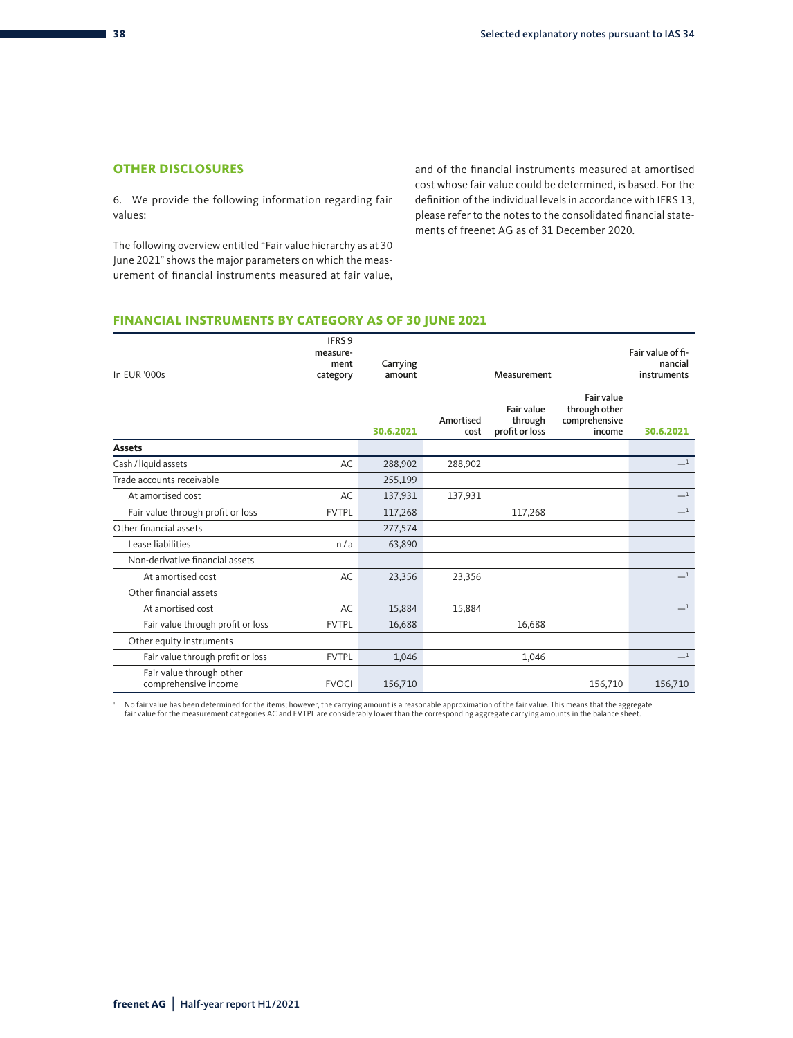## OTHER DISCLOSURES

6. We provide the following information regarding fair values:

The following overview entitled "Fair value hierarchy as at 30 June 2021" shows the major parameters on which the measurement of financial instruments measured at fair value, and of the financial instruments measured at amortised cost whose fair value could be determined, is based. For the definition of the individual levels in accordance with IFRS 13, please refer to the notes to the consolidated financial statements of freenet AG as of 31 December 2020.

### FINANCIAL INSTRUMENTS BY CATEGORY AS OF 30 JUNE 2021

| In EUR '000s | IFRS 9 measurement category | Carrying amount | Measurement | | | Fair value of financial instruments |
|---|---|---|---|---|---|---|
| | | 30.6.2021 | Amortised cost | Fair value through profit or loss | Fair value through other comprehensive income | 30.6.2021 |
| **Assets** | | | | | | |
| Cash / liquid assets | AC | 288,902 | 288,902 | | | —[1] |
| Trade accounts receivable | | 255,199 | | | | |
| At amortised cost | AC | 137,931 | 137,931 | | | —[1] |
| Fair value through profit or loss | FVTPL | 117,268 | | 117,268 | | —[1] |
| Other financial assets | | 277,574 | | | | |
| Lease liabilities | n/a | 63,890 | | | | |
| Non-derivative financial assets | | | | | | |
| At amortised cost | AC | 23,356 | 23,356 | | | —[1] |
| Other financial assets | | | | | | |
| At amortised cost | AC | 15,884 | 15,884 | | | —[1] |
| Fair value through profit or loss | FVTPL | 16,688 | | 16,688 | | |
| Other equity instruments | | | | | | |
| Fair value through profit or loss | FVTPL | 1,046 | | 1,046 | | —[1] |
| Fair value through other comprehensive income | FVOCI | 156,710 | | | 156,710 | 156,710 |

[1] No fair value has been determined for the items; however, the carrying amount is a reasonable approximation of the fair value. This means that the aggregate fair value for the measurement categories AC and FVTPL are considerably lower than the corresponding aggregate carrying amounts in the balance sheet.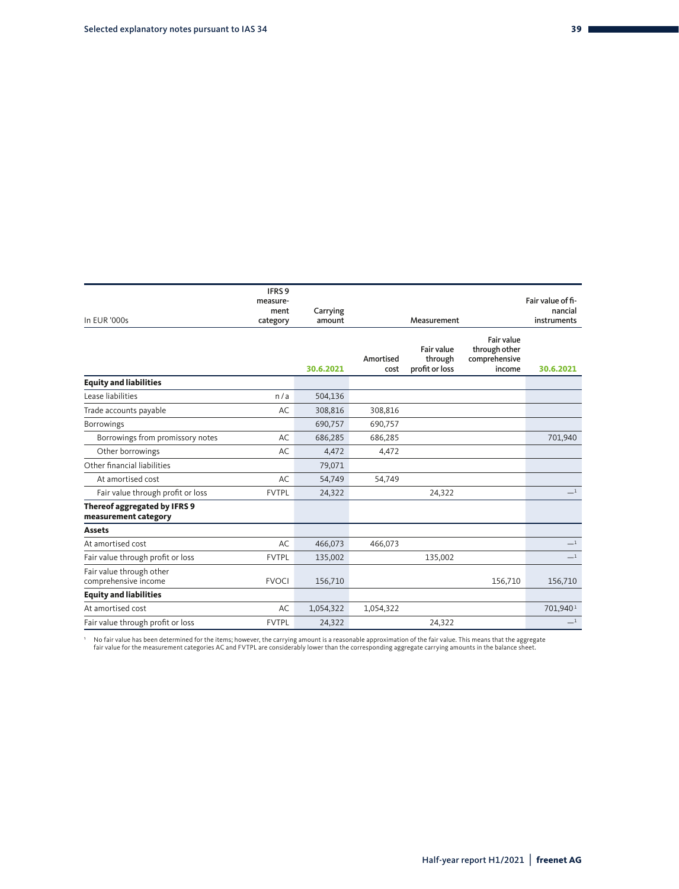| In EUR '000s | IFRS 9 measure-ment category | Carrying amount | Measurement | | | Fair value of fi-nancial instruments |
|---|---|---|---|---|---|---|
| | | 30.6.2021 | Amortised cost | Fair value through profit or loss | Fair value through other comprehensive income | 30.6.2021 |
| **Equity and liabilities** | | | | | | |
| Lease liabilities | n/a | 504,136 | | | | |
| Trade accounts payable | AC | 308,816 | 308,816 | | | |
| Borrowings | | 690,757 | 690,757 | | | |
| Borrowings from promissory notes | AC | 686,285 | 686,285 | | | 701,940 |
| Other borrowings | AC | 4,472 | 4,472 | | | |
| Other financial liabilities | | 79,071 | | | | |
| At amortised cost | AC | 54,749 | 54,749 | | | |
| Fair value through profit or loss | FVTPL | 24,322 | | 24,322 | | —[1] |
| **Thereof aggregated by IFRS 9 measurement category** | | | | | | |
| **Assets** | | | | | | |
| At amortised cost | AC | 466,073 | 466,073 | | | —[1] |
| Fair value through profit or loss | FVTPL | 135,002 | | 135,002 | | —[1] |
| Fair value through other comprehensive income | FVOCI | 156,710 | | | 156,710 | 156,710 |
| **Equity and liabilities** | | | | | | |
| At amortised cost | AC | 1,054,322 | 1,054,322 | | | 701,940[1] |
| Fair value through profit or loss | FVTPL | 24,322 | | 24,322 | | —[1] |

[1] No fair value has been determined for the items; however, the carrying amount is a reasonable approximation of the fair value. This means that the aggregate fair value for the measurement categories AC and FVTPL are considerably lower than the corresponding aggregate carrying amounts in the balance sheet.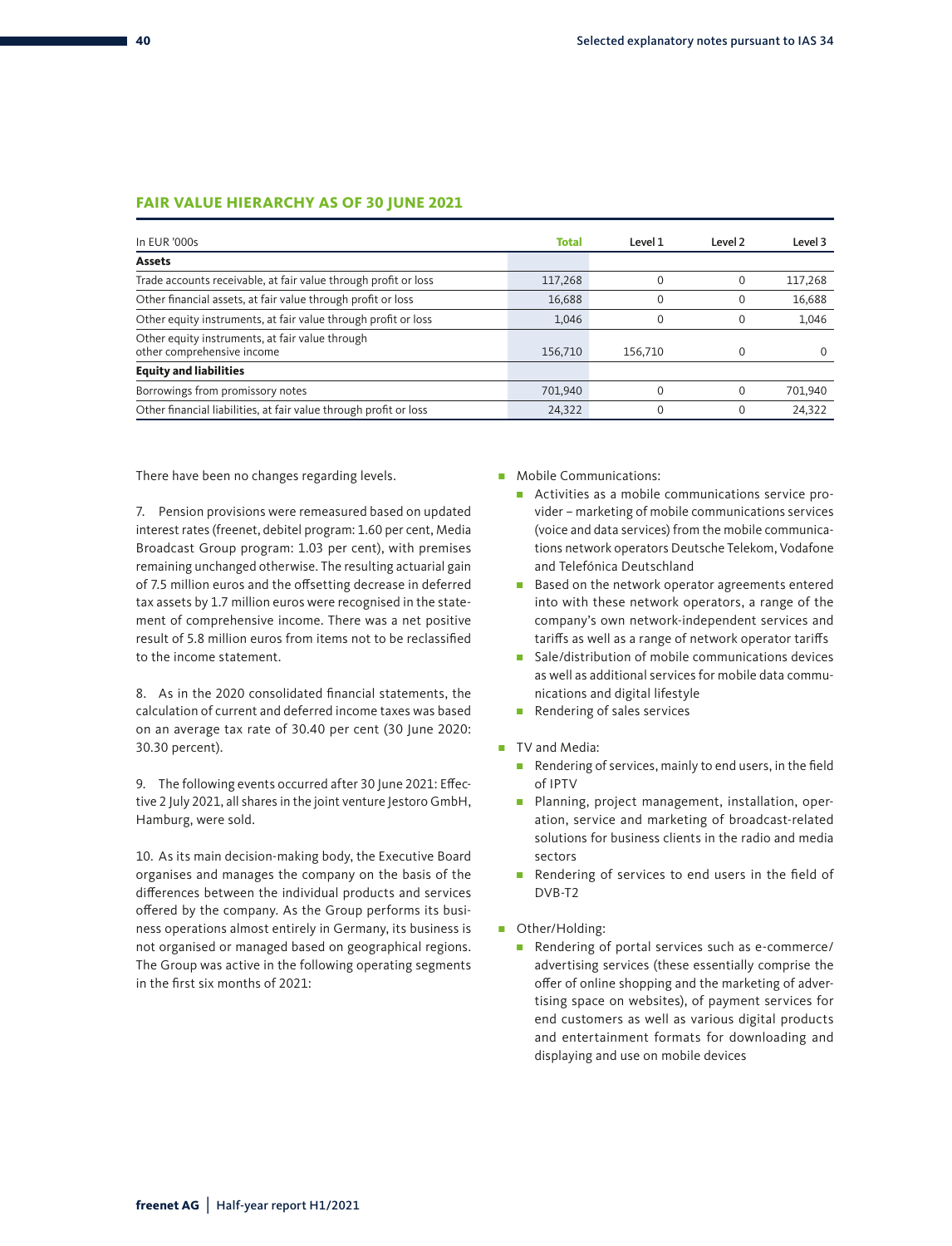## FAIR VALUE HIERARCHY AS OF 30 JUNE 2021

| In EUR '000s | Total | Level 1 | Level 2 | Level 3 |
|---|---|---|---|---|
| **Assets** | | | | |
| Trade accounts receivable, at fair value through profit or loss | 117,268 | 0 | 0 | 117,268 |
| Other financial assets, at fair value through profit or loss | 16,688 | 0 | 0 | 16,688 |
| Other equity instruments, at fair value through profit or loss | 1,046 | 0 | 0 | 1,046 |
| Other equity instruments, at fair value through other comprehensive income | 156,710 | 156,710 | 0 | 0 |
| **Equity and liabilities** | | | | |
| Borrowings from promissory notes | 701,940 | 0 | 0 | 701,940 |
| Other financial liabilities, at fair value through profit or loss | 24,322 | 0 | 0 | 24,322 |

There have been no changes regarding levels.

7. Pension provisions were remeasured based on updated interest rates (freenet, debitel program: 1.60 per cent, Media Broadcast Group program: 1.03 per cent), with premises remaining unchanged otherwise. The resulting actuarial gain of 7.5 million euros and the offsetting decrease in deferred tax assets by 1.7 million euros were recognised in the statement of comprehensive income. There was a net positive result of 5.8 million euros from items not to be reclassified to the income statement.

8. As in the 2020 consolidated financial statements, the calculation of current and deferred income taxes was based on an average tax rate of 30.40 per cent (30 June 2020: 30.30 percent).

9. The following events occurred after 30 June 2021: Effective 2 July 2021, all shares in the joint venture Jestoro GmbH, Hamburg, were sold.

10. As its main decision-making body, the Executive Board organises and manages the company on the basis of the differences between the individual products and services offered by the company. As the Group performs its business operations almost entirely in Germany, its business is not organised or managed based on geographical regions. The Group was active in the following operating segments in the first six months of 2021:

- Mobile Communications:
  - Activities as a mobile communications service provider – marketing of mobile communications services (voice and data services) from the mobile communications network operators Deutsche Telekom, Vodafone and Telefónica Deutschland
  - Based on the network operator agreements entered into with these network operators, a range of the company's own network-independent services and tariffs as well as a range of network operator tariffs
  - Sale/distribution of mobile communications devices as well as additional services for mobile data communications and digital lifestyle
  - Rendering of sales services
- TV and Media:
  - Rendering of services, mainly to end users, in the field of IPTV
  - Planning, project management, installation, operation, service and marketing of broadcast-related solutions for business clients in the radio and media sectors
  - Rendering of services to end users in the field of DVB-T2
- Other/Holding:
  - Rendering of portal services such as e-commerce/advertising services (these essentially comprise the offer of online shopping and the marketing of advertising space on websites), of payment services for end customers as well as various digital products and entertainment formats for downloading and displaying and use on mobile devices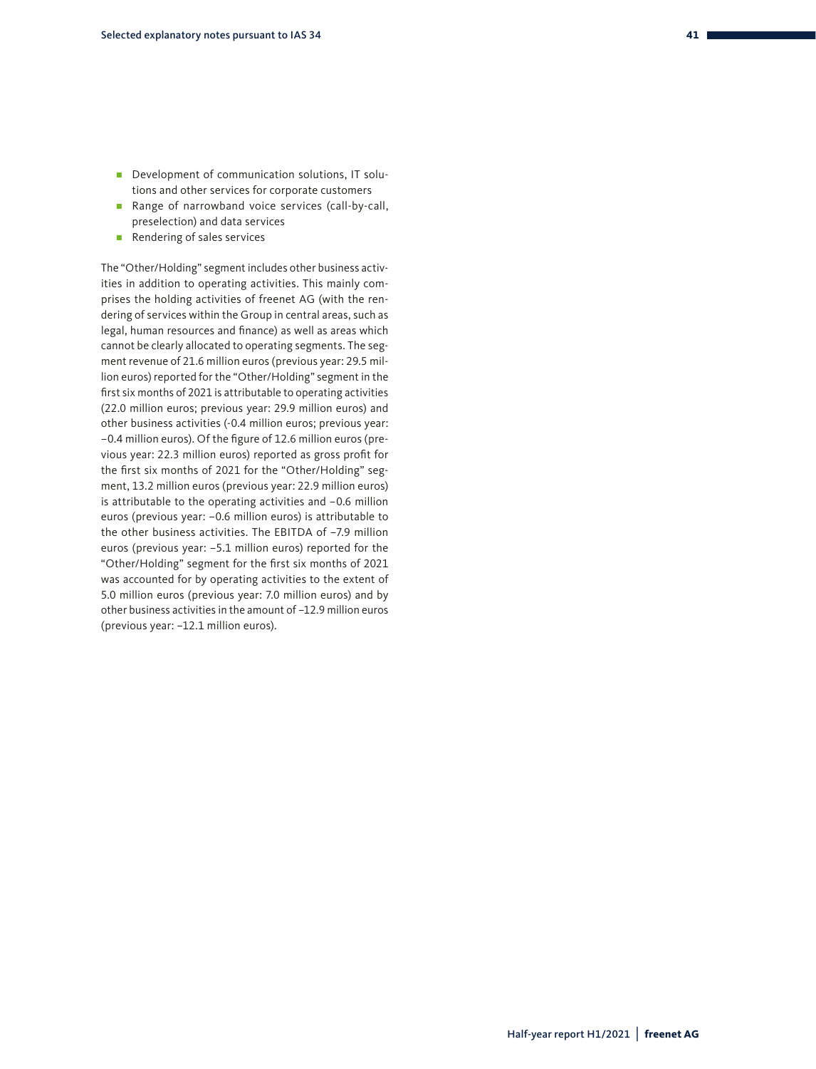- Development of communication solutions, IT solutions and other services for corporate customers
- Range of narrowband voice services (call-by-call, preselection) and data services
- Rendering of sales services

The "Other/Holding" segment includes other business activities in addition to operating activities. This mainly comprises the holding activities of freenet AG (with the rendering of services within the Group in central areas, such as legal, human resources and finance) as well as areas which cannot be clearly allocated to operating segments. The segment revenue of 21.6 million euros (previous year: 29.5 million euros) reported for the "Other/Holding" segment in the first six months of 2021 is attributable to operating activities (22.0 million euros; previous year: 29.9 million euros) and other business activities (-0.4 million euros; previous year: −0.4 million euros). Of the figure of 12.6 million euros (previous year: 22.3 million euros) reported as gross profit for the first six months of 2021 for the "Other/Holding" segment, 13.2 million euros (previous year: 22.9 million euros) is attributable to the operating activities and −0.6 million euros (previous year: −0.6 million euros) is attributable to the other business activities. The EBITDA of −7.9 million euros (previous year: −5.1 million euros) reported for the "Other/Holding" segment for the first six months of 2021 was accounted for by operating activities to the extent of 5.0 million euros (previous year: 7.0 million euros) and by other business activities in the amount of −12.9 million euros (previous year: −12.1 million euros).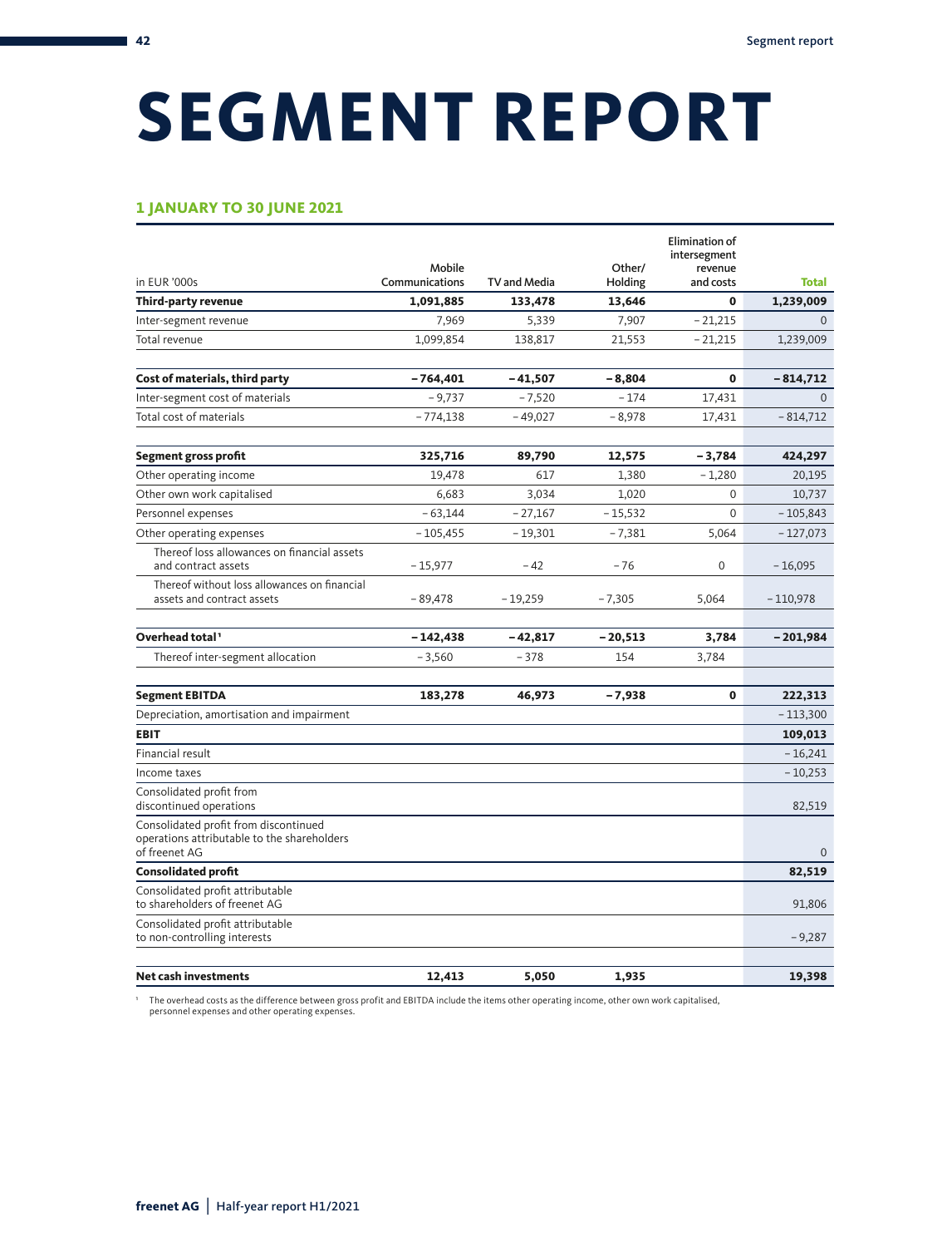# SEGMENT REPORT

## 1 JANUARY TO 30 JUNE 2021

| in EUR '000s | Mobile Communications | TV and Media | Other/ Holding | Elimination of intersegment revenue and costs | Total |
|---|---|---|---|---|---|
| **Third-party revenue** | **1,091,885** | **133,478** | **13,646** | **0** | **1,239,009** |
| Inter-segment revenue | 7,969 | 5,339 | 7,907 | – 21,215 | 0 |
| Total revenue | 1,099,854 | 138,817 | 21,553 | – 21,215 | 1,239,009 |
| | | | | | |
| **Cost of materials, third party** | **– 764,401** | **– 41,507** | **– 8,804** | **0** | **– 814,712** |
| Inter-segment cost of materials | – 9,737 | – 7,520 | – 174 | 17,431 | 0 |
| Total cost of materials | – 774,138 | – 49,027 | – 8,978 | 17,431 | – 814,712 |
| | | | | | |
| **Segment gross profit** | **325,716** | **89,790** | **12,575** | **– 3,784** | **424,297** |
| Other operating income | 19,478 | 617 | 1,380 | – 1,280 | 20,195 |
| Other own work capitalised | 6,683 | 3,034 | 1,020 | 0 | 10,737 |
| Personnel expenses | – 63,144 | – 27,167 | – 15,532 | 0 | – 105,843 |
| Other operating expenses | – 105,455 | – 19,301 | – 7,381 | 5,064 | – 127,073 |
| Thereof loss allowances on financial assets and contract assets | – 15,977 | – 42 | – 76 | 0 | – 16,095 |
| Thereof without loss allowances on financial assets and contract assets | – 89,478 | – 19,259 | – 7,305 | 5,064 | – 110,978 |
| | | | | | |
| **Overhead total[1]** | **– 142,438** | **– 42,817** | **– 20,513** | **3,784** | **– 201,984** |
| Thereof inter-segment allocation | – 3,560 | – 378 | 154 | 3,784 | |
| | | | | | |
| **Segment EBITDA** | **183,278** | **46,973** | **– 7,938** | **0** | **222,313** |
| Depreciation, amortisation and impairment | | | | | – 113,300 |
| **EBIT** | | | | | **109,013** |
| Financial result | | | | | – 16,241 |
| Income taxes | | | | | – 10,253 |
| Consolidated profit from discontinued operations | | | | | 82,519 |
| Consolidated profit from discontinued operations attributable to the shareholders of freenet AG | | | | | 0 |
| **Consolidated profit** | | | | | **82,519** |
| Consolidated profit attributable to shareholders of freenet AG | | | | | 91,806 |
| Consolidated profit attributable to non-controlling interests | | | | | – 9,287 |
| | | | | | |
| **Net cash investments** | **12,413** | **5,050** | **1,935** | | **19,398** |

[1] The overhead costs as the difference between gross profit and EBITDA include the items other operating income, other own work capitalised, personnel expenses and other operating expenses.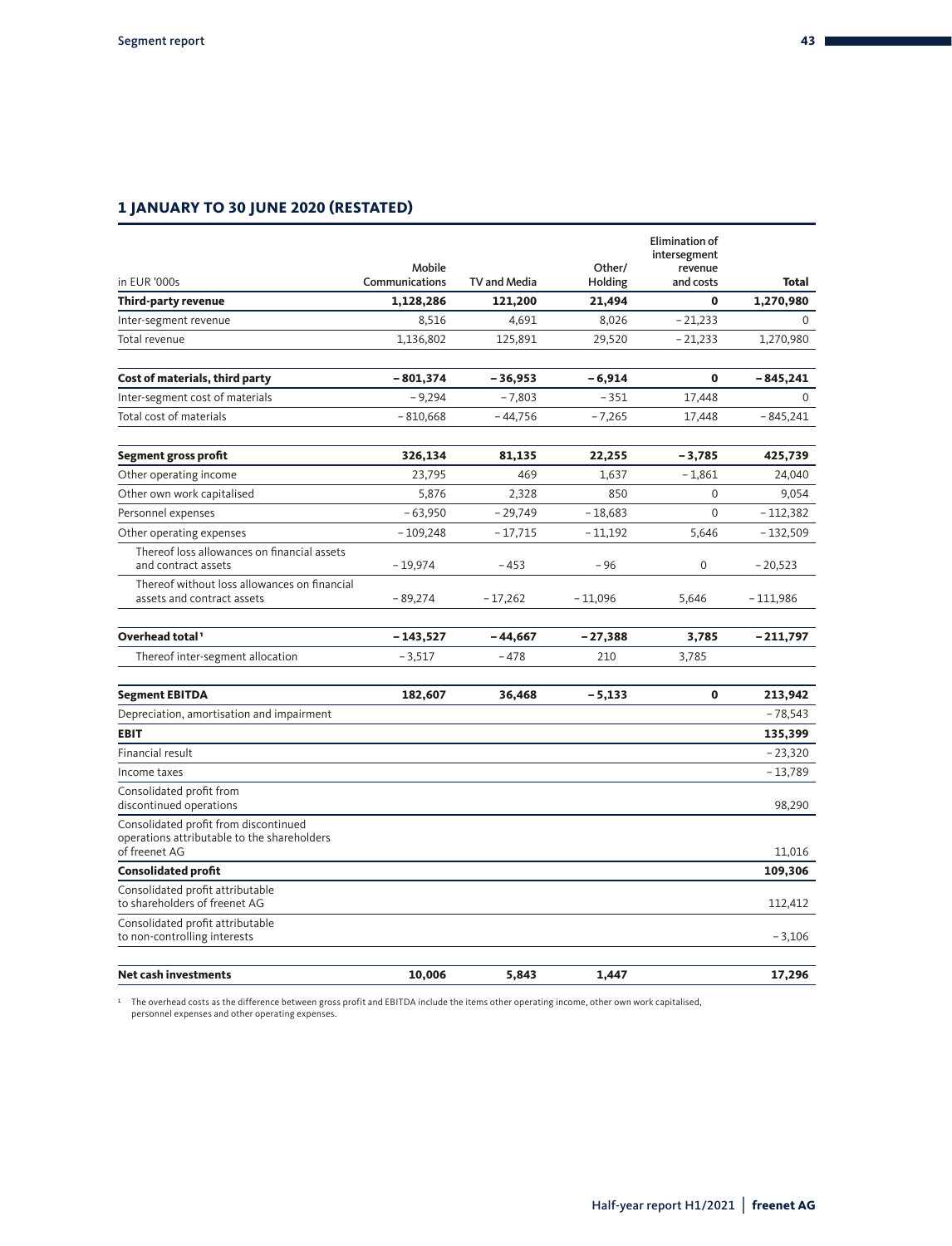## 1 JANUARY TO 30 JUNE 2020 (RESTATED)

| in EUR '000s | Mobile Communications | TV and Media | Other/ Holding | Elimination of intersegment revenue and costs | Total |
|---|---|---|---|---|---|
| **Third-party revenue** | **1,128,286** | **121,200** | **21,494** | **0** | **1,270,980** |
| Inter-segment revenue | 8,516 | 4,691 | 8,026 | – 21,233 | 0 |
| Total revenue | 1,136,802 | 125,891 | 29,520 | – 21,233 | 1,270,980 |
| | | | | | |
| **Cost of materials, third party** | **– 801,374** | **– 36,953** | **– 6,914** | **0** | **– 845,241** |
| Inter-segment cost of materials | – 9,294 | – 7,803 | – 351 | 17,448 | 0 |
| Total cost of materials | – 810,668 | – 44,756 | – 7,265 | 17,448 | – 845,241 |
| | | | | | |
| **Segment gross profit** | **326,134** | **81,135** | **22,255** | **– 3,785** | **425,739** |
| Other operating income | 23,795 | 469 | 1,637 | – 1,861 | 24,040 |
| Other own work capitalised | 5,876 | 2,328 | 850 | 0 | 9,054 |
| Personnel expenses | – 63,950 | – 29,749 | – 18,683 | 0 | – 112,382 |
| Other operating expenses | – 109,248 | – 17,715 | – 11,192 | 5,646 | – 132,509 |
| Thereof loss allowances on financial assets and contract assets | – 19,974 | – 453 | – 96 | 0 | – 20,523 |
| Thereof without loss allowances on financial assets and contract assets | – 89,274 | – 17,262 | – 11,096 | 5,646 | – 111,986 |
| | | | | | |
| **Overhead total**[1] | **– 143,527** | **– 44,667** | **– 27,388** | **3,785** | **– 211,797** |
| Thereof inter-segment allocation | – 3,517 | – 478 | 210 | 3,785 | |
| | | | | | |
| **Segment EBITDA** | **182,607** | **36,468** | **– 5,133** | **0** | **213,942** |
| Depreciation, amortisation and impairment | | | | | – 78,543 |
| **EBIT** | | | | | **135,399** |
| Financial result | | | | | – 23,320 |
| Income taxes | | | | | – 13,789 |
| Consolidated profit from discontinued operations | | | | | 98,290 |
| Consolidated profit from discontinued operations attributable to the shareholders of freenet AG | | | | | 11,016 |
| **Consolidated profit** | | | | | **109,306** |
| Consolidated profit attributable to shareholders of freenet AG | | | | | 112,412 |
| Consolidated profit attributable to non-controlling interests | | | | | – 3,106 |
| | | | | | |
| **Net cash investments** | **10,006** | **5,843** | **1,447** | | **17,296** |

[1] The overhead costs as the difference between gross profit and EBITDA include the items other operating income, other own work capitalised, personnel expenses and other operating expenses.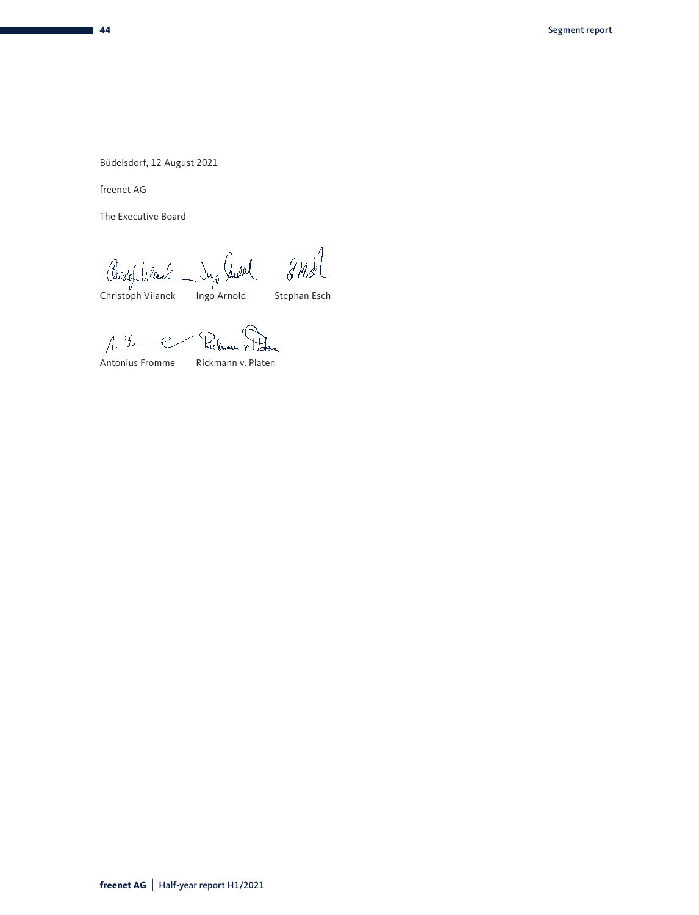Büdelsdorf, 12 August 2021

freenet AG

The Executive Board

Christoph Vilanek    Ingo Arnold    Stephan Esch

Antonius Fromme    Rickmann v. Platen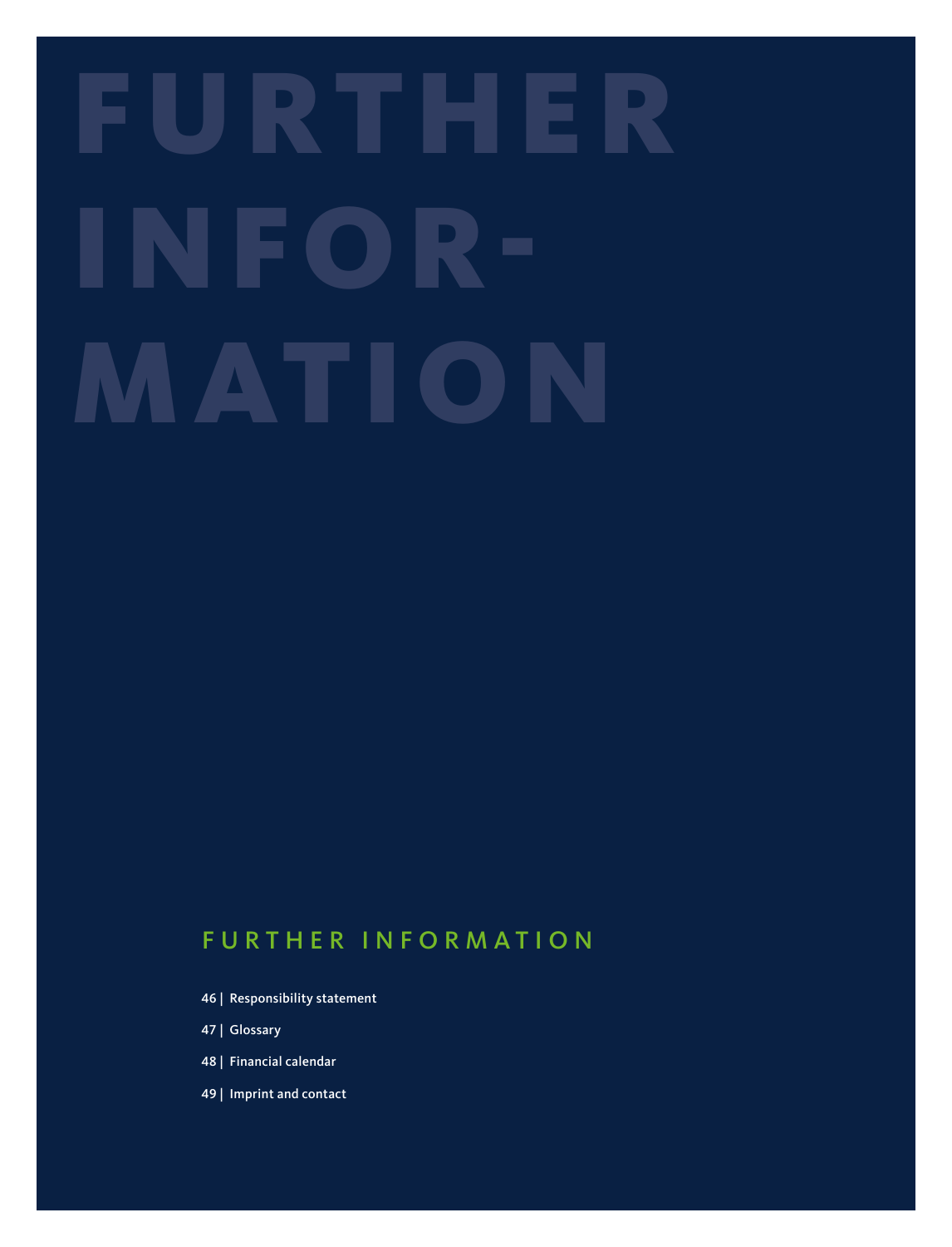# FURTHER INFORMATION

## FURTHER INFORMATION

46 | Responsibility statement

47 | Glossary

48 | Financial calendar

49 | Imprint and contact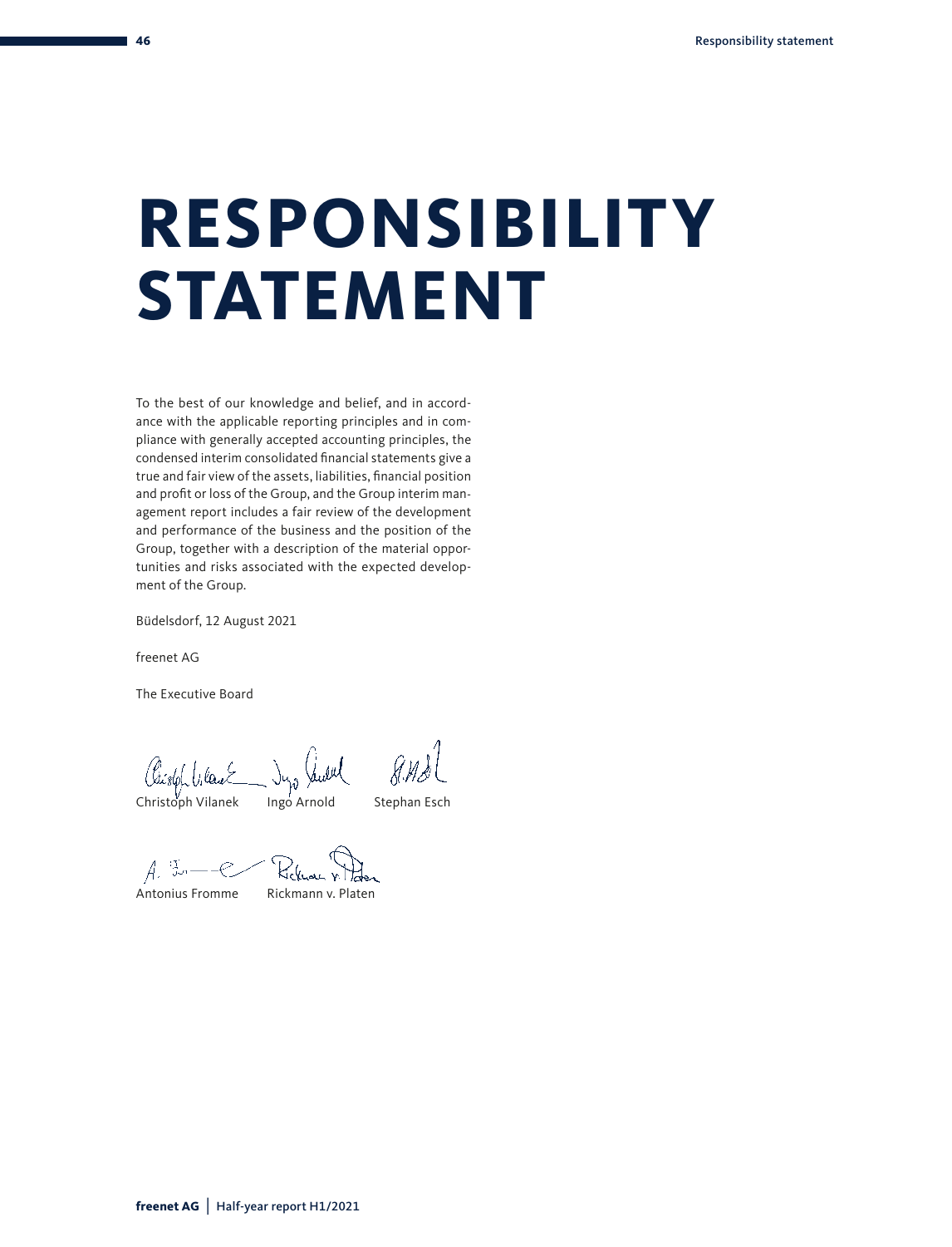# RESPONSIBILITY STATEMENT

To the best of our knowledge and belief, and in accordance with the applicable reporting principles and in compliance with generally accepted accounting principles, the condensed interim consolidated financial statements give a true and fair view of the assets, liabilities, financial position and profit or loss of the Group, and the Group interim management report includes a fair review of the development and performance of the business and the position of the Group, together with a description of the material opportunities and risks associated with the expected development of the Group.

Büdelsdorf, 12 August 2021

freenet AG

The Executive Board

Christoph Vilanek Ingo Arnold Stephan Esch

Antonius Fromme Rickmann v. Platen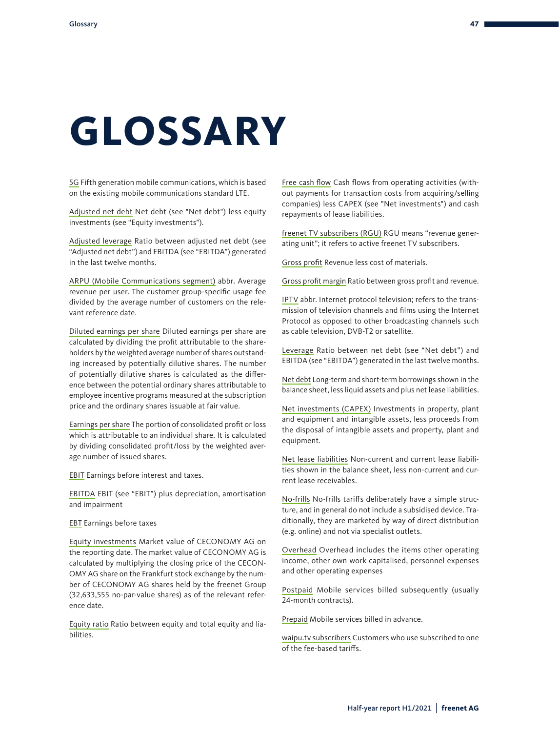# GLOSSARY

5G Fifth generation mobile communications, which is based on the existing mobile communications standard LTE.

Adjusted net debt Net debt (see "Net debt") less equity investments (see "Equity investments").

Adjusted leverage Ratio between adjusted net debt (see "Adjusted net debt") and EBITDA (see "EBITDA") generated in the last twelve months.

ARPU (Mobile Communications segment) abbr. Average revenue per user. The customer group-specific usage fee divided by the average number of customers on the relevant reference date.

Diluted earnings per share Diluted earnings per share are calculated by dividing the profit attributable to the shareholders by the weighted average number of shares outstanding increased by potentially dilutive shares. The number of potentially dilutive shares is calculated as the difference between the potential ordinary shares attributable to employee incentive programs measured at the subscription price and the ordinary shares issuable at fair value.

Earnings per share The portion of consolidated profit or loss which is attributable to an individual share. It is calculated by dividing consolidated profit/loss by the weighted average number of issued shares.

EBIT Earnings before interest and taxes.

EBITDA EBIT (see "EBIT") plus depreciation, amortisation and impairment

EBT Earnings before taxes

Equity investments Market value of CECONOMY AG on the reporting date. The market value of CECONOMY AG is calculated by multiplying the closing price of the CECONOMY AG share on the Frankfurt stock exchange by the number of CECONOMY AG shares held by the freenet Group (32,633,555 no-par-value shares) as of the relevant reference date.

Equity ratio Ratio between equity and total equity and liabilities.

Free cash flow Cash flows from operating activities (without payments for transaction costs from acquiring/selling companies) less CAPEX (see "Net investments") and cash repayments of lease liabilities.

freenet TV subscribers (RGU) RGU means "revenue generating unit"; it refers to active freenet TV subscribers.

Gross profit Revenue less cost of materials.

Gross profit margin Ratio between gross profit and revenue.

IPTV abbr. Internet protocol television; refers to the transmission of television channels and films using the Internet Protocol as opposed to other broadcasting channels such as cable television, DVB-T2 or satellite.

Leverage Ratio between net debt (see "Net debt") and EBITDA (see "EBITDA") generated in the last twelve months.

Net debt Long-term and short-term borrowings shown in the balance sheet, less liquid assets and plus net lease liabilities.

Net investments (CAPEX) Investments in property, plant and equipment and intangible assets, less proceeds from the disposal of intangible assets and property, plant and equipment.

Net lease liabilities Non-current and current lease liabilities shown in the balance sheet, less non-current and current lease receivables.

No-frills No-frills tariffs deliberately have a simple structure, and in general do not include a subsidised device. Traditionally, they are marketed by way of direct distribution (e.g. online) and not via specialist outlets.

Overhead Overhead includes the items other operating income, other own work capitalised, personnel expenses and other operating expenses

Postpaid Mobile services billed subsequently (usually 24-month contracts).

Prepaid Mobile services billed in advance.

waipu.tv subscribers Customers who use subscribed to one of the fee-based tariffs.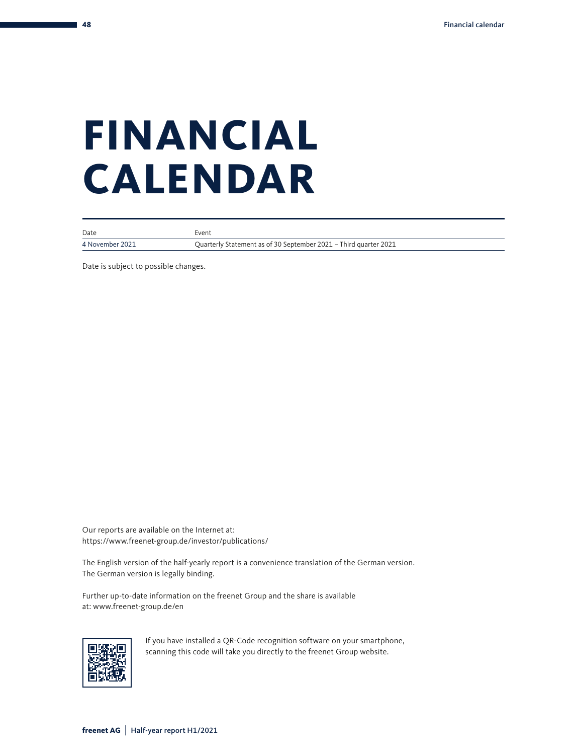# FINANCIAL CALENDAR

| Date | Event |
| --- | --- |
| 4 November 2021 | Quarterly Statement as of 30 September 2021 – Third quarter 2021 |

Date is subject to possible changes.

Our reports are available on the Internet at:
https://www.freenet-group.de/investor/publications/

The English version of the half-yearly report is a convenience translation of the German version. The German version is legally binding.

Further up-to-date information on the freenet Group and the share is available at: www.freenet-group.de/en

If you have installed a QR-Code recognition software on your smartphone, scanning this code will take you directly to the freenet Group website.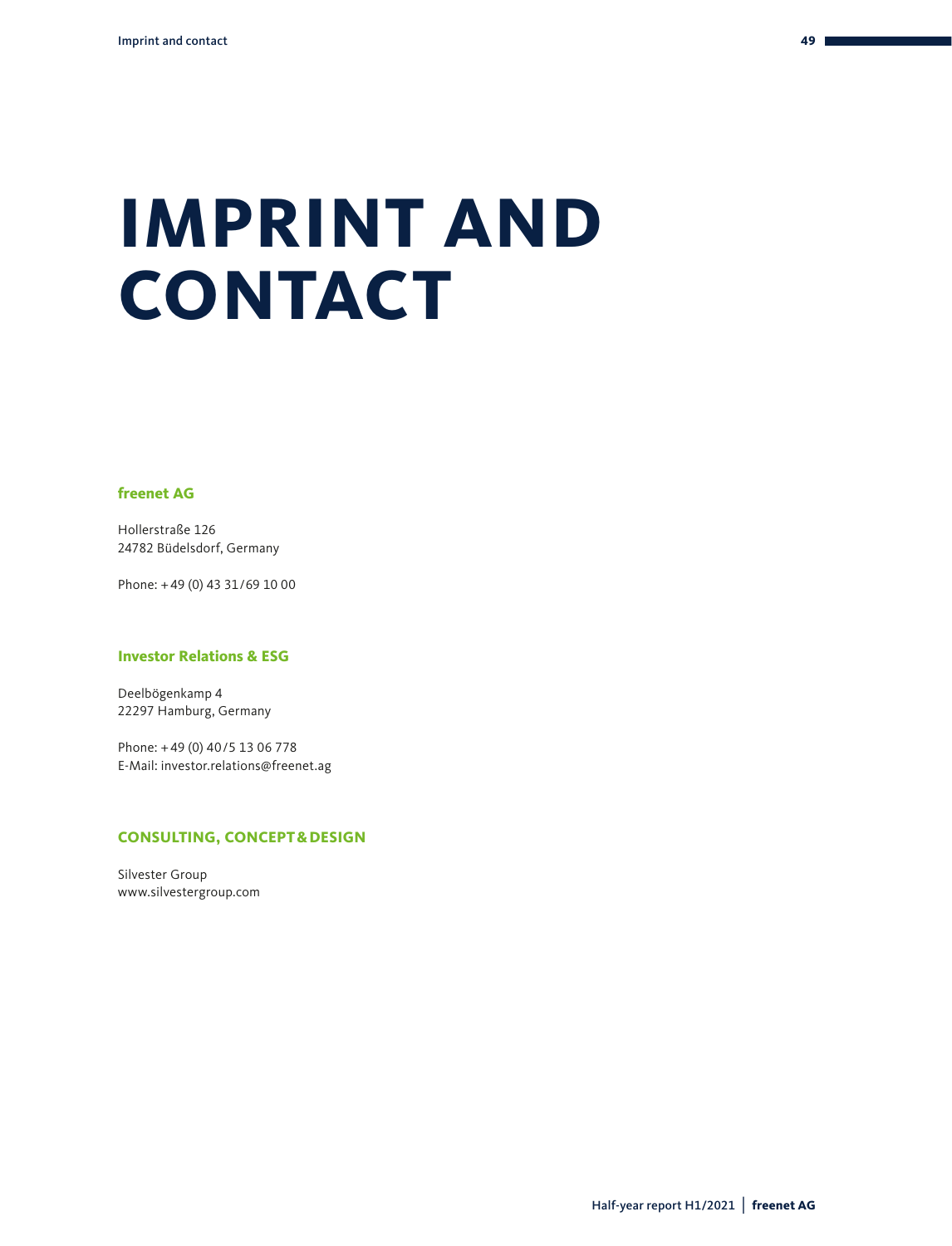# IMPRINT AND CONTACT

**freenet AG**

Hollerstraße 126
24782 Büdelsdorf, Germany

Phone: + 49 (0) 43 31 / 69 10 00

**Investor Relations & ESG**

Deelbögenkamp 4
22297 Hamburg, Germany

Phone: + 49 (0) 40 / 5 13 06 778
E-Mail: investor.relations@freenet.ag

**CONSULTING, CONCEPT & DESIGN**

Silvester Group
www.silvestergroup.com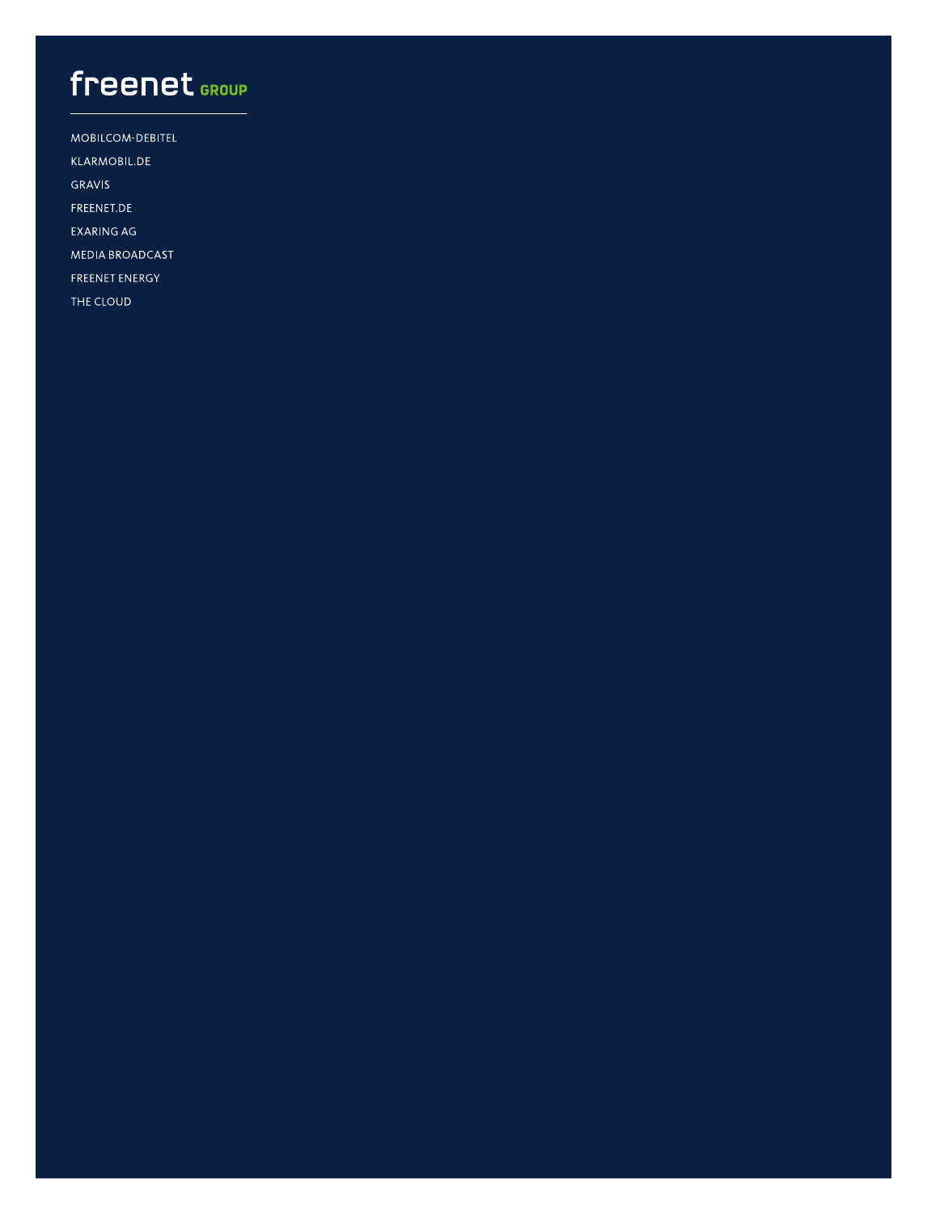freenet GROUP

MOBILCOM-DEBITEL

KLARMOBIL.DE

GRAVIS

FREENET.DE

EXARING AG

MEDIA BROADCAST

FREENET ENERGY

THE CLOUD